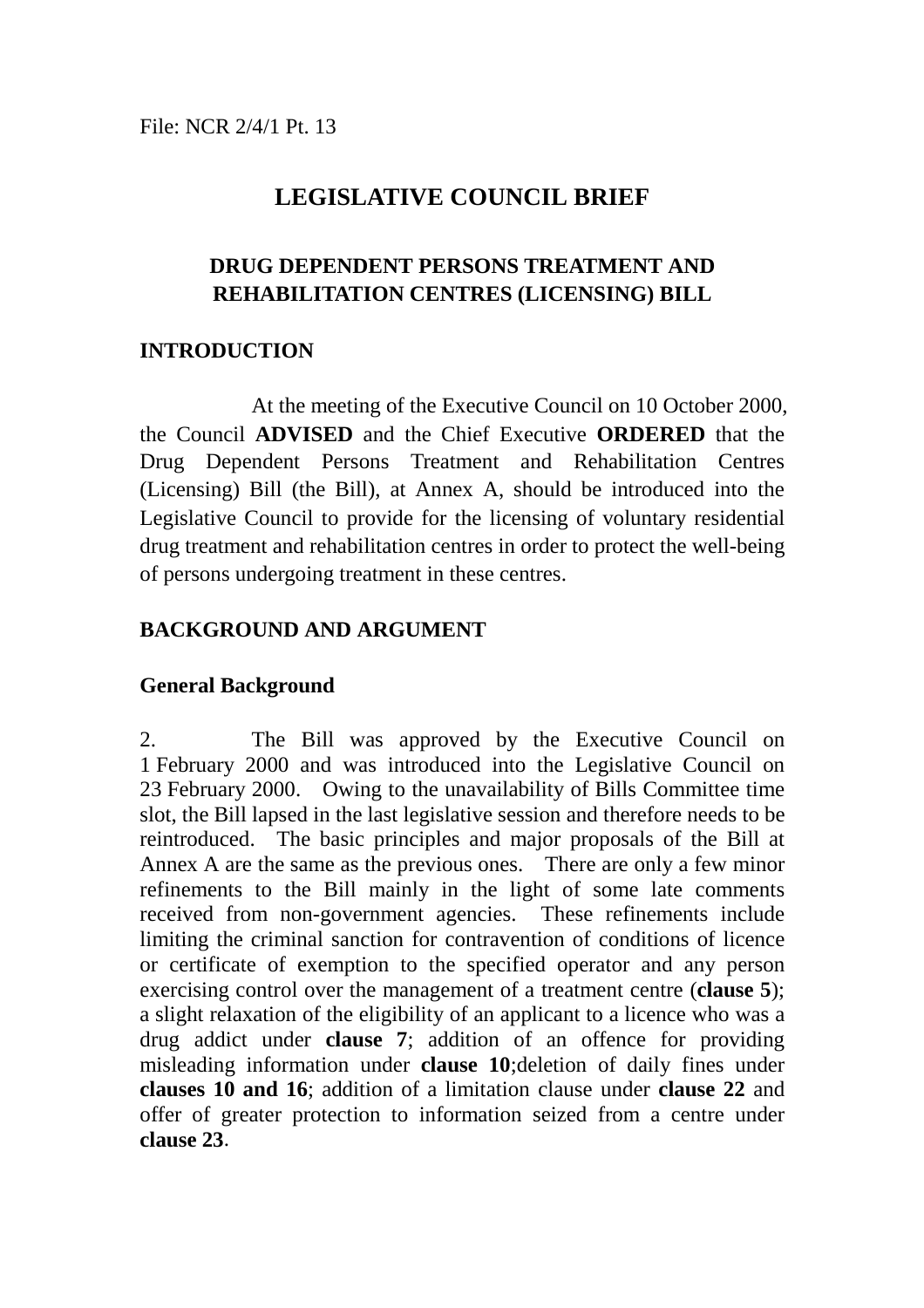File: NCR 2/4/1 Pt. 13

# LEGISLATIVE COUNCIL BRIEF

## DRUG DEPENDENT PERSONS TREATMENT AND REHABILITATION CENTRES (LICENSING) BILL

## INTRODUCTION

At the meeting of the Executive Council on 10 October 2000, the Council **ADVISED** and the Chief Executive **ORDERED** that the Drug Dependent Persons Treatment and Rehabilitation Centres (Licensing) Bill (the Bill), at Annex A, should be introduced into the Legislative Council to provide for the licensing of voluntary residential drug treatment and rehabilitation centres in order to protect the well-being of persons undergoing treatment in these centres.

## BACKGROUND AND ARGUMENT

### General Background

2. The Bill was approved by the Executive Council on 1 February 2000 and was introduced into the Legislative Council on 23 February 2000. Owing to the unavailability of Bills Committee time slot, the Bill lapsed in the last legislative session and therefore needs to be reintroduced. The basic principles and major proposals of the Bill at Annex A are the same as the previous ones. There are only a few minor refinements to the Bill mainly in the light of some late comments received from non-government agencies. These refinements include limiting the criminal sanction for contravention of conditions of licence or certificate of exemption to the specified operator and any person exercising control over the management of a treatment centre (**clause 5**); a slight relaxation of the eligibility of an applicant to a licence who was a drug addict under **clause 7**; addition of an offence for providing misleading information under **clause 10**;deletion of daily fines under **clauses 10 and 16**; addition of a limitation clause under **clause 22** and offer of greater protection to information seized from a centre under **clause 23**.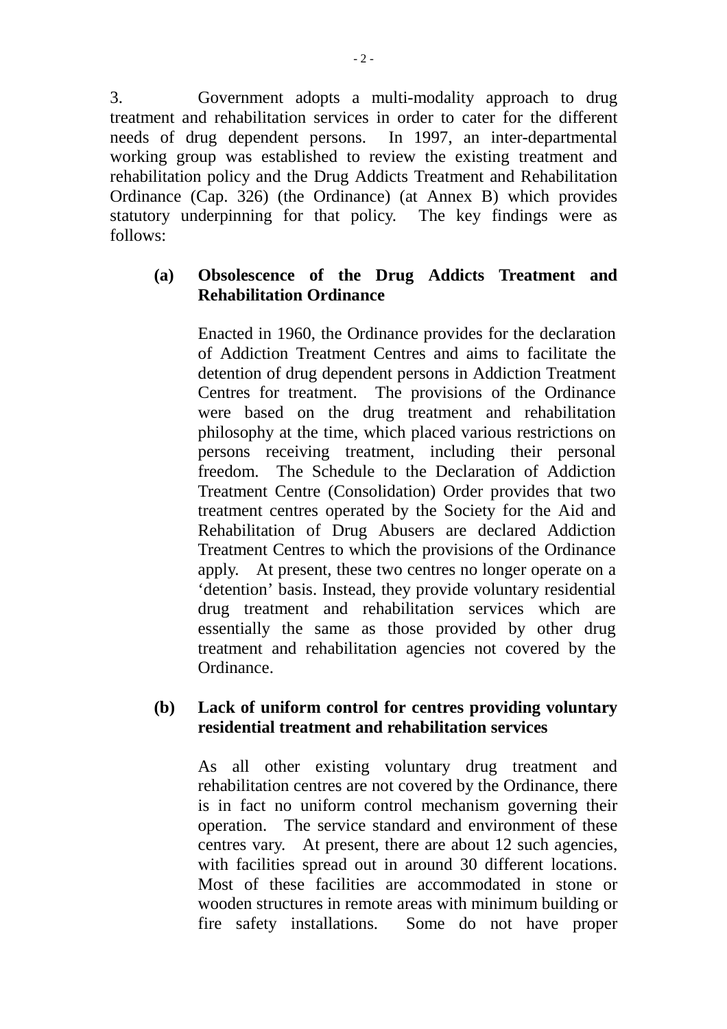3. Government adopts a multi-modality approach to drug treatment and rehabilitation services in order to cater for the different needs of drug dependent persons. In 1997, an inter-departmental working group was established to review the existing treatment and rehabilitation policy and the Drug Addicts Treatment and Rehabilitation Ordinance (Cap. 326) (the Ordinance) (at Annex B) which provides statutory underpinning for that policy. The key findings were as follows:

**(a) Obsolescence of the Drug Addicts Treatment and Rehabilitation Ordinance**

Enacted in 1960, the Ordinance provides for the declaration of Addiction Treatment Centres and aims to facilitate the detention of drug dependent persons in Addiction Treatment Centres for treatment. The provisions of the Ordinance were based on the drug treatment and rehabilitation philosophy at the time, which placed various restrictions on persons receiving treatment, including their personal freedom. The Schedule to the Declaration of Addiction Treatment Centre (Consolidation) Order provides that two treatment centres operated by the Society for the Aid and Rehabilitation of Drug Abusers are declared Addiction Treatment Centres to which the provisions of the Ordinance apply. At present, these two centres no longer operate on a 'detention' basis. Instead, they provide voluntary residential drug treatment and rehabilitation services which are essentially the same as those provided by other drug treatment and rehabilitation agencies not covered by the Ordinance.

**(b) Lack of uniform control for centres providing voluntary residential treatment and rehabilitation services**

As all other existing voluntary drug treatment and rehabilitation centres are not covered by the Ordinance, there is in fact no uniform control mechanism governing their operation. The service standard and environment of these centres vary. At present, there are about 12 such agencies, with facilities spread out in around 30 different locations. Most of these facilities are accommodated in stone or wooden structures in remote areas with minimum building or fire safety installations. Some do not have proper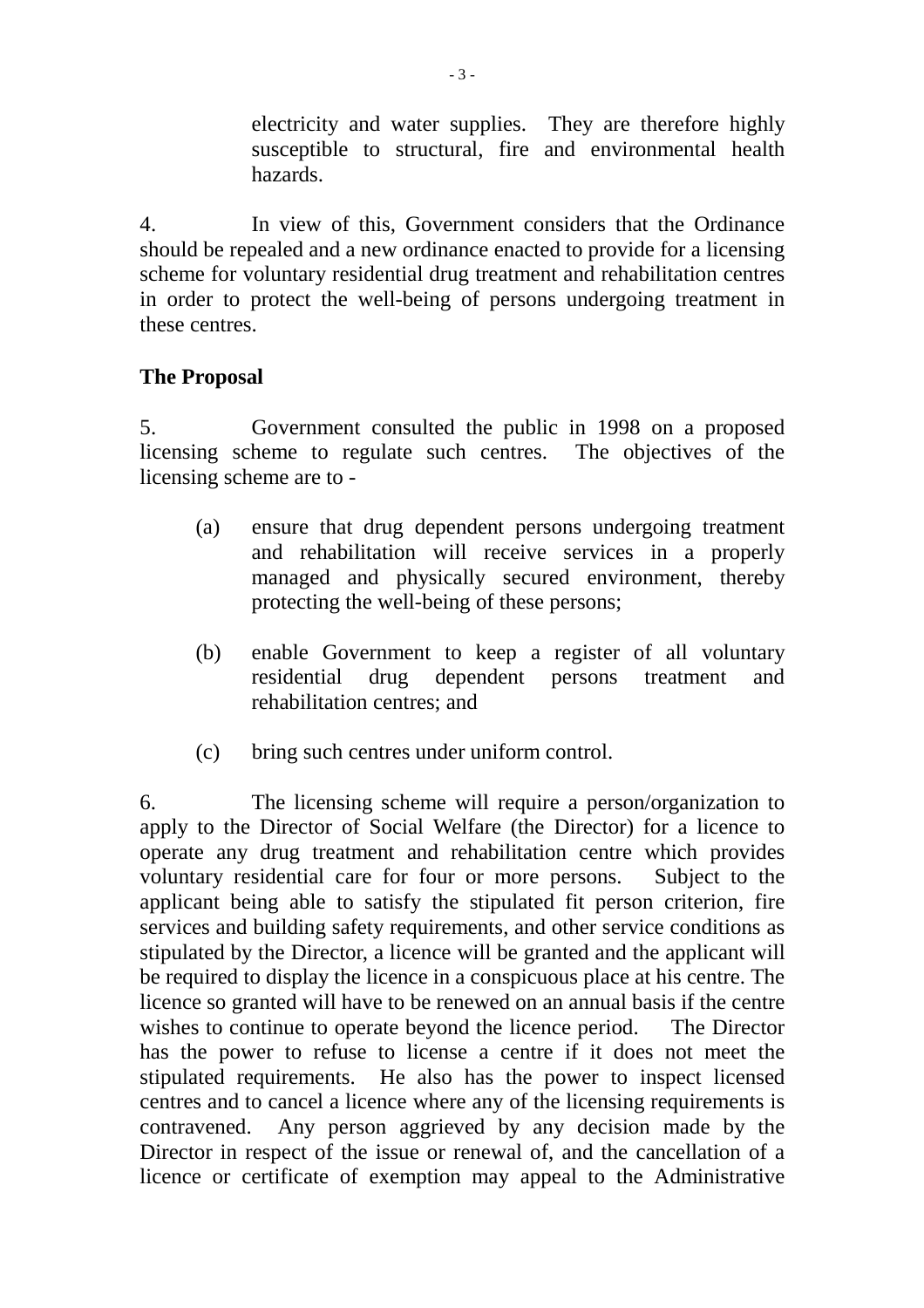electricity and water supplies. They are therefore highly susceptible to structural, fire and environmental health hazards.

4. In view of this, Government considers that the Ordinance should be repealed and a new ordinance enacted to provide for a licensing scheme for voluntary residential drug treatment and rehabilitation centres in order to protect the well-being of persons undergoing treatment in these centres.

**The Proposal**

5. Government consulted the public in 1998 on a proposed licensing scheme to regulate such centres. The objectives of the licensing scheme are to -

(a) ensure that drug dependent persons undergoing treatment and rehabilitation will receive services in a properly managed and physically secured environment, thereby protecting the well-being of these persons;

(b) enable Government to keep a register of all voluntary residential drug dependent persons treatment and rehabilitation centres; and

(c) bring such centres under uniform control.

6. The licensing scheme will require a person/organization to apply to the Director of Social Welfare (the Director) for a licence to operate any drug treatment and rehabilitation centre which provides voluntary residential care for four or more persons. Subject to the applicant being able to satisfy the stipulated fit person criterion, fire services and building safety requirements, and other service conditions as stipulated by the Director, a licence will be granted and the applicant will be required to display the licence in a conspicuous place at his centre. The licence so granted will have to be renewed on an annual basis if the centre wishes to continue to operate beyond the licence period. The Director has the power to refuse to license a centre if it does not meet the stipulated requirements. He also has the power to inspect licensed centres and to cancel a licence where any of the licensing requirements is contravened. Any person aggrieved by any decision made by the Director in respect of the issue or renewal of, and the cancellation of a licence or certificate of exemption may appeal to the Administrative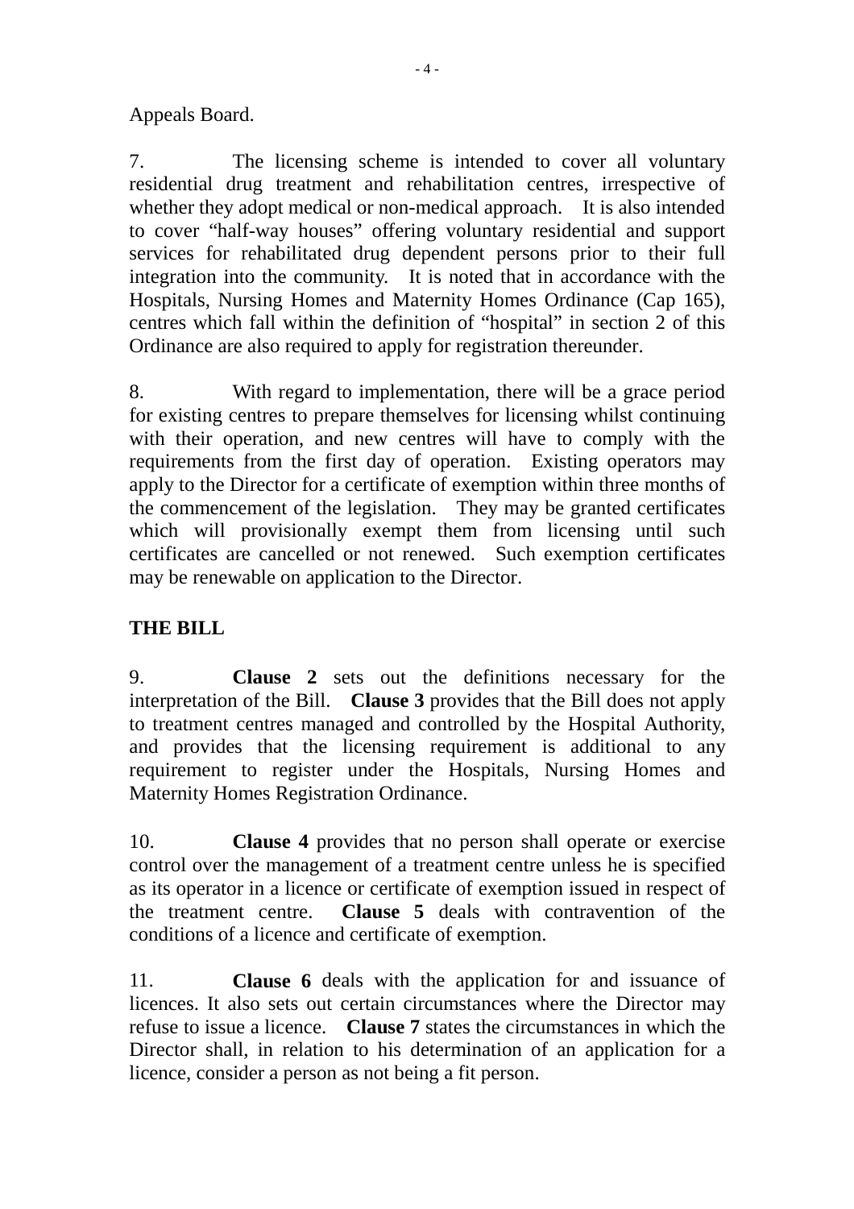Appeals Board.

7. The licensing scheme is intended to cover all voluntary residential drug treatment and rehabilitation centres, irrespective of whether they adopt medical or non-medical approach. It is also intended to cover "half-way houses" offering voluntary residential and support services for rehabilitated drug dependent persons prior to their full integration into the community. It is noted that in accordance with the Hospitals, Nursing Homes and Maternity Homes Ordinance (Cap 165), centres which fall within the definition of "hospital" in section 2 of this Ordinance are also required to apply for registration thereunder.

8. With regard to implementation, there will be a grace period for existing centres to prepare themselves for licensing whilst continuing with their operation, and new centres will have to comply with the requirements from the first day of operation. Existing operators may apply to the Director for a certificate of exemption within three months of the commencement of the legislation. They may be granted certificates which will provisionally exempt them from licensing until such certificates are cancelled or not renewed. Such exemption certificates may be renewable on application to the Director.

**THE BILL**

9. **Clause 2** sets out the definitions necessary for the interpretation of the Bill. **Clause 3** provides that the Bill does not apply to treatment centres managed and controlled by the Hospital Authority, and provides that the licensing requirement is additional to any requirement to register under the Hospitals, Nursing Homes and Maternity Homes Registration Ordinance.

10. **Clause 4** provides that no person shall operate or exercise control over the management of a treatment centre unless he is specified as its operator in a licence or certificate of exemption issued in respect of the treatment centre. **Clause 5** deals with contravention of the conditions of a licence and certificate of exemption.

11. **Clause 6** deals with the application for and issuance of licences. It also sets out certain circumstances where the Director may refuse to issue a licence. **Clause 7** states the circumstances in which the Director shall, in relation to his determination of an application for a licence, consider a person as not being a fit person.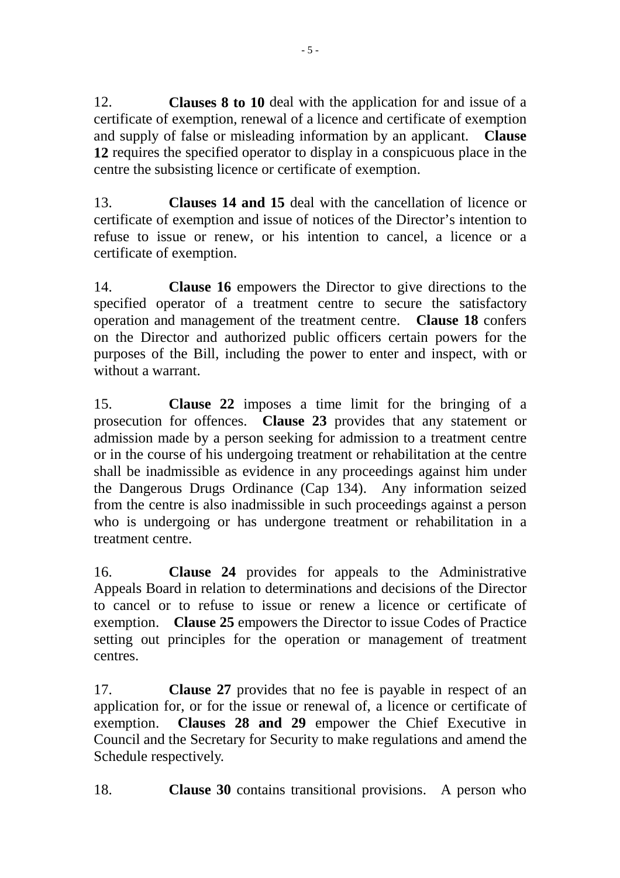12. **Clauses 8 to 10** deal with the application for and issue of a certificate of exemption, renewal of a licence and certificate of exemption and supply of false or misleading information by an applicant. **Clause 12** requires the specified operator to display in a conspicuous place in the centre the subsisting licence or certificate of exemption.

13. **Clauses 14 and 15** deal with the cancellation of licence or certificate of exemption and issue of notices of the Director's intention to refuse to issue or renew, or his intention to cancel, a licence or a certificate of exemption.

14. **Clause 16** empowers the Director to give directions to the specified operator of a treatment centre to secure the satisfactory operation and management of the treatment centre. **Clause 18** confers on the Director and authorized public officers certain powers for the purposes of the Bill, including the power to enter and inspect, with or without a warrant.

15. **Clause 22** imposes a time limit for the bringing of a prosecution for offences. **Clause 23** provides that any statement or admission made by a person seeking for admission to a treatment centre or in the course of his undergoing treatment or rehabilitation at the centre shall be inadmissible as evidence in any proceedings against him under the Dangerous Drugs Ordinance (Cap 134). Any information seized from the centre is also inadmissible in such proceedings against a person who is undergoing or has undergone treatment or rehabilitation in a treatment centre.

16. **Clause 24** provides for appeals to the Administrative Appeals Board in relation to determinations and decisions of the Director to cancel or to refuse to issue or renew a licence or certificate of exemption. **Clause 25** empowers the Director to issue Codes of Practice setting out principles for the operation or management of treatment centres.

17. **Clause 27** provides that no fee is payable in respect of an application for, or for the issue or renewal of, a licence or certificate of exemption. **Clauses 28 and 29** empower the Chief Executive in Council and the Secretary for Security to make regulations and amend the Schedule respectively.

18. **Clause 30** contains transitional provisions. A person who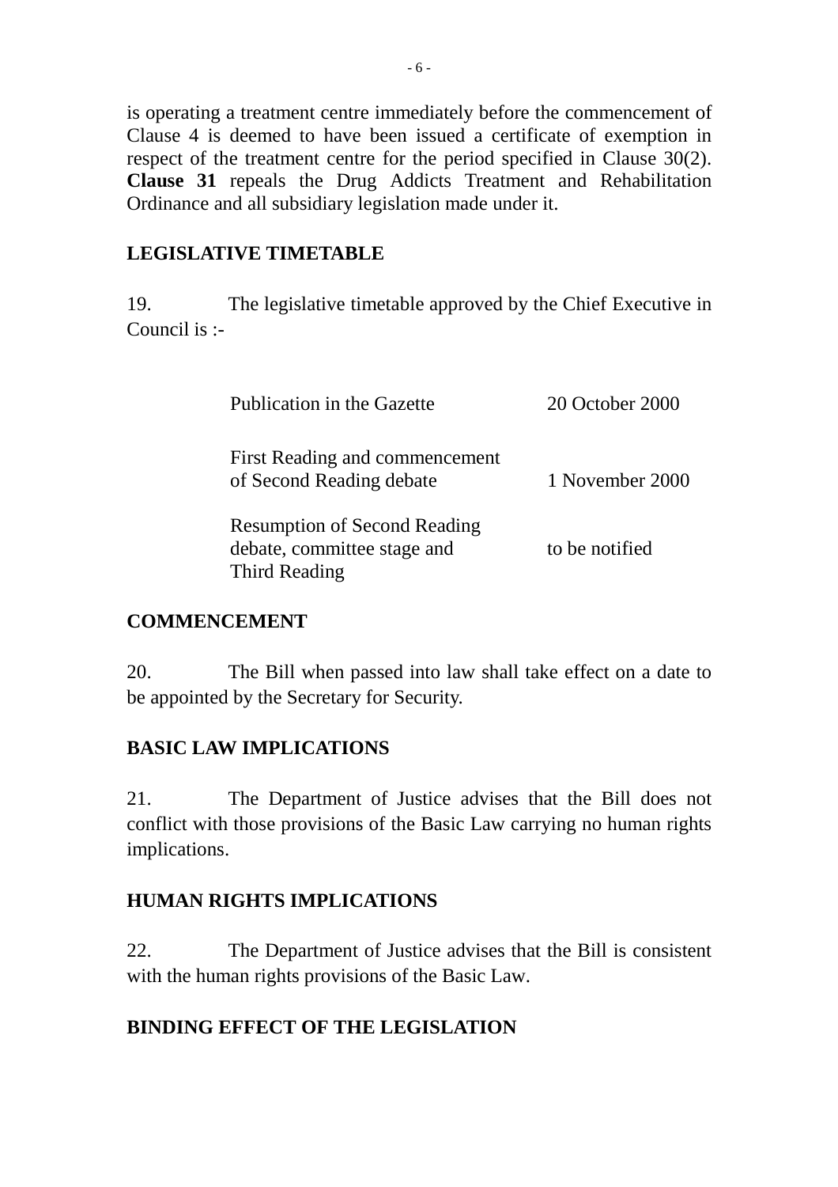is operating a treatment centre immediately before the commencement of Clause 4 is deemed to have been issued a certificate of exemption in respect of the treatment centre for the period specified in Clause 30(2). **Clause 31** repeals the Drug Addicts Treatment and Rehabilitation Ordinance and all subsidiary legislation made under it.

## LEGISLATIVE TIMETABLE

19. The legislative timetable approved by the Chief Executive in Council is :-

| | |
|---|---|
| Publication in the Gazette | 20 October 2000 |
| First Reading and commencement of Second Reading debate | 1 November 2000 |
| Resumption of Second Reading debate, committee stage and Third Reading | to be notified |

## COMMENCEMENT

20. The Bill when passed into law shall take effect on a date to be appointed by the Secretary for Security.

## BASIC LAW IMPLICATIONS

21. The Department of Justice advises that the Bill does not conflict with those provisions of the Basic Law carrying no human rights implications.

## HUMAN RIGHTS IMPLICATIONS

22. The Department of Justice advises that the Bill is consistent with the human rights provisions of the Basic Law.

## BINDING EFFECT OF THE LEGISLATION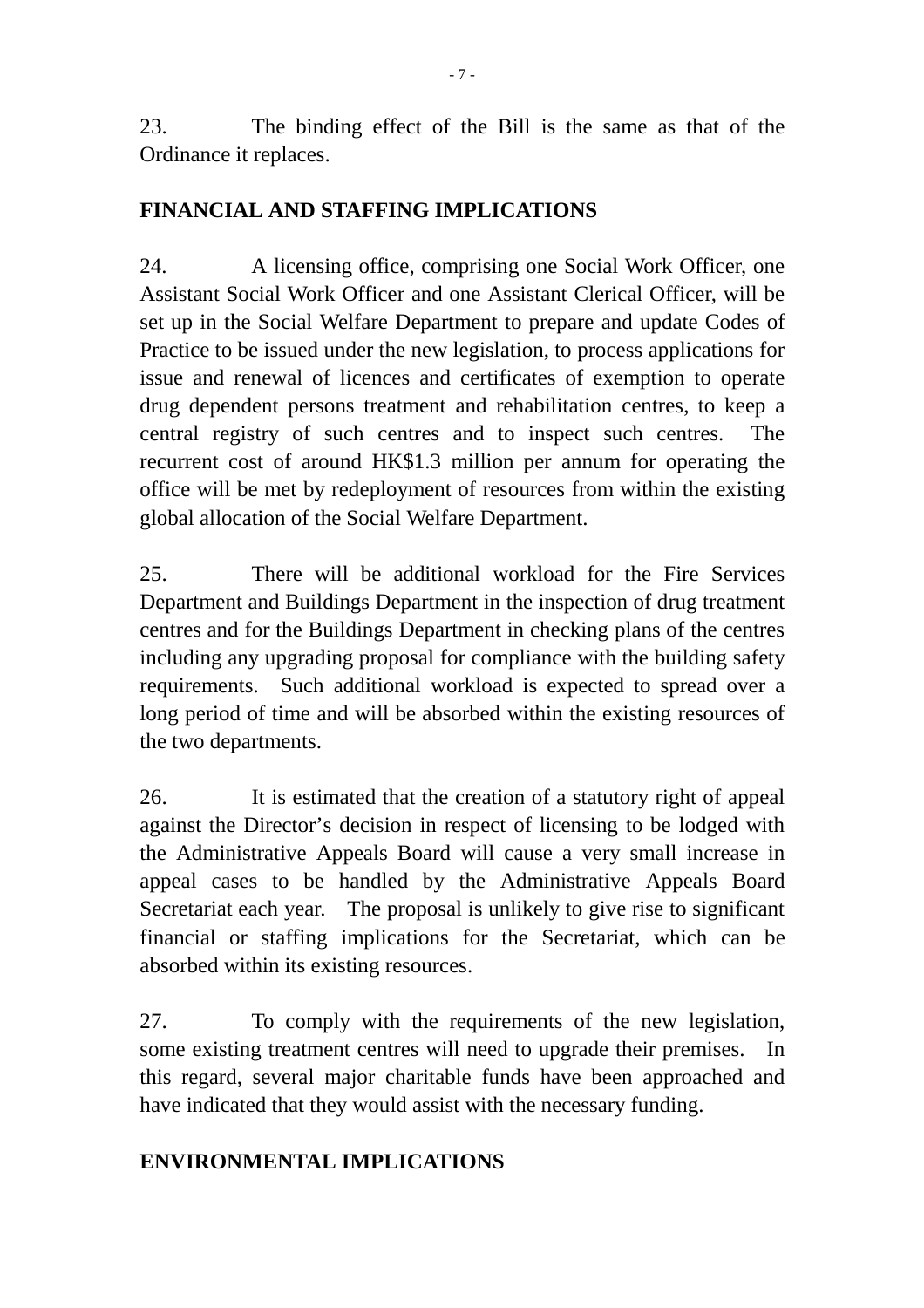23. The binding effect of the Bill is the same as that of the Ordinance it replaces.

## FINANCIAL AND STAFFING IMPLICATIONS

24. A licensing office, comprising one Social Work Officer, one Assistant Social Work Officer and one Assistant Clerical Officer, will be set up in the Social Welfare Department to prepare and update Codes of Practice to be issued under the new legislation, to process applications for issue and renewal of licences and certificates of exemption to operate drug dependent persons treatment and rehabilitation centres, to keep a central registry of such centres and to inspect such centres. The recurrent cost of around HK$1.3 million per annum for operating the office will be met by redeployment of resources from within the existing global allocation of the Social Welfare Department.

25. There will be additional workload for the Fire Services Department and Buildings Department in the inspection of drug treatment centres and for the Buildings Department in checking plans of the centres including any upgrading proposal for compliance with the building safety requirements. Such additional workload is expected to spread over a long period of time and will be absorbed within the existing resources of the two departments.

26. It is estimated that the creation of a statutory right of appeal against the Director's decision in respect of licensing to be lodged with the Administrative Appeals Board will cause a very small increase in appeal cases to be handled by the Administrative Appeals Board Secretariat each year. The proposal is unlikely to give rise to significant financial or staffing implications for the Secretariat, which can be absorbed within its existing resources.

27. To comply with the requirements of the new legislation, some existing treatment centres will need to upgrade their premises. In this regard, several major charitable funds have been approached and have indicated that they would assist with the necessary funding.

## ENVIRONMENTAL IMPLICATIONS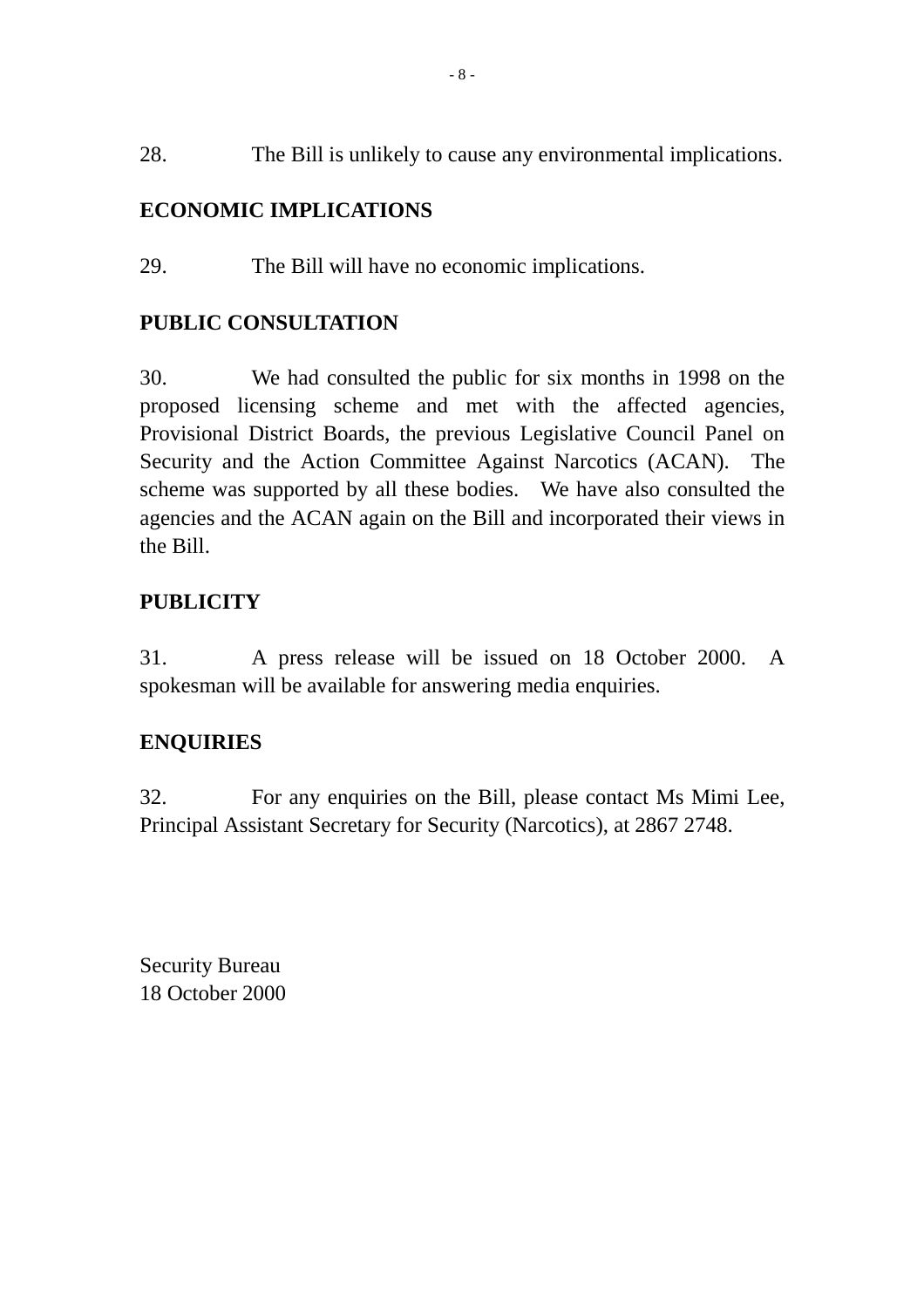28. The Bill is unlikely to cause any environmental implications.

**ECONOMIC IMPLICATIONS**

29. The Bill will have no economic implications.

**PUBLIC CONSULTATION**

30. We had consulted the public for six months in 1998 on the proposed licensing scheme and met with the affected agencies, Provisional District Boards, the previous Legislative Council Panel on Security and the Action Committee Against Narcotics (ACAN). The scheme was supported by all these bodies. We have also consulted the agencies and the ACAN again on the Bill and incorporated their views in the Bill.

**PUBLICITY**

31. A press release will be issued on 18 October 2000. A spokesman will be available for answering media enquiries.

**ENQUIRIES**

32. For any enquiries on the Bill, please contact Ms Mimi Lee, Principal Assistant Secretary for Security (Narcotics), at 2867 2748.

Security Bureau
18 October 2000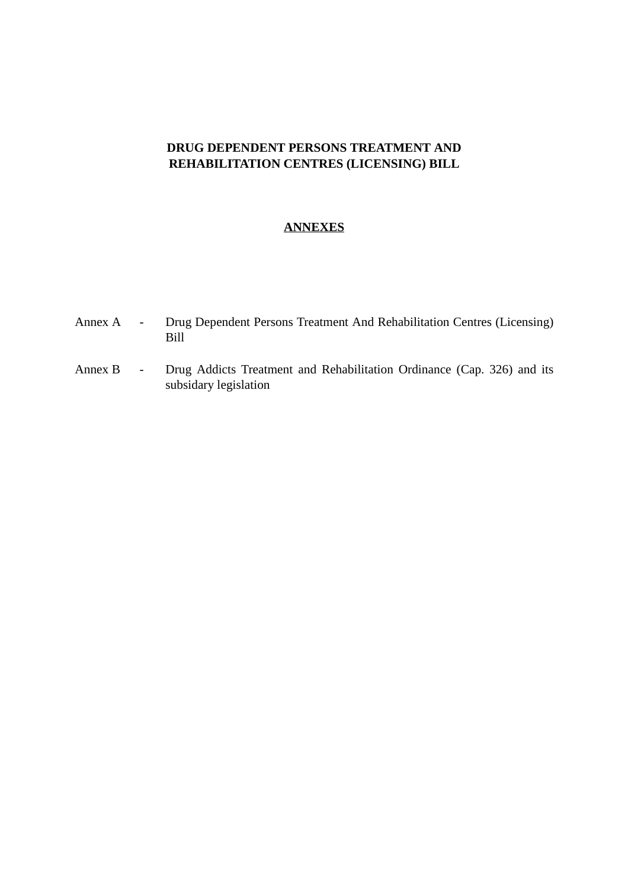**DRUG DEPENDENT PERSONS TREATMENT AND REHABILITATION CENTRES (LICENSING) BILL**

**ANNEXES**

Annex A - Drug Dependent Persons Treatment And Rehabilitation Centres (Licensing) Bill

Annex B - Drug Addicts Treatment and Rehabilitation Ordinance (Cap. 326) and its subsidary legislation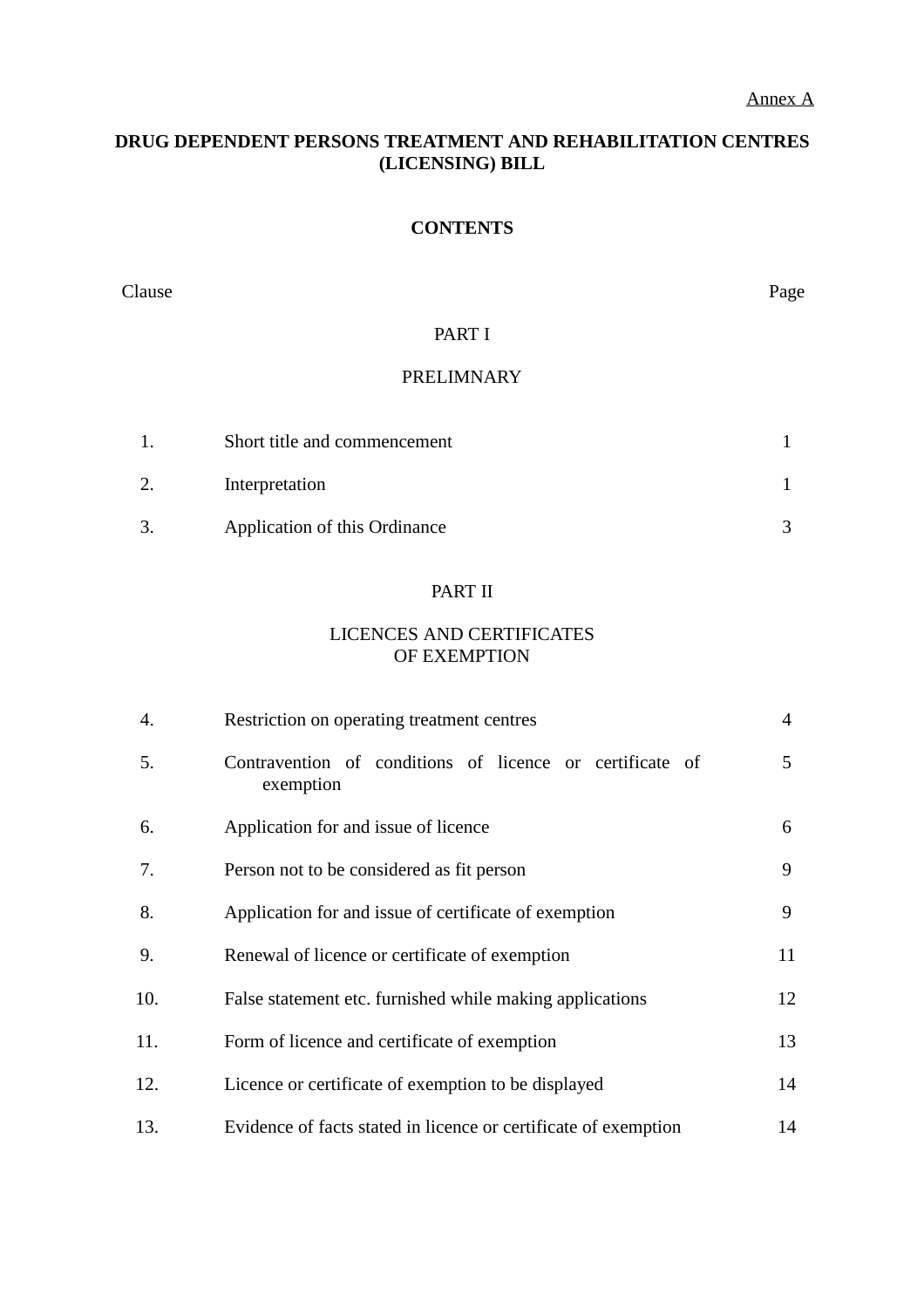Annex A

# DRUG DEPENDENT PERSONS TREATMENT AND REHABILITATION CENTRES (LICENSING) BILL

## CONTENTS

| Clause | | Page |
|---|---|---|
| | **PART I** | |
| | **PRELIMNARY** | |
| 1. | Short title and commencement | 1 |
| 2. | Interpretation | 1 |
| 3. | Application of this Ordinance | 3 |
| | **PART II** | |
| | **LICENCES AND CERTIFICATES OF EXEMPTION** | |
| 4. | Restriction on operating treatment centres | 4 |
| 5. | Contravention of conditions of licence or certificate of exemption | 5 |
| 6. | Application for and issue of licence | 6 |
| 7. | Person not to be considered as fit person | 9 |
| 8. | Application for and issue of certificate of exemption | 9 |
| 9. | Renewal of licence or certificate of exemption | 11 |
| 10. | False statement etc. furnished while making applications | 12 |
| 11. | Form of licence and certificate of exemption | 13 |
| 12. | Licence or certificate of exemption to be displayed | 14 |
| 13. | Evidence of facts stated in licence or certificate of exemption | 14 |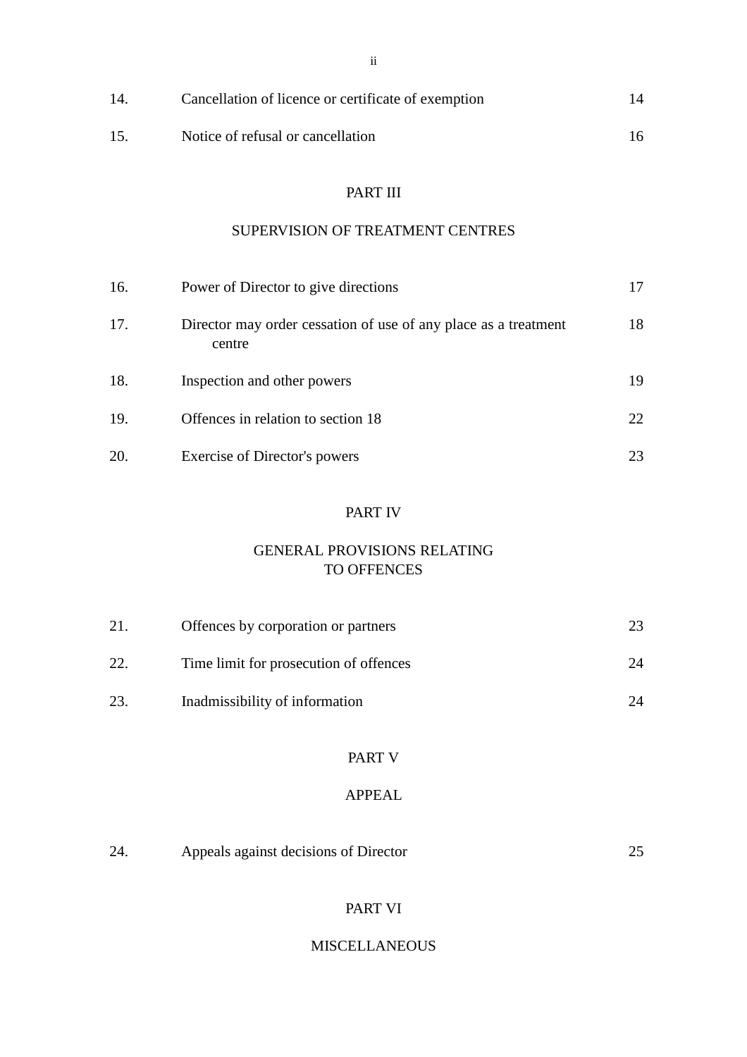| | | |
|---|---|---|
| 14. | Cancellation of licence or certificate of exemption | 14 |
| 15. | Notice of refusal or cancellation | 16 |

PART III

SUPERVISION OF TREATMENT CENTRES

| | | |
|---|---|---|
| 16. | Power of Director to give directions | 17 |
| 17. | Director may order cessation of use of any place as a treatment centre | 18 |
| 18. | Inspection and other powers | 19 |
| 19. | Offences in relation to section 18 | 22 |
| 20. | Exercise of Director's powers | 23 |

PART IV

GENERAL PROVISIONS RELATING TO OFFENCES

| | | |
|---|---|---|
| 21. | Offences by corporation or partners | 23 |
| 22. | Time limit for prosecution of offences | 24 |
| 23. | Inadmissibility of information | 24 |

PART V

APPEAL

| | | |
|---|---|---|
| 24. | Appeals against decisions of Director | 25 |

PART VI

MISCELLANEOUS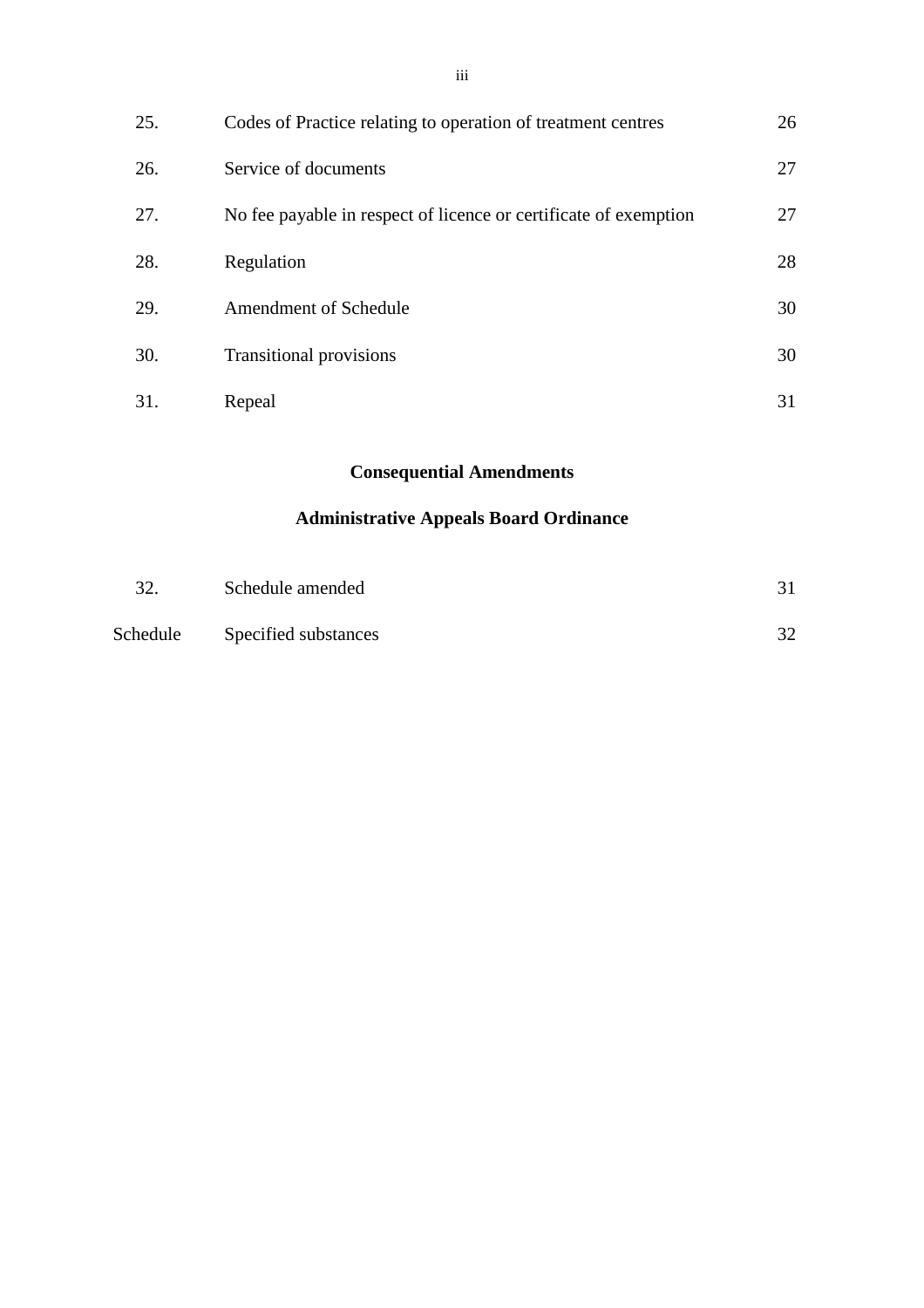| | | |
|---|---|---|
| 25. | Codes of Practice relating to operation of treatment centres | 26 |
| 26. | Service of documents | 27 |
| 27. | No fee payable in respect of licence or certificate of exemption | 27 |
| 28. | Regulation | 28 |
| 29. | Amendment of Schedule | 30 |
| 30. | Transitional provisions | 30 |
| 31. | Repeal | 31 |

**Consequential Amendments**

**Administrative Appeals Board Ordinance**

| | | |
|---|---|---|
| 32. | Schedule amended | 31 |
| Schedule | Specified substances | 32 |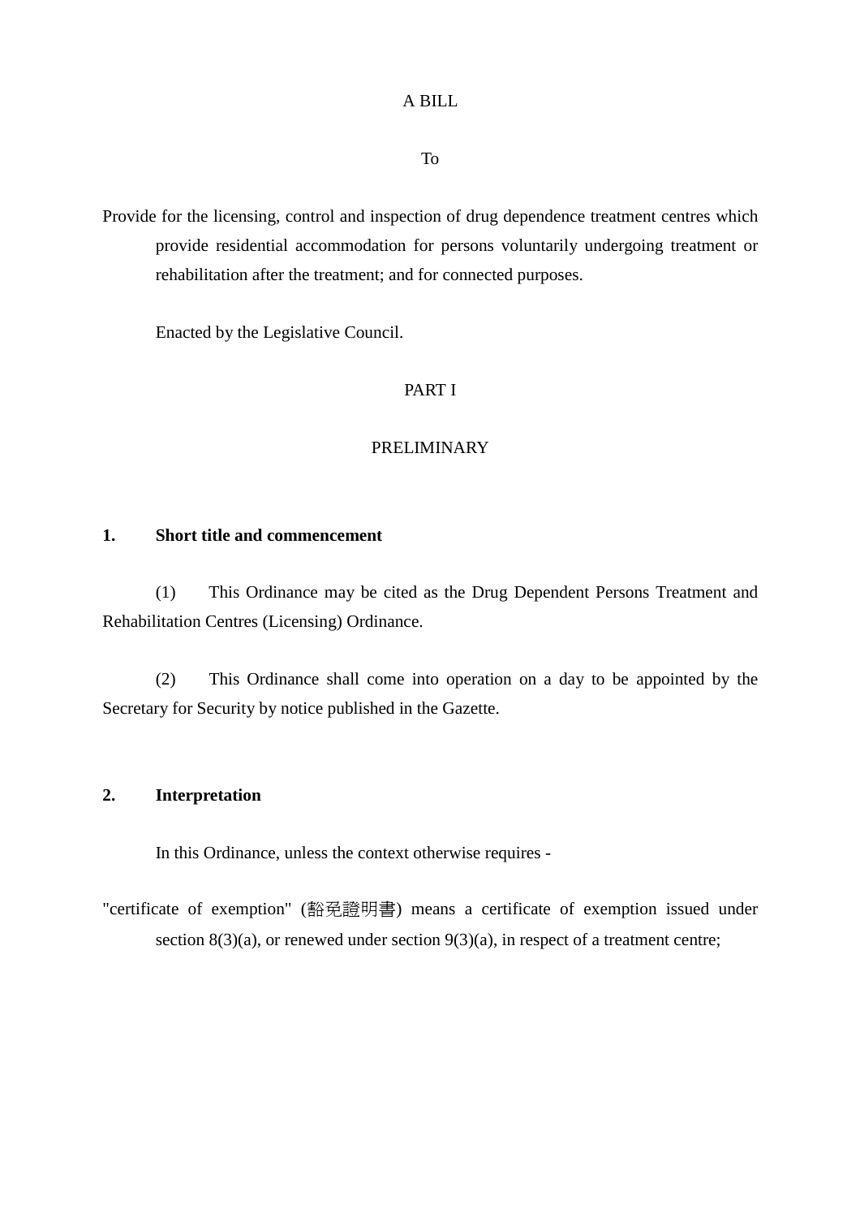A BILL

To

Provide for the licensing, control and inspection of drug dependence treatment centres which provide residential accommodation for persons voluntarily undergoing treatment or rehabilitation after the treatment; and for connected purposes.

Enacted by the Legislative Council.

PART I

PRELIMINARY

**1. Short title and commencement**

(1) This Ordinance may be cited as the Drug Dependent Persons Treatment and Rehabilitation Centres (Licensing) Ordinance.

(2) This Ordinance shall come into operation on a day to be appointed by the Secretary for Security by notice published in the Gazette.

**2. Interpretation**

In this Ordinance, unless the context otherwise requires -

"certificate of exemption" (豁免證明書) means a certificate of exemption issued under section 8(3)(a), or renewed under section 9(3)(a), in respect of a treatment centre;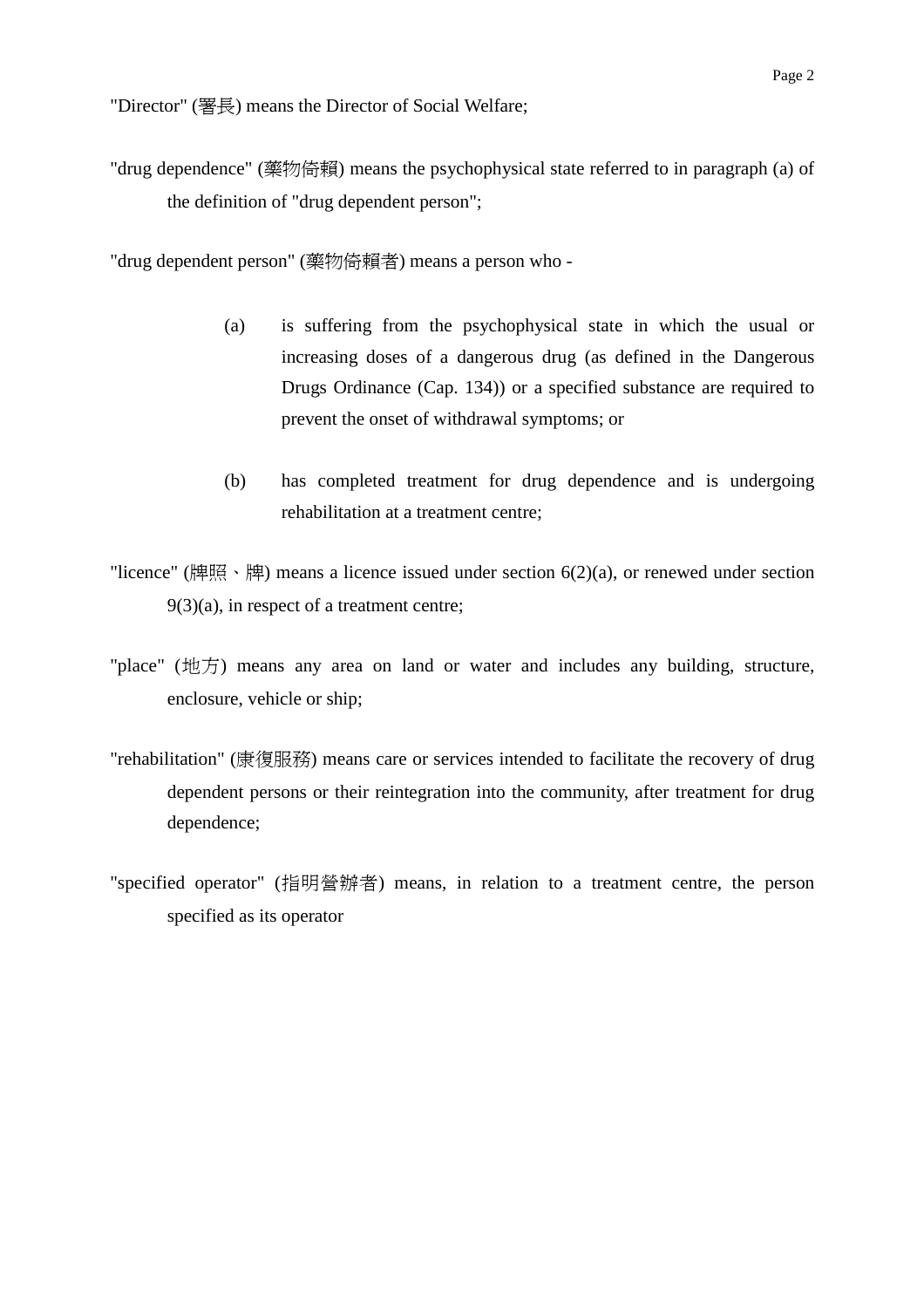"Director" (署長) means the Director of Social Welfare;

"drug dependence" (藥物倚賴) means the psychophysical state referred to in paragraph (a) of the definition of "drug dependent person";

"drug dependent person" (藥物倚賴者) means a person who -

> (a) is suffering from the psychophysical state in which the usual or increasing doses of a dangerous drug (as defined in the Dangerous Drugs Ordinance (Cap. 134)) or a specified substance are required to prevent the onset of withdrawal symptoms; or
>
> (b) has completed treatment for drug dependence and is undergoing rehabilitation at a treatment centre;

"licence" (牌照、牌) means a licence issued under section 6(2)(a), or renewed under section 9(3)(a), in respect of a treatment centre;

"place" (地方) means any area on land or water and includes any building, structure, enclosure, vehicle or ship;

"rehabilitation" (康復服務) means care or services intended to facilitate the recovery of drug dependent persons or their reintegration into the community, after treatment for drug dependence;

"specified operator" (指明營辦者) means, in relation to a treatment centre, the person specified as its operator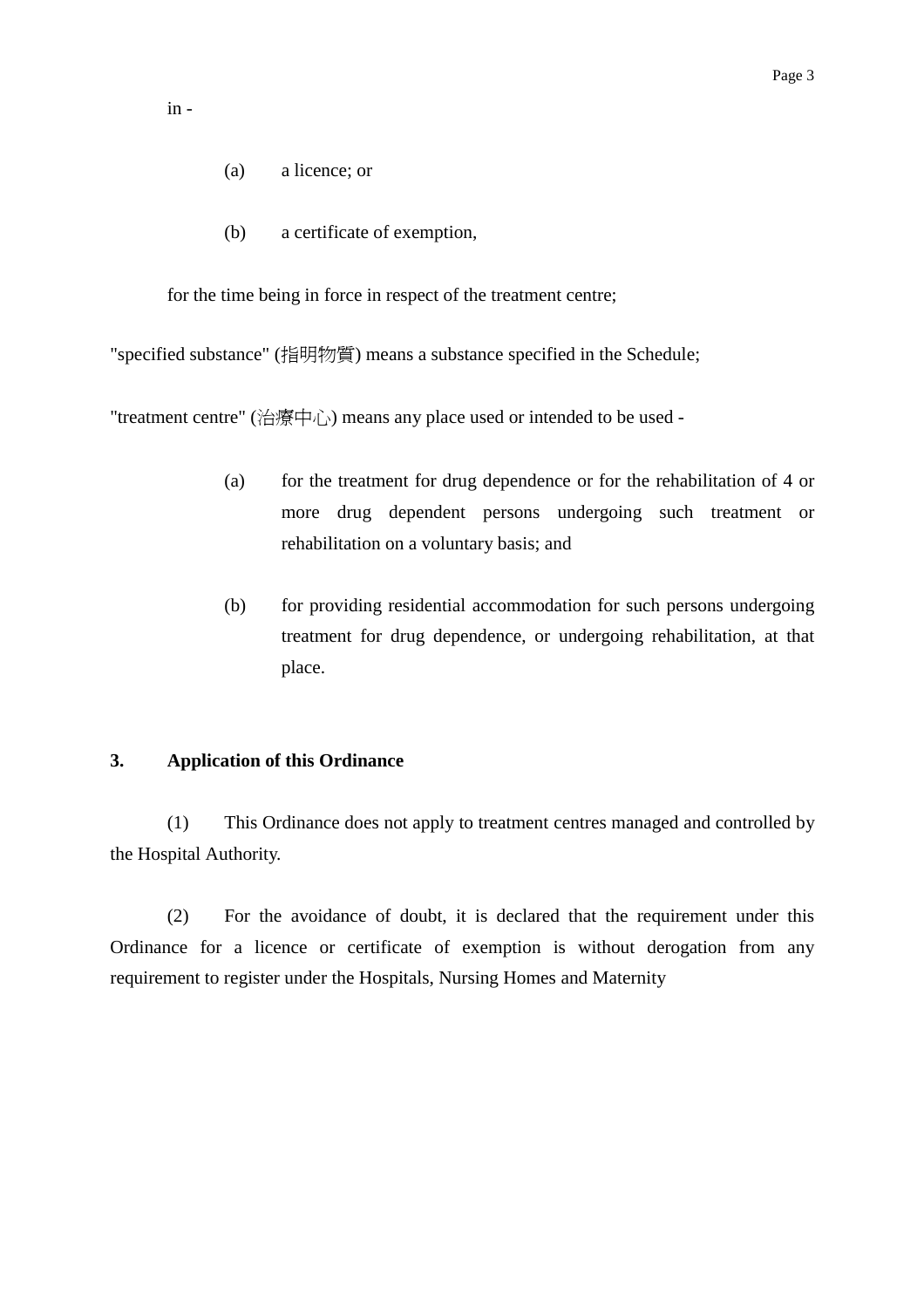in -

(a) a licence; or

(b) a certificate of exemption,

for the time being in force in respect of the treatment centre;

"specified substance" (指明物質) means a substance specified in the Schedule;

"treatment centre" (治療中心) means any place used or intended to be used -

(a) for the treatment for drug dependence or for the rehabilitation of 4 or more drug dependent persons undergoing such treatment or rehabilitation on a voluntary basis; and

(b) for providing residential accommodation for such persons undergoing treatment for drug dependence, or undergoing rehabilitation, at that place.

**3. Application of this Ordinance**

(1) This Ordinance does not apply to treatment centres managed and controlled by the Hospital Authority.

(2) For the avoidance of doubt, it is declared that the requirement under this Ordinance for a licence or certificate of exemption is without derogation from any requirement to register under the Hospitals, Nursing Homes and Maternity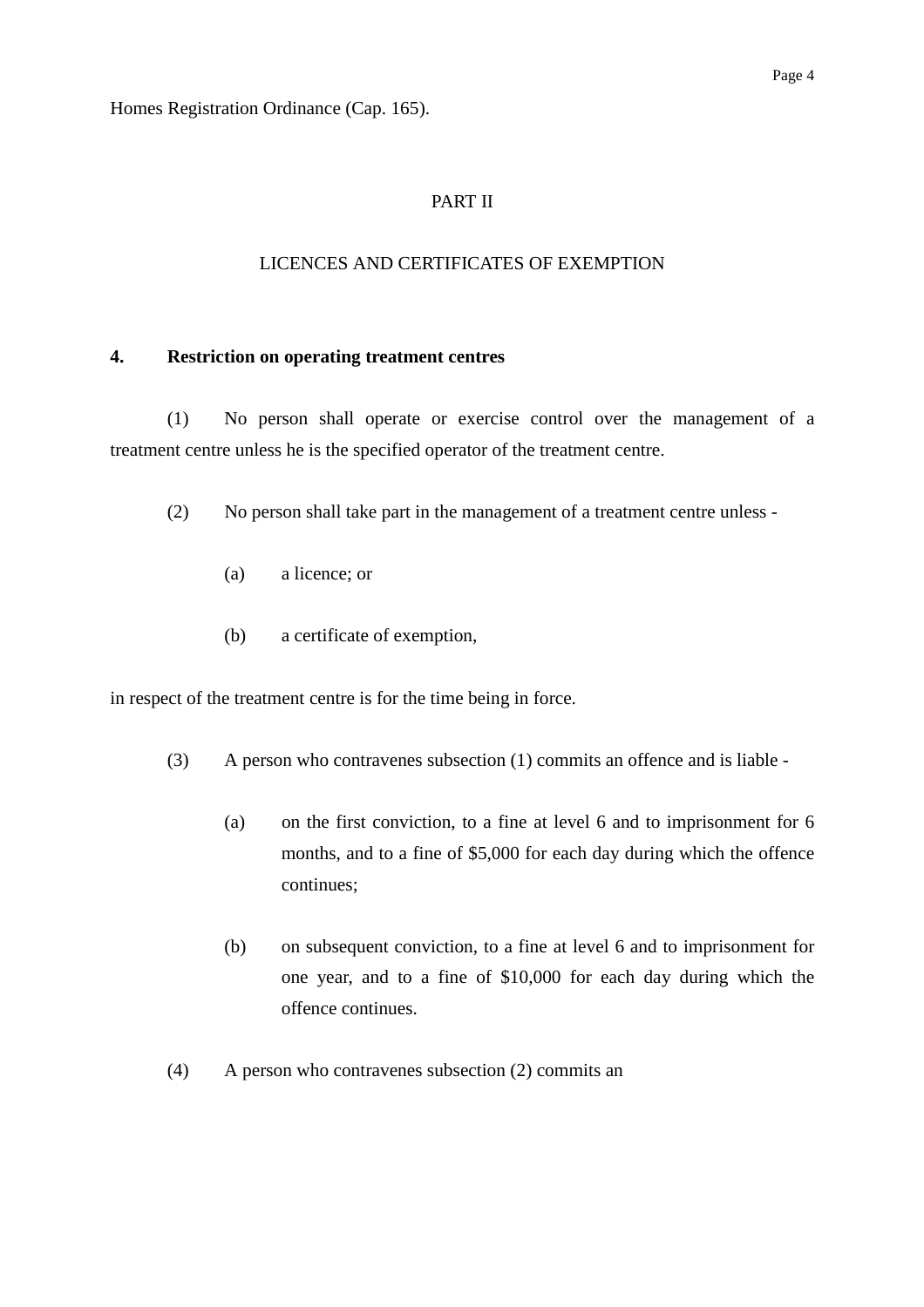Homes Registration Ordinance (Cap. 165).

PART II

LICENCES AND CERTIFICATES OF EXEMPTION

**4. Restriction on operating treatment centres**

(1) No person shall operate or exercise control over the management of a treatment centre unless he is the specified operator of the treatment centre.

(2) No person shall take part in the management of a treatment centre unless -

(a) a licence; or

(b) a certificate of exemption,

in respect of the treatment centre is for the time being in force.

(3) A person who contravenes subsection (1) commits an offence and is liable -

(a) on the first conviction, to a fine at level 6 and to imprisonment for 6 months, and to a fine of $5,000 for each day during which the offence continues;

(b) on subsequent conviction, to a fine at level 6 and to imprisonment for one year, and to a fine of $10,000 for each day during which the offence continues.

(4) A person who contravenes subsection (2) commits an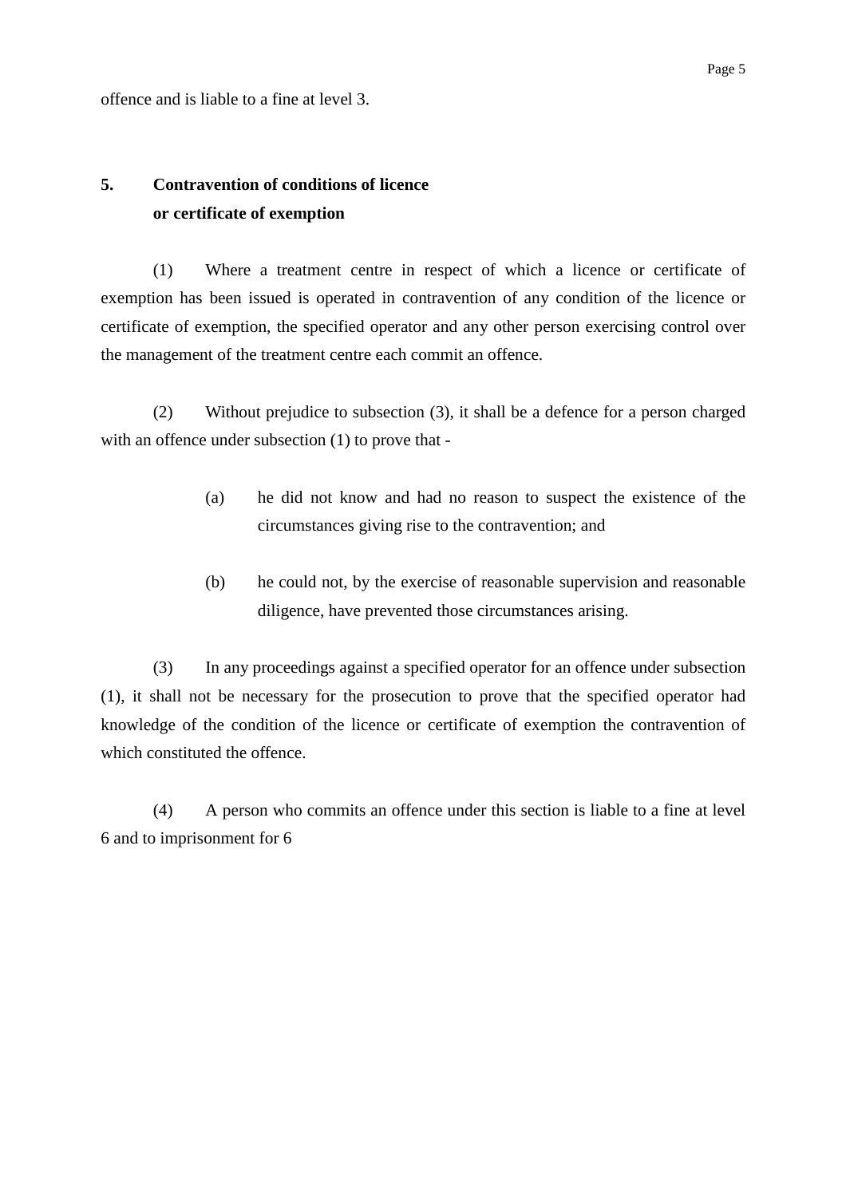offence and is liable to a fine at level 3.

## 5. Contravention of conditions of licence or certificate of exemption

(1) Where a treatment centre in respect of which a licence or certificate of exemption has been issued is operated in contravention of any condition of the licence or certificate of exemption, the specified operator and any other person exercising control over the management of the treatment centre each commit an offence.

(2) Without prejudice to subsection (3), it shall be a defence for a person charged with an offence under subsection (1) to prove that -

(a) he did not know and had no reason to suspect the existence of the circumstances giving rise to the contravention; and

(b) he could not, by the exercise of reasonable supervision and reasonable diligence, have prevented those circumstances arising.

(3) In any proceedings against a specified operator for an offence under subsection (1), it shall not be necessary for the prosecution to prove that the specified operator had knowledge of the condition of the licence or certificate of exemption the contravention of which constituted the offence.

(4) A person who commits an offence under this section is liable to a fine at level 6 and to imprisonment for 6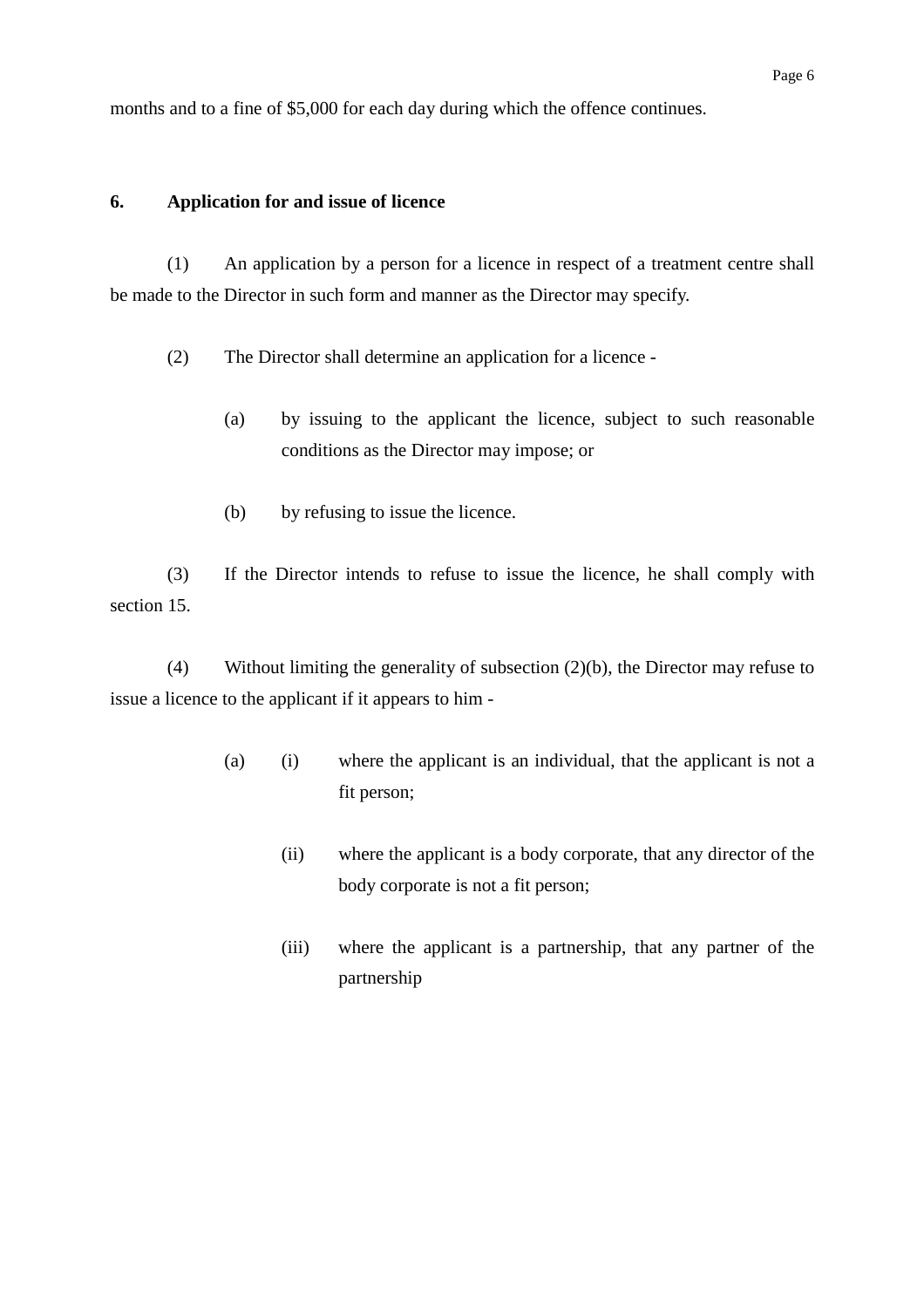months and to a fine of $5,000 for each day during which the offence continues.

**6. Application for and issue of licence**

(1) An application by a person for a licence in respect of a treatment centre shall be made to the Director in such form and manner as the Director may specify.

(2) The Director shall determine an application for a licence -

(a) by issuing to the applicant the licence, subject to such reasonable conditions as the Director may impose; or

(b) by refusing to issue the licence.

(3) If the Director intends to refuse to issue the licence, he shall comply with section 15.

(4) Without limiting the generality of subsection (2)(b), the Director may refuse to issue a licence to the applicant if it appears to him -

(a) (i) where the applicant is an individual, that the applicant is not a fit person;

(ii) where the applicant is a body corporate, that any director of the body corporate is not a fit person;

(iii) where the applicant is a partnership, that any partner of the partnership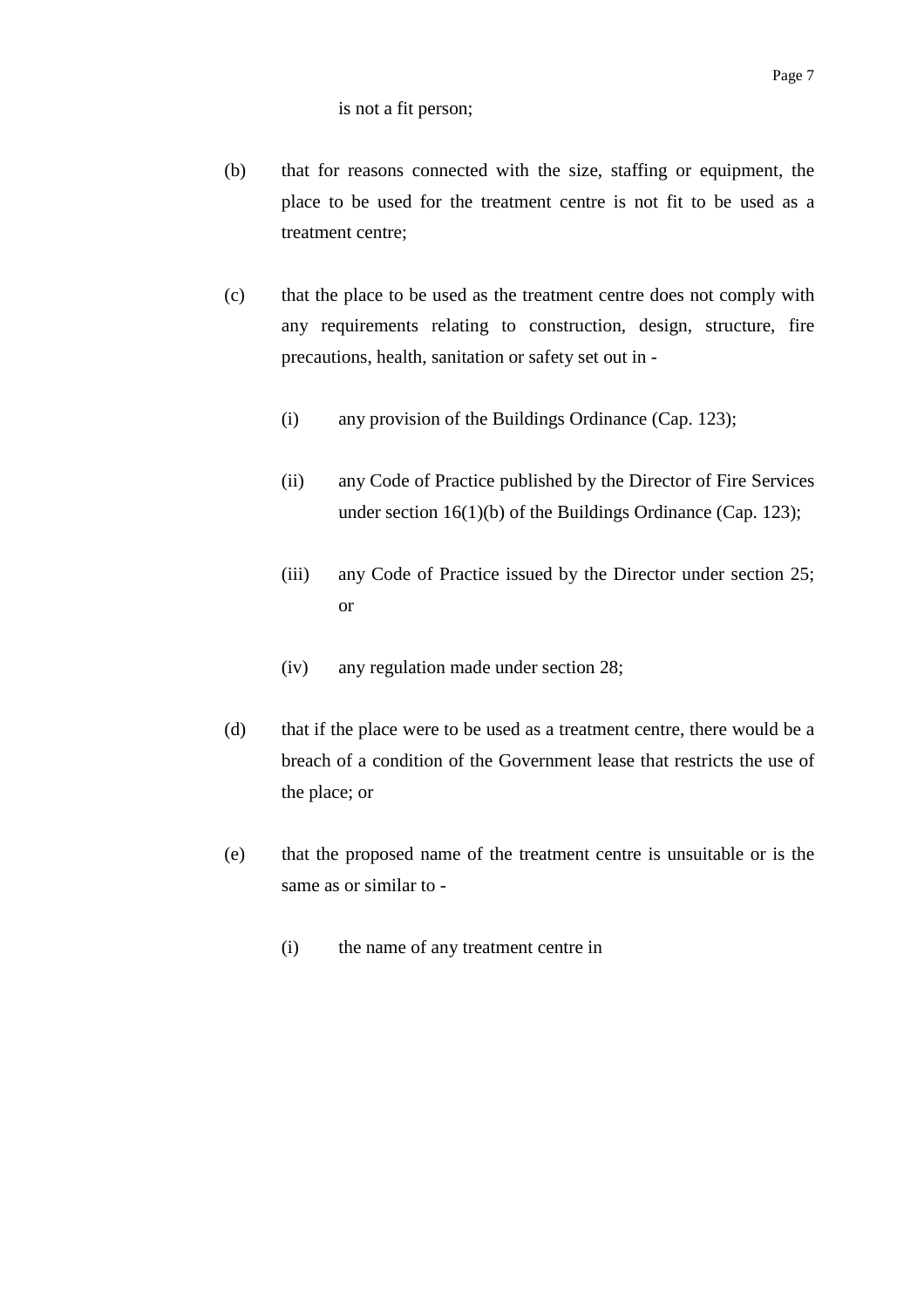is not a fit person;

(b) that for reasons connected with the size, staffing or equipment, the place to be used for the treatment centre is not fit to be used as a treatment centre;

(c) that the place to be used as the treatment centre does not comply with any requirements relating to construction, design, structure, fire precautions, health, sanitation or safety set out in -

   (i) any provision of the Buildings Ordinance (Cap. 123);

   (ii) any Code of Practice published by the Director of Fire Services under section 16(1)(b) of the Buildings Ordinance (Cap. 123);

   (iii) any Code of Practice issued by the Director under section 25; or

   (iv) any regulation made under section 28;

(d) that if the place were to be used as a treatment centre, there would be a breach of a condition of the Government lease that restricts the use of the place; or

(e) that the proposed name of the treatment centre is unsuitable or is the same as or similar to -

   (i) the name of any treatment centre in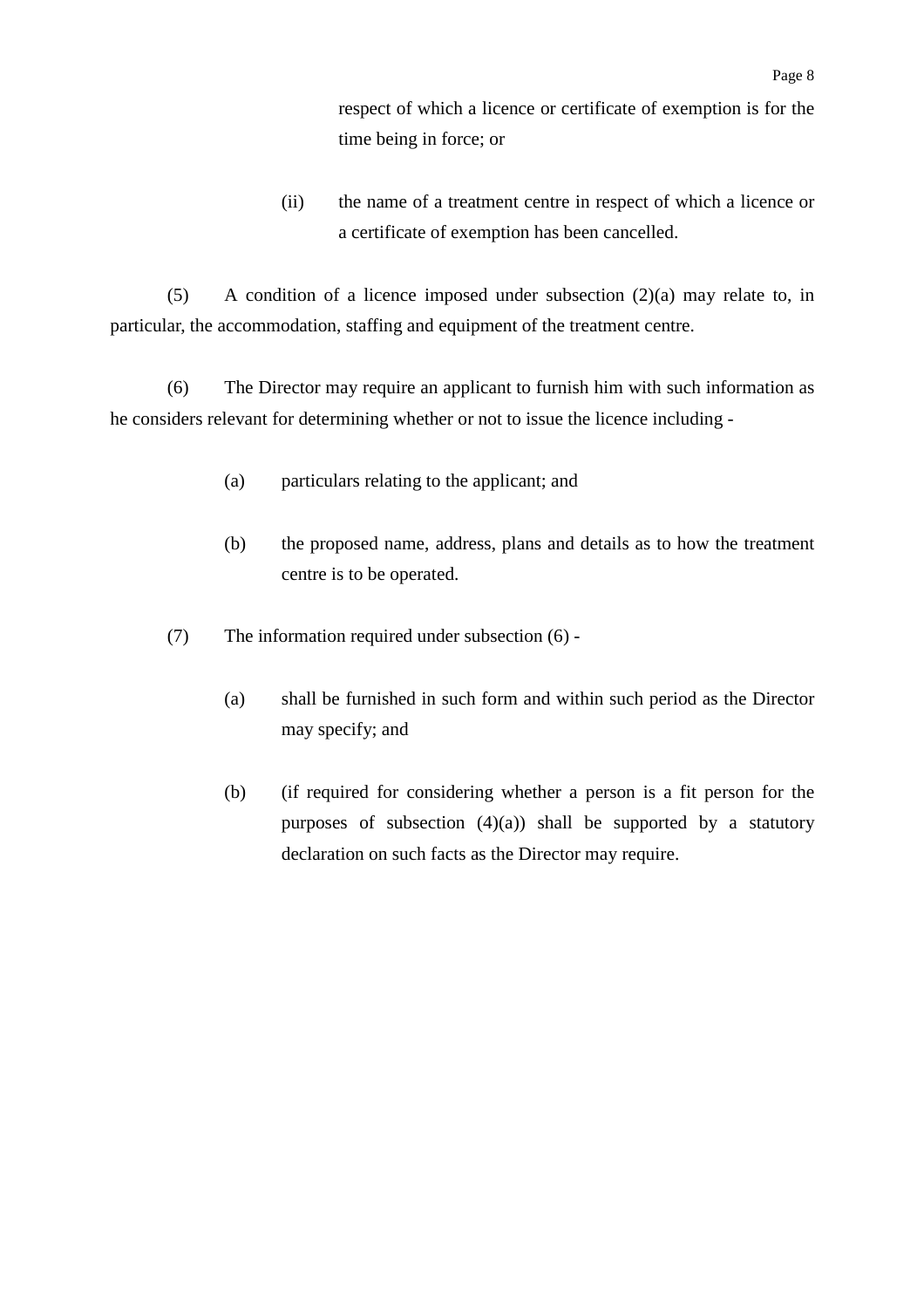respect of which a licence or certificate of exemption is for the time being in force; or

(ii) the name of a treatment centre in respect of which a licence or a certificate of exemption has been cancelled.

(5) A condition of a licence imposed under subsection (2)(a) may relate to, in particular, the accommodation, staffing and equipment of the treatment centre.

(6) The Director may require an applicant to furnish him with such information as he considers relevant for determining whether or not to issue the licence including -

(a) particulars relating to the applicant; and

(b) the proposed name, address, plans and details as to how the treatment centre is to be operated.

(7) The information required under subsection (6) -

(a) shall be furnished in such form and within such period as the Director may specify; and

(b) (if required for considering whether a person is a fit person for the purposes of subsection (4)(a)) shall be supported by a statutory declaration on such facts as the Director may require.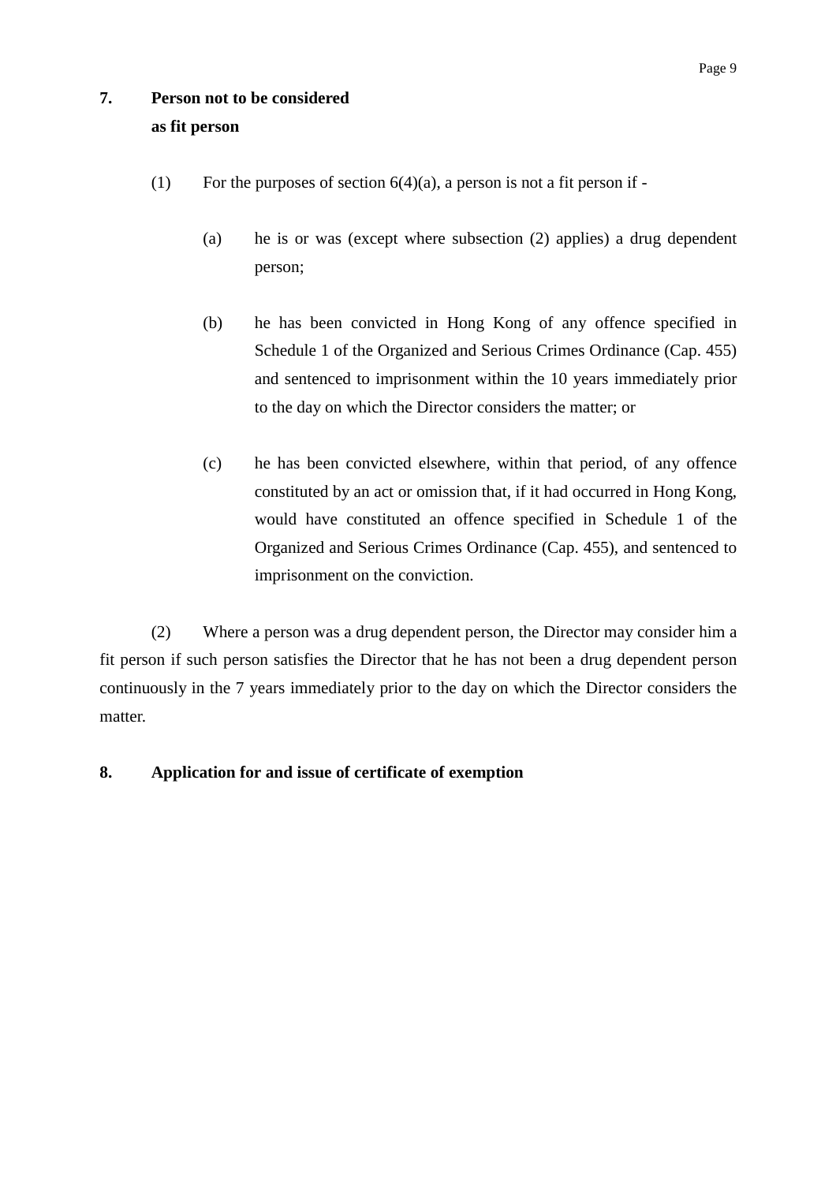## 7. Person not to be considered as fit person

(1) For the purposes of section 6(4)(a), a person is not a fit person if -

(a) he is or was (except where subsection (2) applies) a drug dependent person;

(b) he has been convicted in Hong Kong of any offence specified in Schedule 1 of the Organized and Serious Crimes Ordinance (Cap. 455) and sentenced to imprisonment within the 10 years immediately prior to the day on which the Director considers the matter; or

(c) he has been convicted elsewhere, within that period, of any offence constituted by an act or omission that, if it had occurred in Hong Kong, would have constituted an offence specified in Schedule 1 of the Organized and Serious Crimes Ordinance (Cap. 455), and sentenced to imprisonment on the conviction.

(2) Where a person was a drug dependent person, the Director may consider him a fit person if such person satisfies the Director that he has not been a drug dependent person continuously in the 7 years immediately prior to the day on which the Director considers the matter.

## 8. Application for and issue of certificate of exemption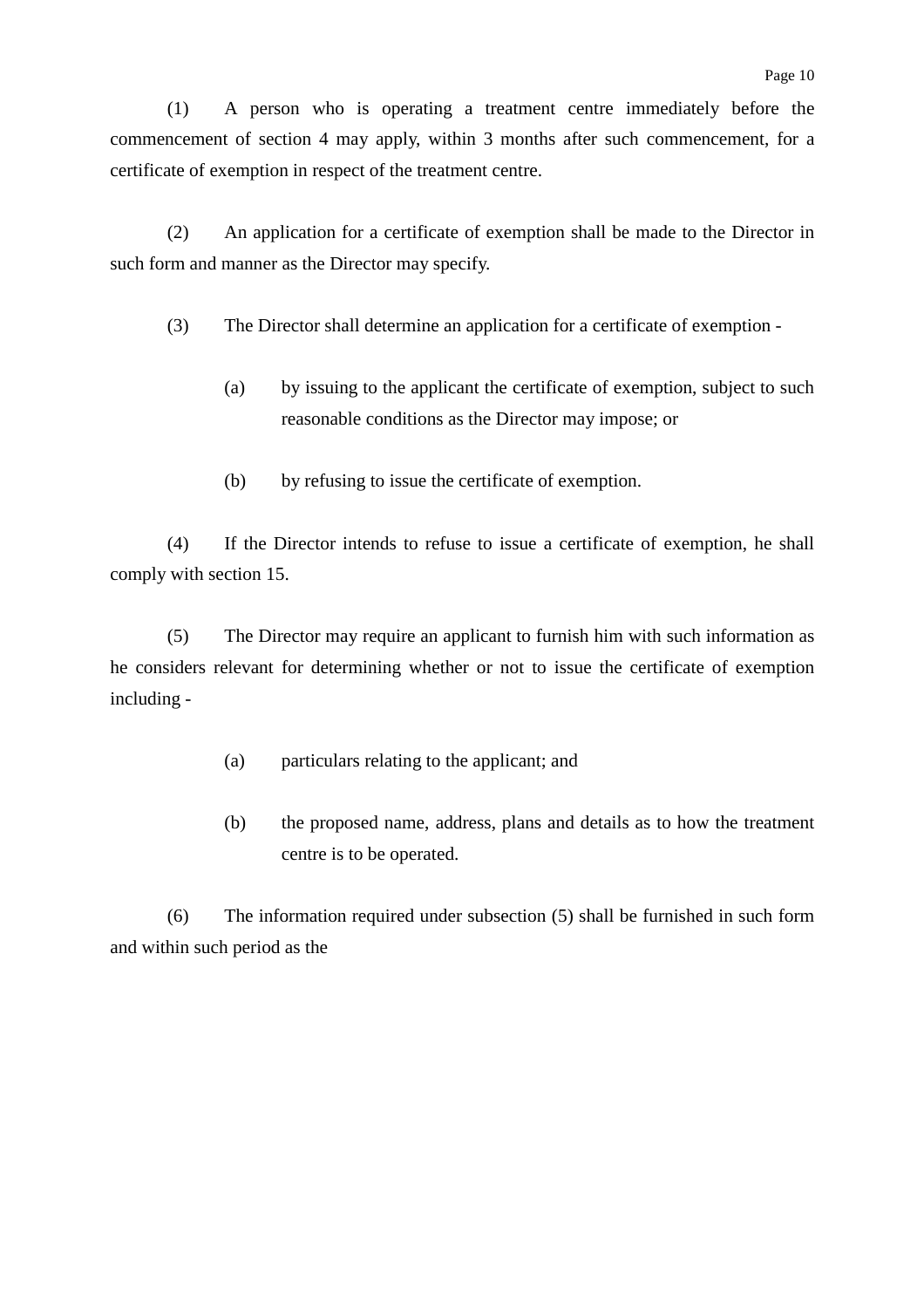(1) A person who is operating a treatment centre immediately before the commencement of section 4 may apply, within 3 months after such commencement, for a certificate of exemption in respect of the treatment centre.

(2) An application for a certificate of exemption shall be made to the Director in such form and manner as the Director may specify.

(3) The Director shall determine an application for a certificate of exemption -

(a) by issuing to the applicant the certificate of exemption, subject to such reasonable conditions as the Director may impose; or

(b) by refusing to issue the certificate of exemption.

(4) If the Director intends to refuse to issue a certificate of exemption, he shall comply with section 15.

(5) The Director may require an applicant to furnish him with such information as he considers relevant for determining whether or not to issue the certificate of exemption including -

(a) particulars relating to the applicant; and

(b) the proposed name, address, plans and details as to how the treatment centre is to be operated.

(6) The information required under subsection (5) shall be furnished in such form and within such period as the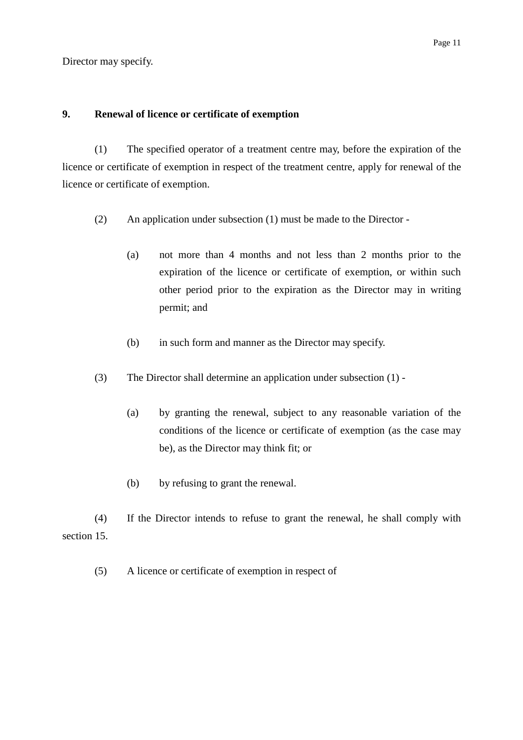Director may specify.

**9. Renewal of licence or certificate of exemption**

(1) The specified operator of a treatment centre may, before the expiration of the licence or certificate of exemption in respect of the treatment centre, apply for renewal of the licence or certificate of exemption.

(2) An application under subsection (1) must be made to the Director -

(a) not more than 4 months and not less than 2 months prior to the expiration of the licence or certificate of exemption, or within such other period prior to the expiration as the Director may in writing permit; and

(b) in such form and manner as the Director may specify.

(3) The Director shall determine an application under subsection (1) -

(a) by granting the renewal, subject to any reasonable variation of the conditions of the licence or certificate of exemption (as the case may be), as the Director may think fit; or

(b) by refusing to grant the renewal.

(4) If the Director intends to refuse to grant the renewal, he shall comply with section 15.

(5) A licence or certificate of exemption in respect of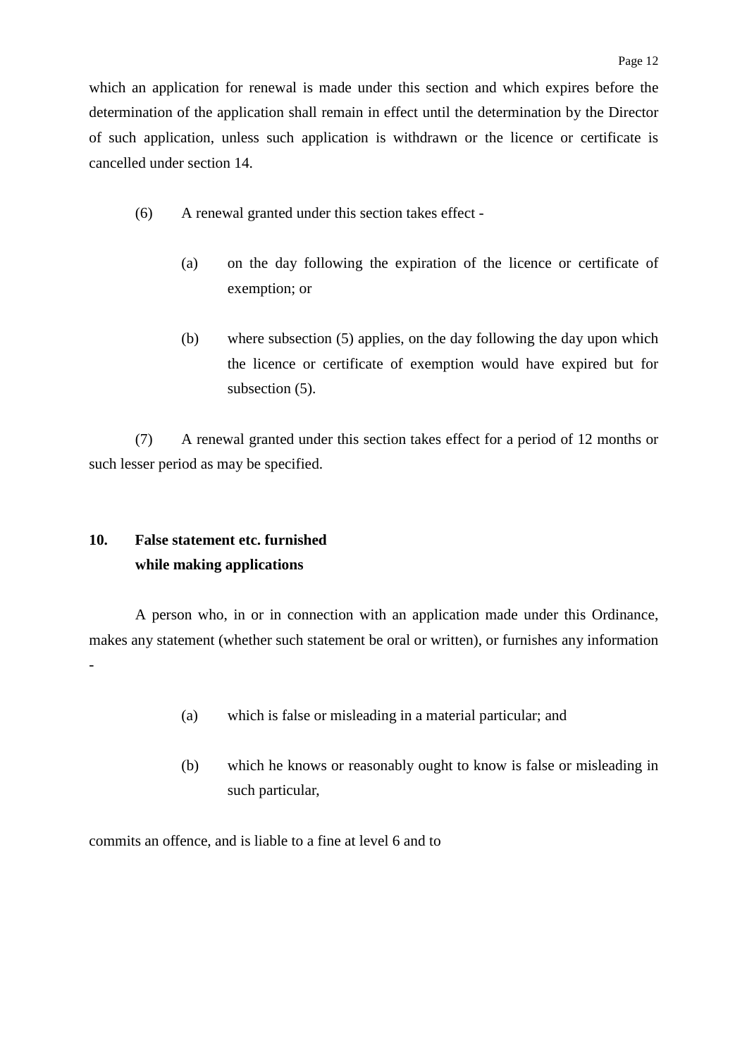which an application for renewal is made under this section and which expires before the determination of the application shall remain in effect until the determination by the Director of such application, unless such application is withdrawn or the licence or certificate is cancelled under section 14.

(6) A renewal granted under this section takes effect -

(a) on the day following the expiration of the licence or certificate of exemption; or

(b) where subsection (5) applies, on the day following the day upon which the licence or certificate of exemption would have expired but for subsection (5).

(7) A renewal granted under this section takes effect for a period of 12 months or such lesser period as may be specified.

**10. False statement etc. furnished while making applications**

A person who, in or in connection with an application made under this Ordinance, makes any statement (whether such statement be oral or written), or furnishes any information -

(a) which is false or misleading in a material particular; and

(b) which he knows or reasonably ought to know is false or misleading in such particular,

commits an offence, and is liable to a fine at level 6 and to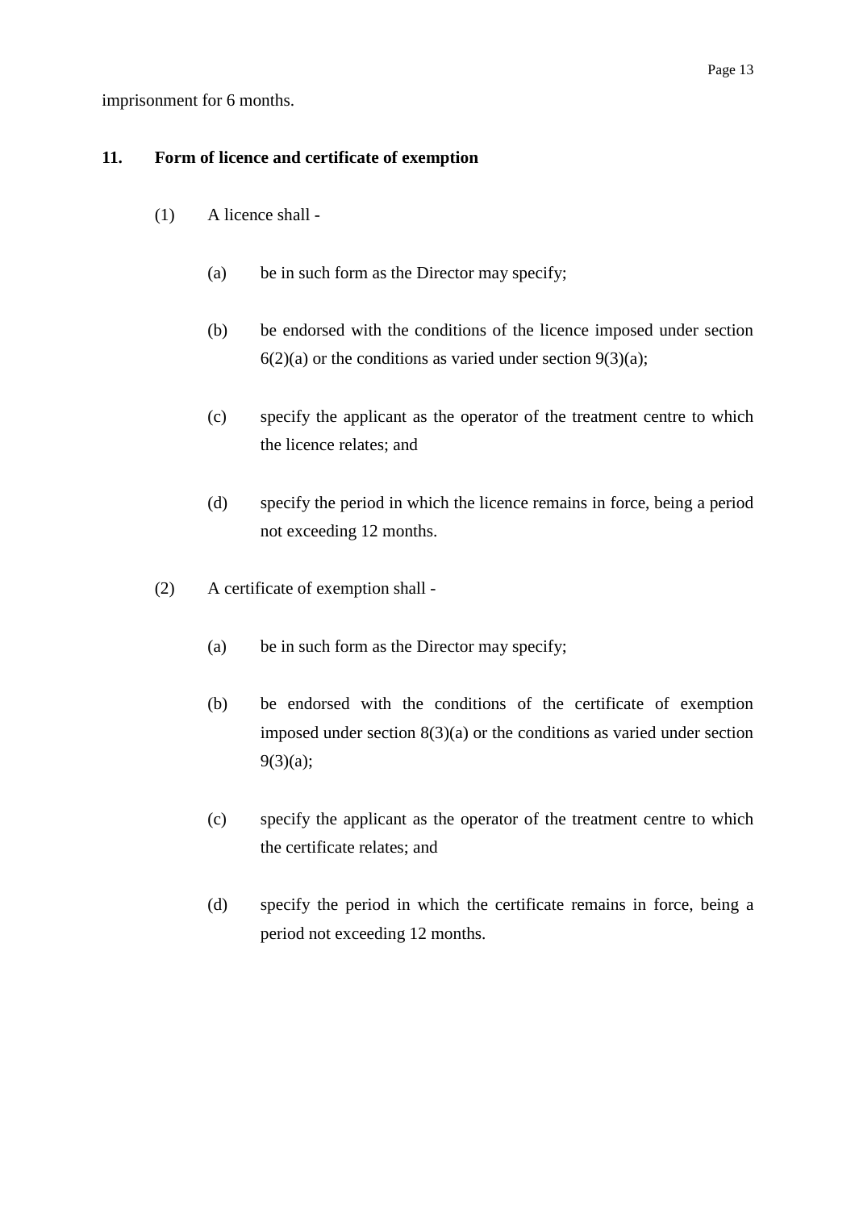imprisonment for 6 months.

**11. Form of licence and certificate of exemption**

(1) A licence shall -

(a) be in such form as the Director may specify;

(b) be endorsed with the conditions of the licence imposed under section 6(2)(a) or the conditions as varied under section 9(3)(a);

(c) specify the applicant as the operator of the treatment centre to which the licence relates; and

(d) specify the period in which the licence remains in force, being a period not exceeding 12 months.

(2) A certificate of exemption shall -

(a) be in such form as the Director may specify;

(b) be endorsed with the conditions of the certificate of exemption imposed under section 8(3)(a) or the conditions as varied under section 9(3)(a);

(c) specify the applicant as the operator of the treatment centre to which the certificate relates; and

(d) specify the period in which the certificate remains in force, being a period not exceeding 12 months.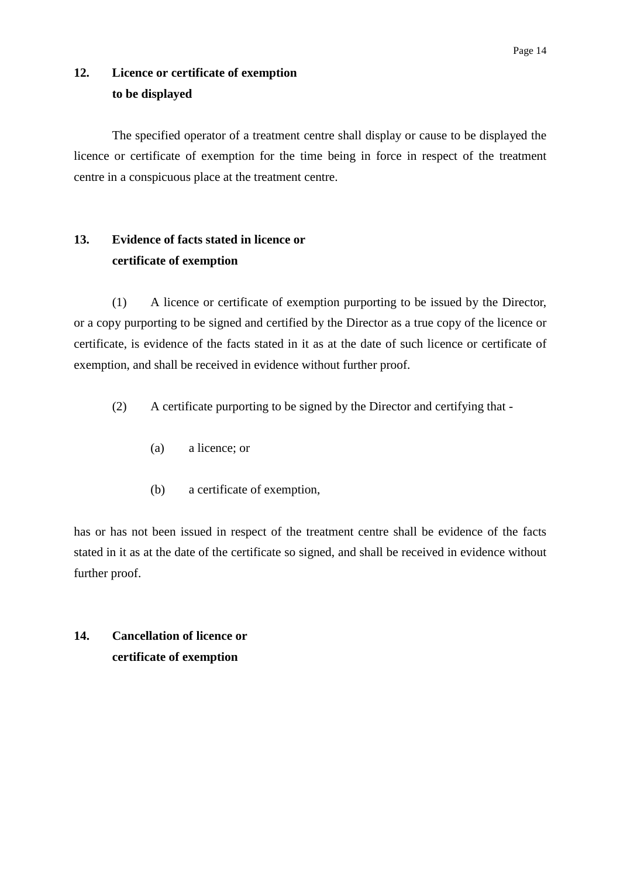**12. Licence or certificate of exemption to be displayed**

The specified operator of a treatment centre shall display or cause to be displayed the licence or certificate of exemption for the time being in force in respect of the treatment centre in a conspicuous place at the treatment centre.

**13. Evidence of facts stated in licence or certificate of exemption**

(1) A licence or certificate of exemption purporting to be issued by the Director, or a copy purporting to be signed and certified by the Director as a true copy of the licence or certificate, is evidence of the facts stated in it as at the date of such licence or certificate of exemption, and shall be received in evidence without further proof.

(2) A certificate purporting to be signed by the Director and certifying that -

(a) a licence; or

(b) a certificate of exemption,

has or has not been issued in respect of the treatment centre shall be evidence of the facts stated in it as at the date of the certificate so signed, and shall be received in evidence without further proof.

**14. Cancellation of licence or certificate of exemption**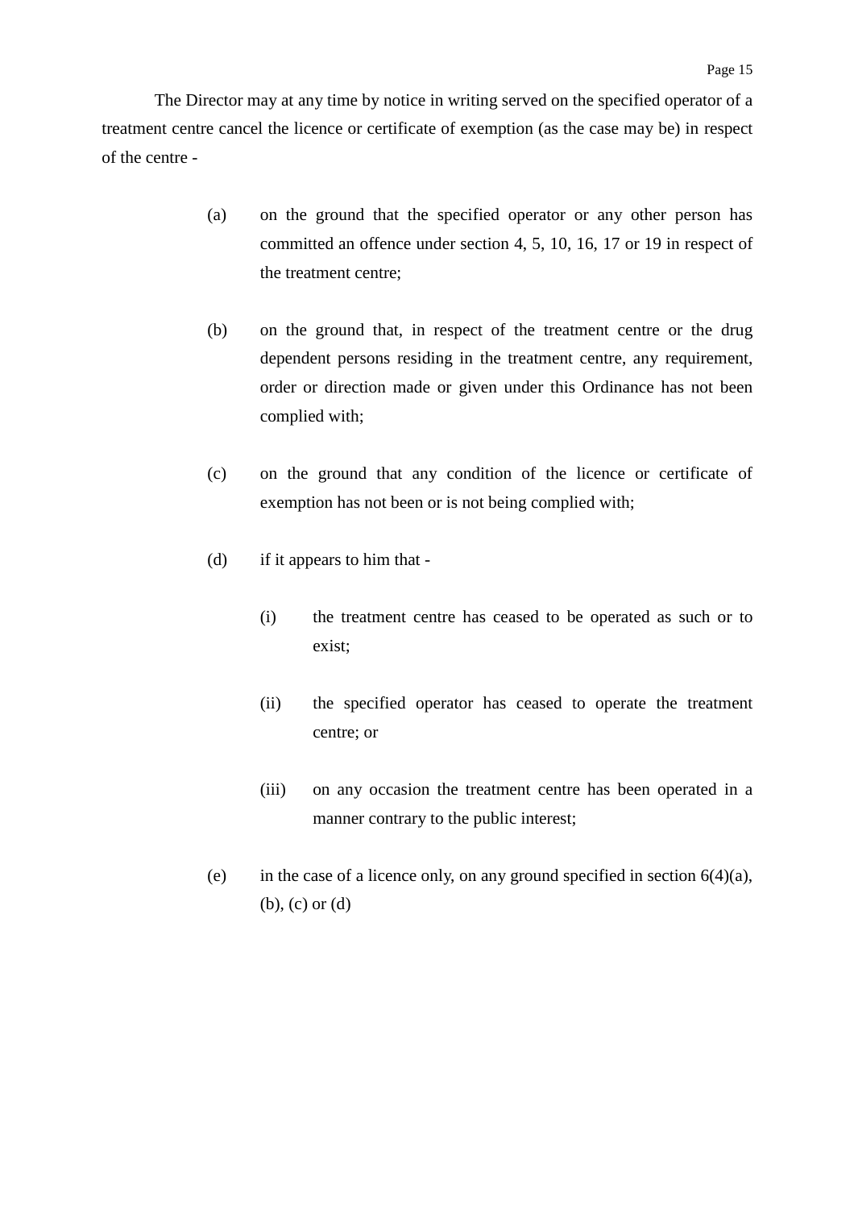The Director may at any time by notice in writing served on the specified operator of a treatment centre cancel the licence or certificate of exemption (as the case may be) in respect of the centre -

(a) on the ground that the specified operator or any other person has committed an offence under section 4, 5, 10, 16, 17 or 19 in respect of the treatment centre;

(b) on the ground that, in respect of the treatment centre or the drug dependent persons residing in the treatment centre, any requirement, order or direction made or given under this Ordinance has not been complied with;

(c) on the ground that any condition of the licence or certificate of exemption has not been or is not being complied with;

(d) if it appears to him that -

 (i) the treatment centre has ceased to be operated as such or to exist;

 (ii) the specified operator has ceased to operate the treatment centre; or

 (iii) on any occasion the treatment centre has been operated in a manner contrary to the public interest;

(e) in the case of a licence only, on any ground specified in section 6(4)(a), (b), (c) or (d)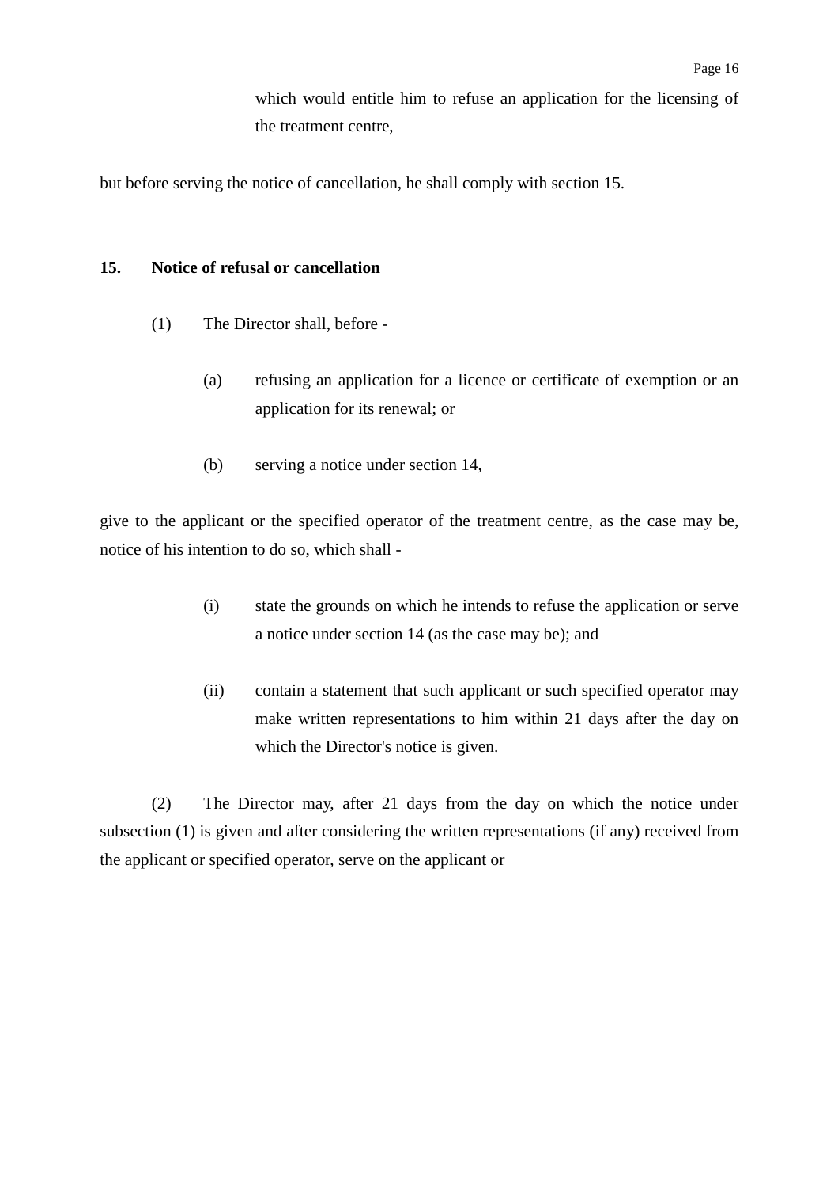which would entitle him to refuse an application for the licensing of the treatment centre,

but before serving the notice of cancellation, he shall comply with section 15.

**15. Notice of refusal or cancellation**

(1) The Director shall, before -

(a) refusing an application for a licence or certificate of exemption or an application for its renewal; or

(b) serving a notice under section 14,

give to the applicant or the specified operator of the treatment centre, as the case may be, notice of his intention to do so, which shall -

(i) state the grounds on which he intends to refuse the application or serve a notice under section 14 (as the case may be); and

(ii) contain a statement that such applicant or such specified operator may make written representations to him within 21 days after the day on which the Director's notice is given.

(2) The Director may, after 21 days from the day on which the notice under subsection (1) is given and after considering the written representations (if any) received from the applicant or specified operator, serve on the applicant or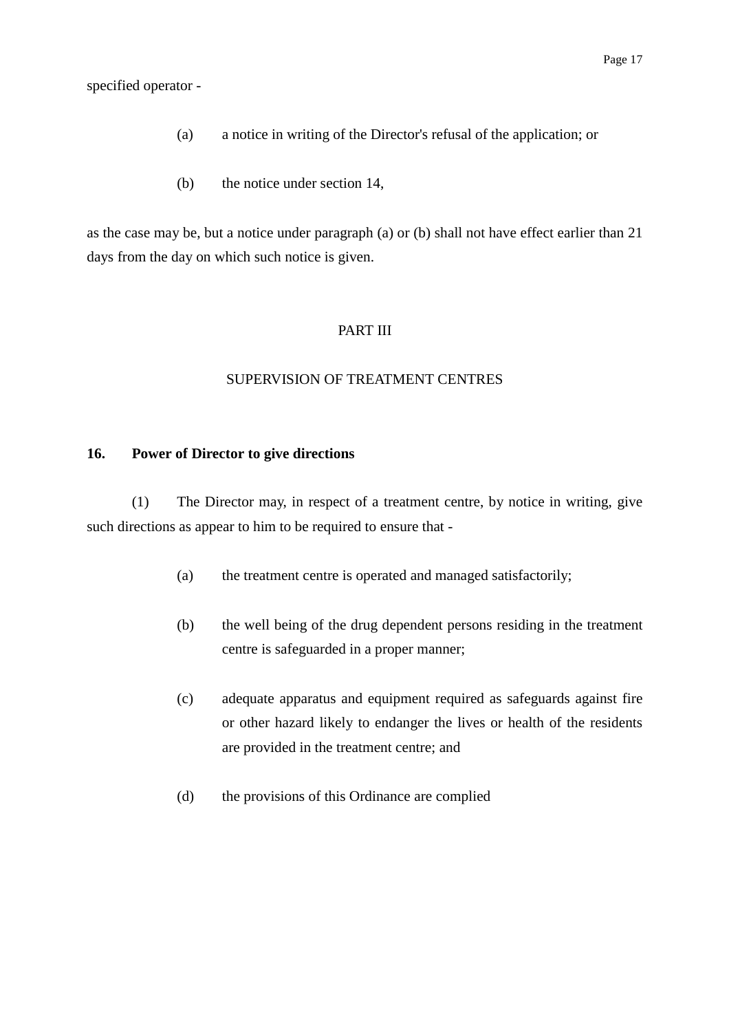specified operator -

(a) a notice in writing of the Director's refusal of the application; or

(b) the notice under section 14,

as the case may be, but a notice under paragraph (a) or (b) shall not have effect earlier than 21 days from the day on which such notice is given.

## PART III

## SUPERVISION OF TREATMENT CENTRES

### 16. Power of Director to give directions

(1) The Director may, in respect of a treatment centre, by notice in writing, give such directions as appear to him to be required to ensure that -

(a) the treatment centre is operated and managed satisfactorily;

(b) the well being of the drug dependent persons residing in the treatment centre is safeguarded in a proper manner;

(c) adequate apparatus and equipment required as safeguards against fire or other hazard likely to endanger the lives or health of the residents are provided in the treatment centre; and

(d) the provisions of this Ordinance are complied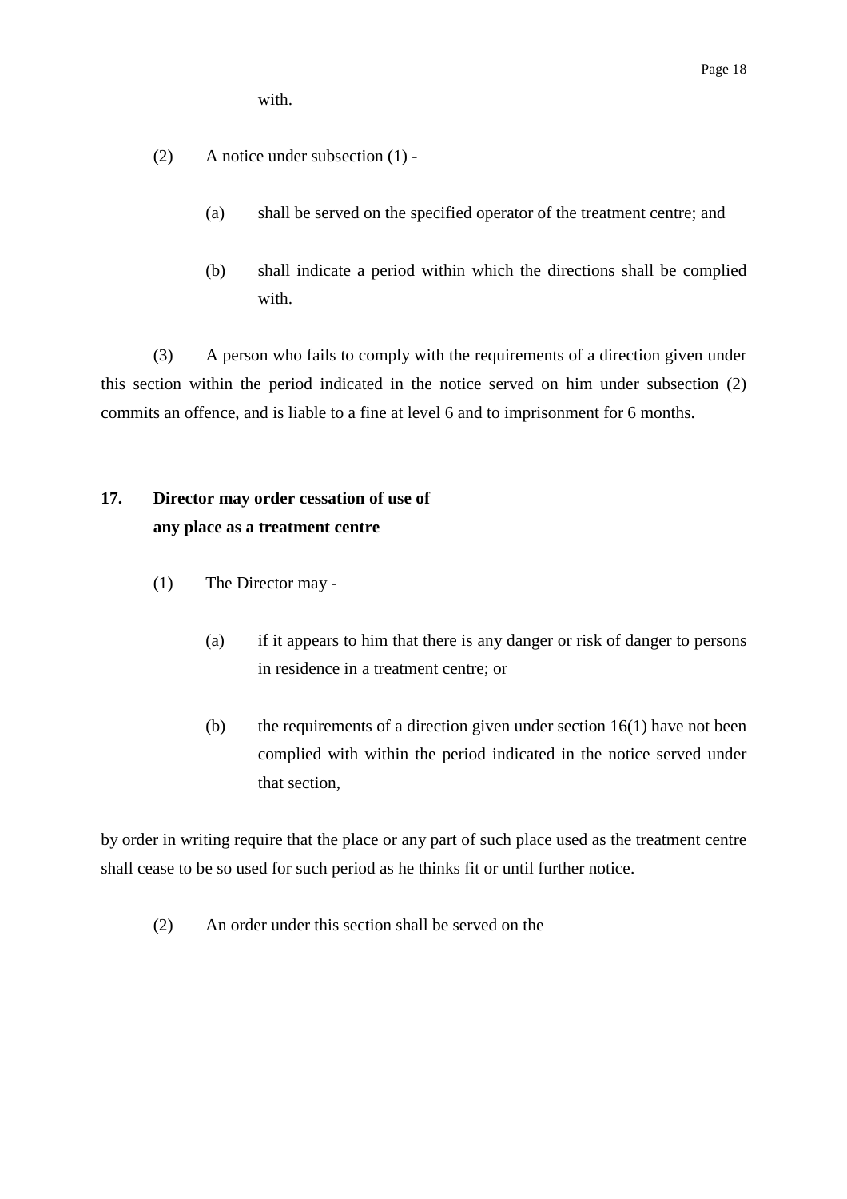with.

(2) A notice under subsection (1) -

(a) shall be served on the specified operator of the treatment centre; and

(b) shall indicate a period within which the directions shall be complied with.

(3) A person who fails to comply with the requirements of a direction given under this section within the period indicated in the notice served on him under subsection (2) commits an offence, and is liable to a fine at level 6 and to imprisonment for 6 months.

**17. Director may order cessation of use of any place as a treatment centre**

(1) The Director may -

(a) if it appears to him that there is any danger or risk of danger to persons in residence in a treatment centre; or

(b) the requirements of a direction given under section 16(1) have not been complied with within the period indicated in the notice served under that section,

by order in writing require that the place or any part of such place used as the treatment centre shall cease to be so used for such period as he thinks fit or until further notice.

(2) An order under this section shall be served on the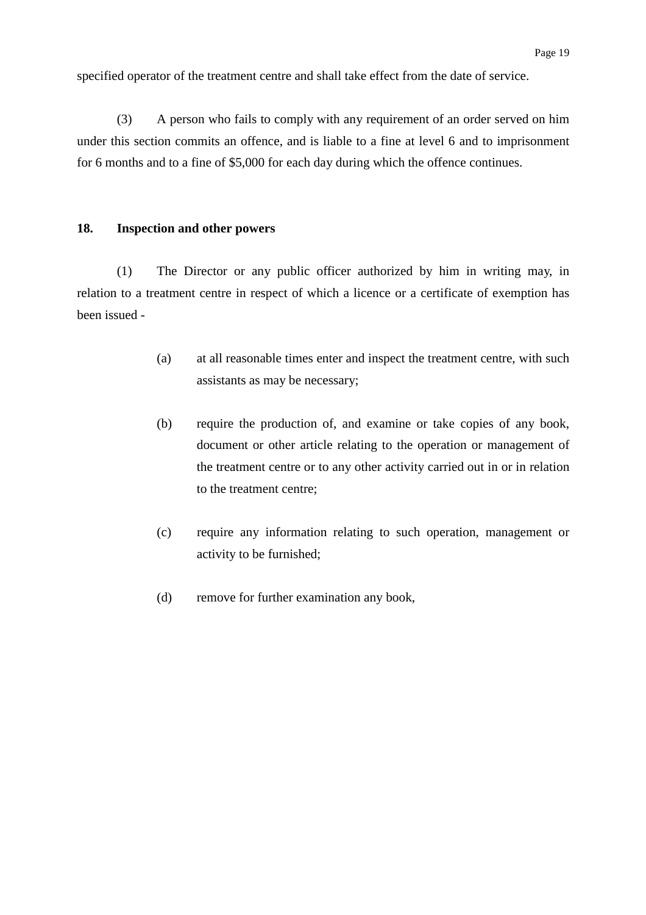specified operator of the treatment centre and shall take effect from the date of service.

(3) A person who fails to comply with any requirement of an order served on him under this section commits an offence, and is liable to a fine at level 6 and to imprisonment for 6 months and to a fine of $5,000 for each day during which the offence continues.

**18. Inspection and other powers**

(1) The Director or any public officer authorized by him in writing may, in relation to a treatment centre in respect of which a licence or a certificate of exemption has been issued -

(a) at all reasonable times enter and inspect the treatment centre, with such assistants as may be necessary;

(b) require the production of, and examine or take copies of any book, document or other article relating to the operation or management of the treatment centre or to any other activity carried out in or in relation to the treatment centre;

(c) require any information relating to such operation, management or activity to be furnished;

(d) remove for further examination any book,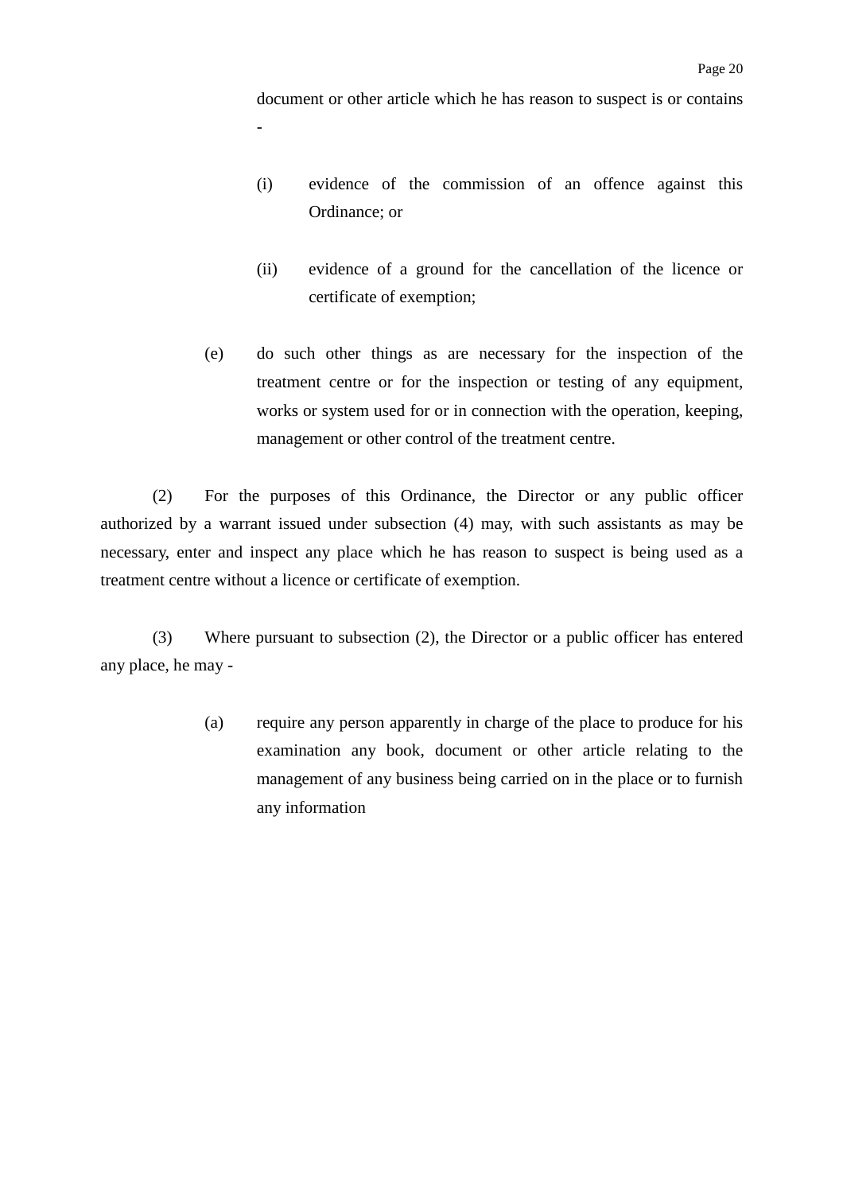document or other article which he has reason to suspect is or contains -

(i) evidence of the commission of an offence against this Ordinance; or

(ii) evidence of a ground for the cancellation of the licence or certificate of exemption;

(e) do such other things as are necessary for the inspection of the treatment centre or for the inspection or testing of any equipment, works or system used for or in connection with the operation, keeping, management or other control of the treatment centre.

(2) For the purposes of this Ordinance, the Director or any public officer authorized by a warrant issued under subsection (4) may, with such assistants as may be necessary, enter and inspect any place which he has reason to suspect is being used as a treatment centre without a licence or certificate of exemption.

(3) Where pursuant to subsection (2), the Director or a public officer has entered any place, he may -

(a) require any person apparently in charge of the place to produce for his examination any book, document or other article relating to the management of any business being carried on in the place or to furnish any information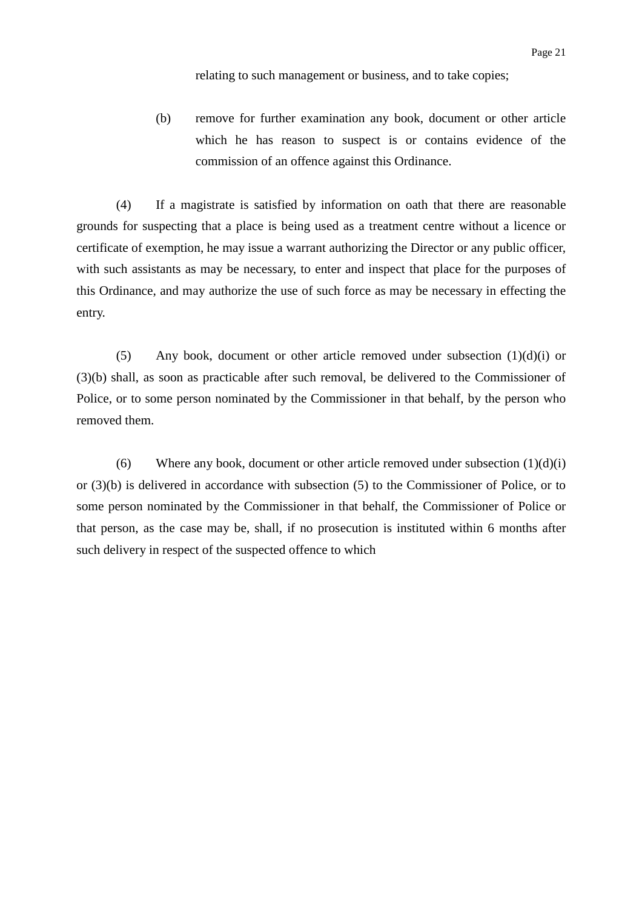relating to such management or business, and to take copies;

(b) remove for further examination any book, document or other article which he has reason to suspect is or contains evidence of the commission of an offence against this Ordinance.

(4) If a magistrate is satisfied by information on oath that there are reasonable grounds for suspecting that a place is being used as a treatment centre without a licence or certificate of exemption, he may issue a warrant authorizing the Director or any public officer, with such assistants as may be necessary, to enter and inspect that place for the purposes of this Ordinance, and may authorize the use of such force as may be necessary in effecting the entry.

(5) Any book, document or other article removed under subsection (1)(d)(i) or (3)(b) shall, as soon as practicable after such removal, be delivered to the Commissioner of Police, or to some person nominated by the Commissioner in that behalf, by the person who removed them.

(6) Where any book, document or other article removed under subsection (1)(d)(i) or (3)(b) is delivered in accordance with subsection (5) to the Commissioner of Police, or to some person nominated by the Commissioner in that behalf, the Commissioner of Police or that person, as the case may be, shall, if no prosecution is instituted within 6 months after such delivery in respect of the suspected offence to which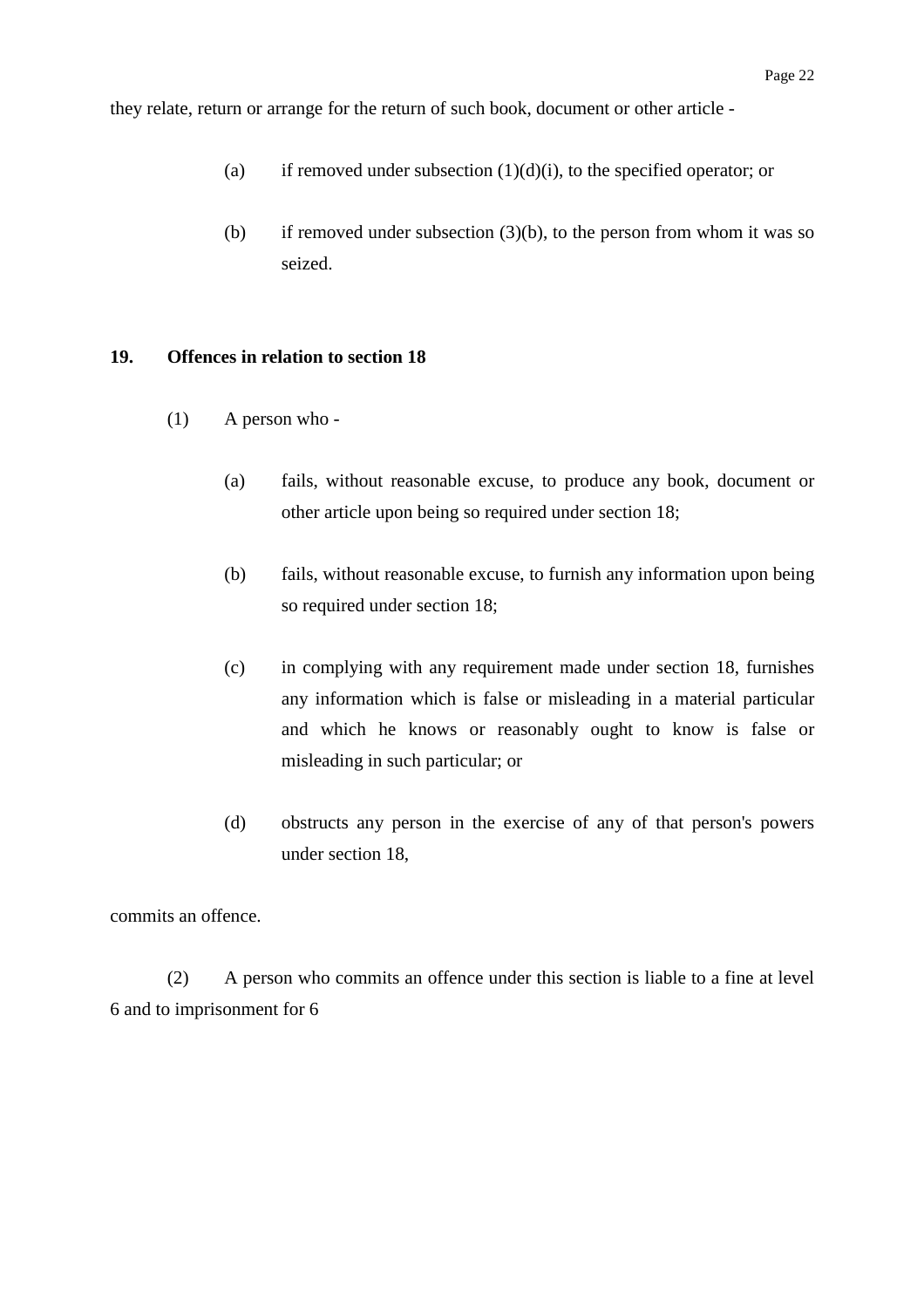they relate, return or arrange for the return of such book, document or other article -

(a) if removed under subsection (1)(d)(i), to the specified operator; or

(b) if removed under subsection (3)(b), to the person from whom it was so seized.

**19. Offences in relation to section 18**

(1) A person who -

(a) fails, without reasonable excuse, to produce any book, document or other article upon being so required under section 18;

(b) fails, without reasonable excuse, to furnish any information upon being so required under section 18;

(c) in complying with any requirement made under section 18, furnishes any information which is false or misleading in a material particular and which he knows or reasonably ought to know is false or misleading in such particular; or

(d) obstructs any person in the exercise of any of that person's powers under section 18,

commits an offence.

(2) A person who commits an offence under this section is liable to a fine at level 6 and to imprisonment for 6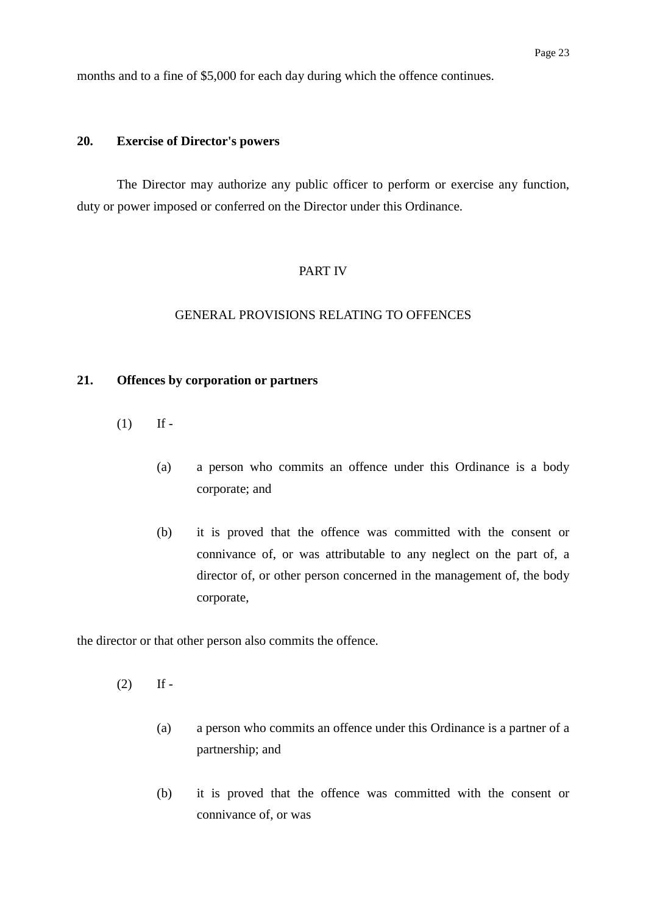months and to a fine of $5,000 for each day during which the offence continues.

**20. Exercise of Director's powers**

The Director may authorize any public officer to perform or exercise any function, duty or power imposed or conferred on the Director under this Ordinance.

## PART IV

## GENERAL PROVISIONS RELATING TO OFFENCES

**21. Offences by corporation or partners**

(1) If -

(a) a person who commits an offence under this Ordinance is a body corporate; and

(b) it is proved that the offence was committed with the consent or connivance of, or was attributable to any neglect on the part of, a director of, or other person concerned in the management of, the body corporate,

the director or that other person also commits the offence.

(2) If -

(a) a person who commits an offence under this Ordinance is a partner of a partnership; and

(b) it is proved that the offence was committed with the consent or connivance of, or was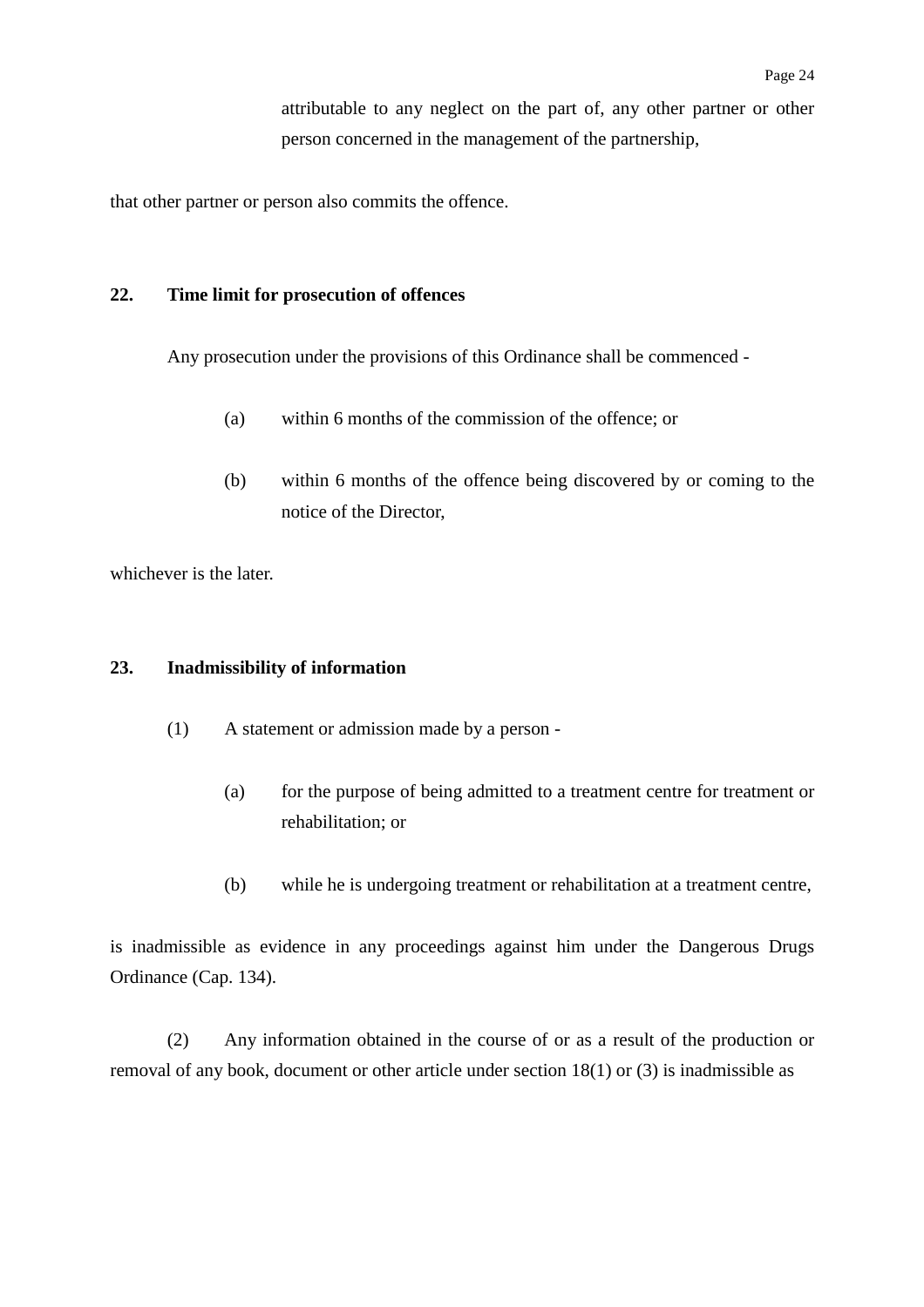attributable to any neglect on the part of, any other partner or other person concerned in the management of the partnership,

that other partner or person also commits the offence.

**22. Time limit for prosecution of offences**

Any prosecution under the provisions of this Ordinance shall be commenced -

(a) within 6 months of the commission of the offence; or

(b) within 6 months of the offence being discovered by or coming to the notice of the Director,

whichever is the later.

**23. Inadmissibility of information**

(1) A statement or admission made by a person -

(a) for the purpose of being admitted to a treatment centre for treatment or rehabilitation; or

(b) while he is undergoing treatment or rehabilitation at a treatment centre,

is inadmissible as evidence in any proceedings against him under the Dangerous Drugs Ordinance (Cap. 134).

(2) Any information obtained in the course of or as a result of the production or removal of any book, document or other article under section 18(1) or (3) is inadmissible as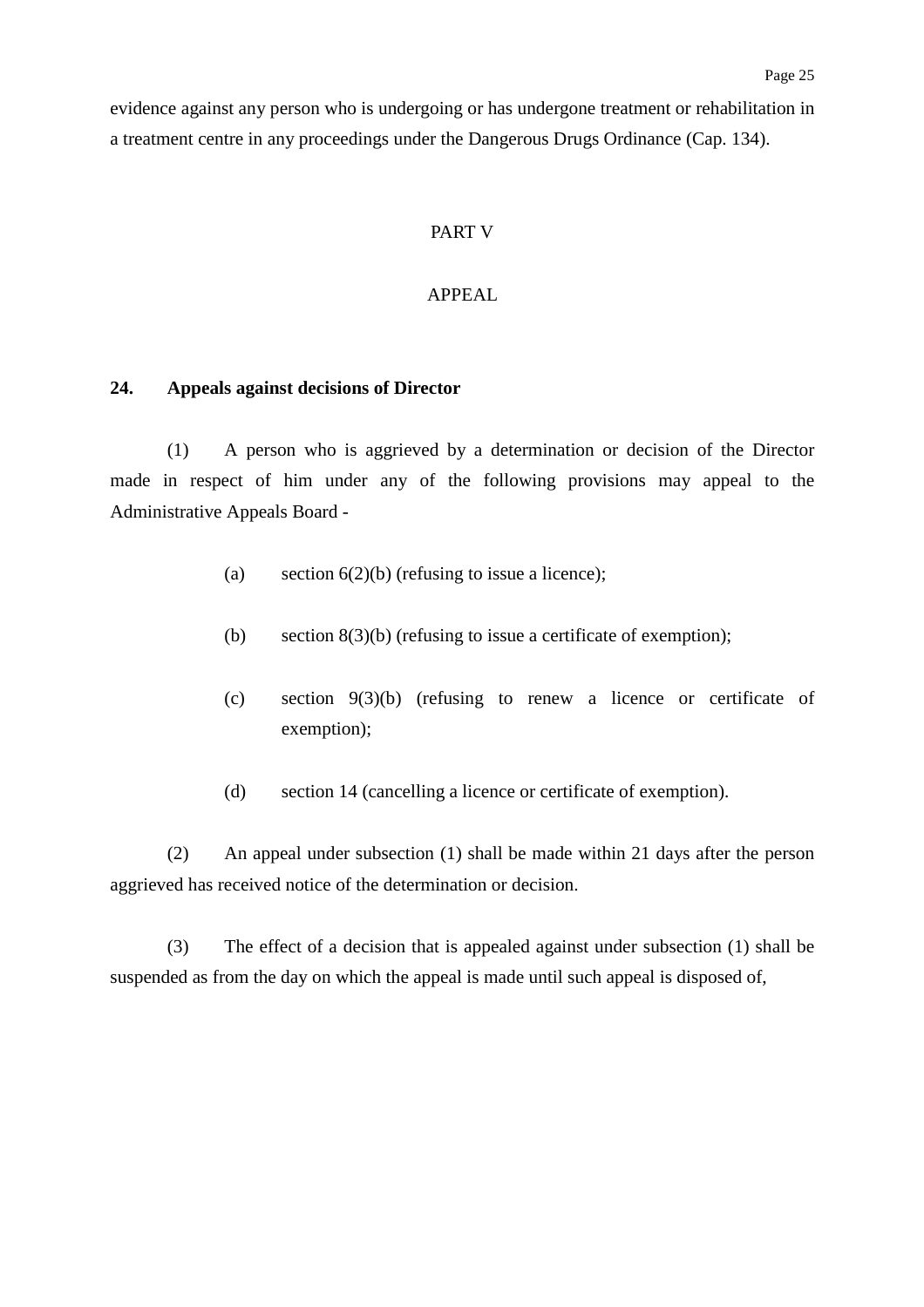evidence against any person who is undergoing or has undergone treatment or rehabilitation in a treatment centre in any proceedings under the Dangerous Drugs Ordinance (Cap. 134).

## PART V

## APPEAL

### 24. Appeals against decisions of Director

(1) A person who is aggrieved by a determination or decision of the Director made in respect of him under any of the following provisions may appeal to the Administrative Appeals Board -

(a) section 6(2)(b) (refusing to issue a licence);

(b) section 8(3)(b) (refusing to issue a certificate of exemption);

(c) section 9(3)(b) (refusing to renew a licence or certificate of exemption);

(d) section 14 (cancelling a licence or certificate of exemption).

(2) An appeal under subsection (1) shall be made within 21 days after the person aggrieved has received notice of the determination or decision.

(3) The effect of a decision that is appealed against under subsection (1) shall be suspended as from the day on which the appeal is made until such appeal is disposed of,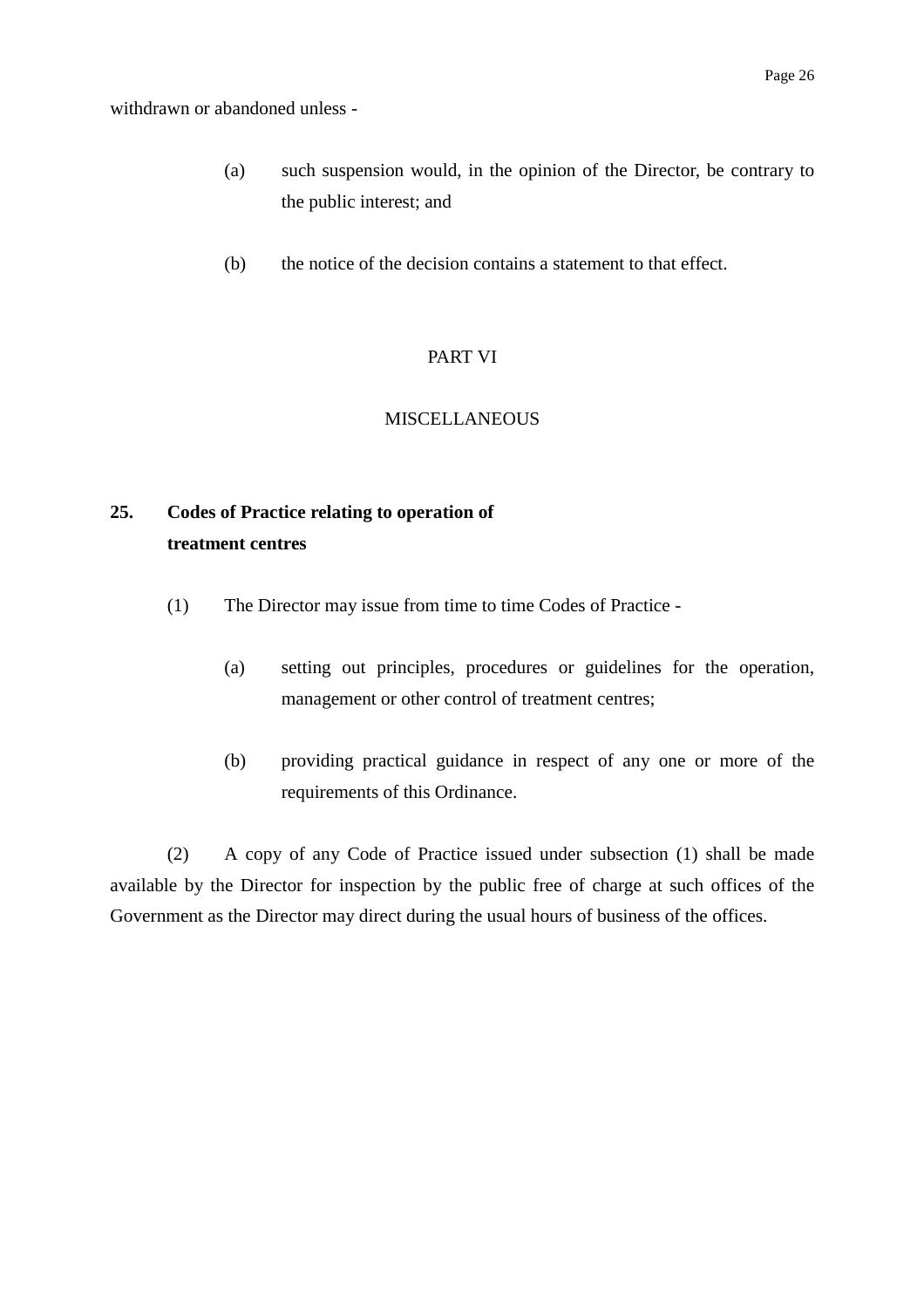withdrawn or abandoned unless -

(a) such suspension would, in the opinion of the Director, be contrary to the public interest; and

(b) the notice of the decision contains a statement to that effect.

## PART VI

## MISCELLANEOUS

**25. Codes of Practice relating to operation of treatment centres**

(1) The Director may issue from time to time Codes of Practice -

(a) setting out principles, procedures or guidelines for the operation, management or other control of treatment centres;

(b) providing practical guidance in respect of any one or more of the requirements of this Ordinance.

(2) A copy of any Code of Practice issued under subsection (1) shall be made available by the Director for inspection by the public free of charge at such offices of the Government as the Director may direct during the usual hours of business of the offices.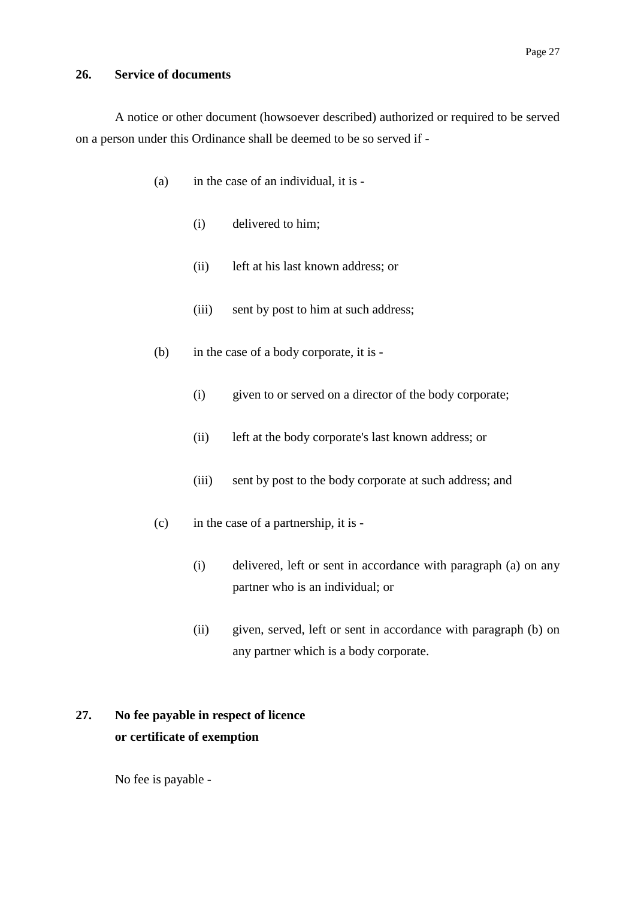### 26. Service of documents

A notice or other document (howsoever described) authorized or required to be served on a person under this Ordinance shall be deemed to be so served if -

(a) in the case of an individual, it is -

  (i) delivered to him;

  (ii) left at his last known address; or

  (iii) sent by post to him at such address;

(b) in the case of a body corporate, it is -

  (i) given to or served on a director of the body corporate;

  (ii) left at the body corporate's last known address; or

  (iii) sent by post to the body corporate at such address; and

(c) in the case of a partnership, it is -

  (i) delivered, left or sent in accordance with paragraph (a) on any partner who is an individual; or

  (ii) given, served, left or sent in accordance with paragraph (b) on any partner which is a body corporate.

### 27. No fee payable in respect of licence or certificate of exemption

No fee is payable -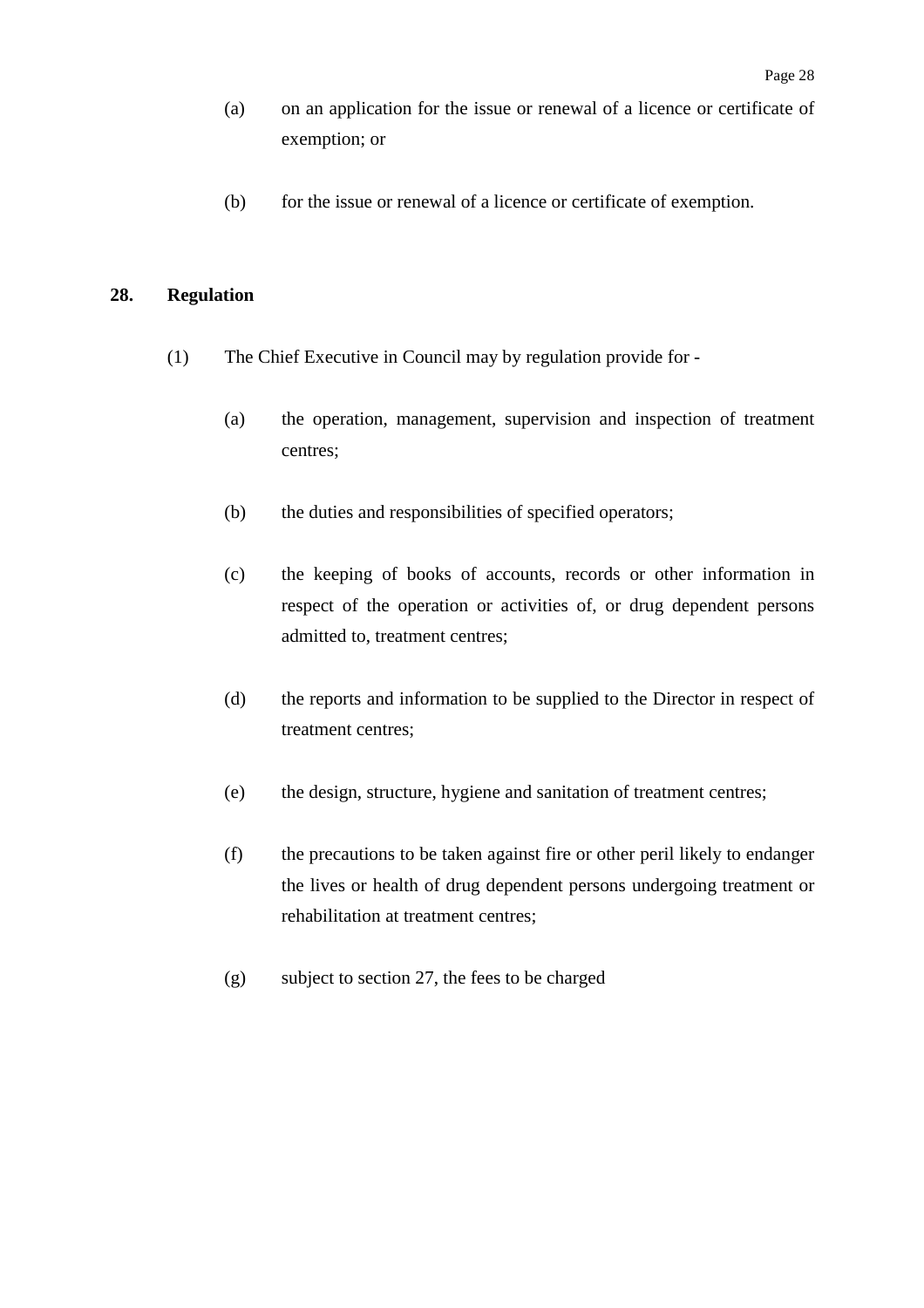(a) on an application for the issue or renewal of a licence or certificate of exemption; or

(b) for the issue or renewal of a licence or certificate of exemption.

**28. Regulation**

(1) The Chief Executive in Council may by regulation provide for -

(a) the operation, management, supervision and inspection of treatment centres;

(b) the duties and responsibilities of specified operators;

(c) the keeping of books of accounts, records or other information in respect of the operation or activities of, or drug dependent persons admitted to, treatment centres;

(d) the reports and information to be supplied to the Director in respect of treatment centres;

(e) the design, structure, hygiene and sanitation of treatment centres;

(f) the precautions to be taken against fire or other peril likely to endanger the lives or health of drug dependent persons undergoing treatment or rehabilitation at treatment centres;

(g) subject to section 27, the fees to be charged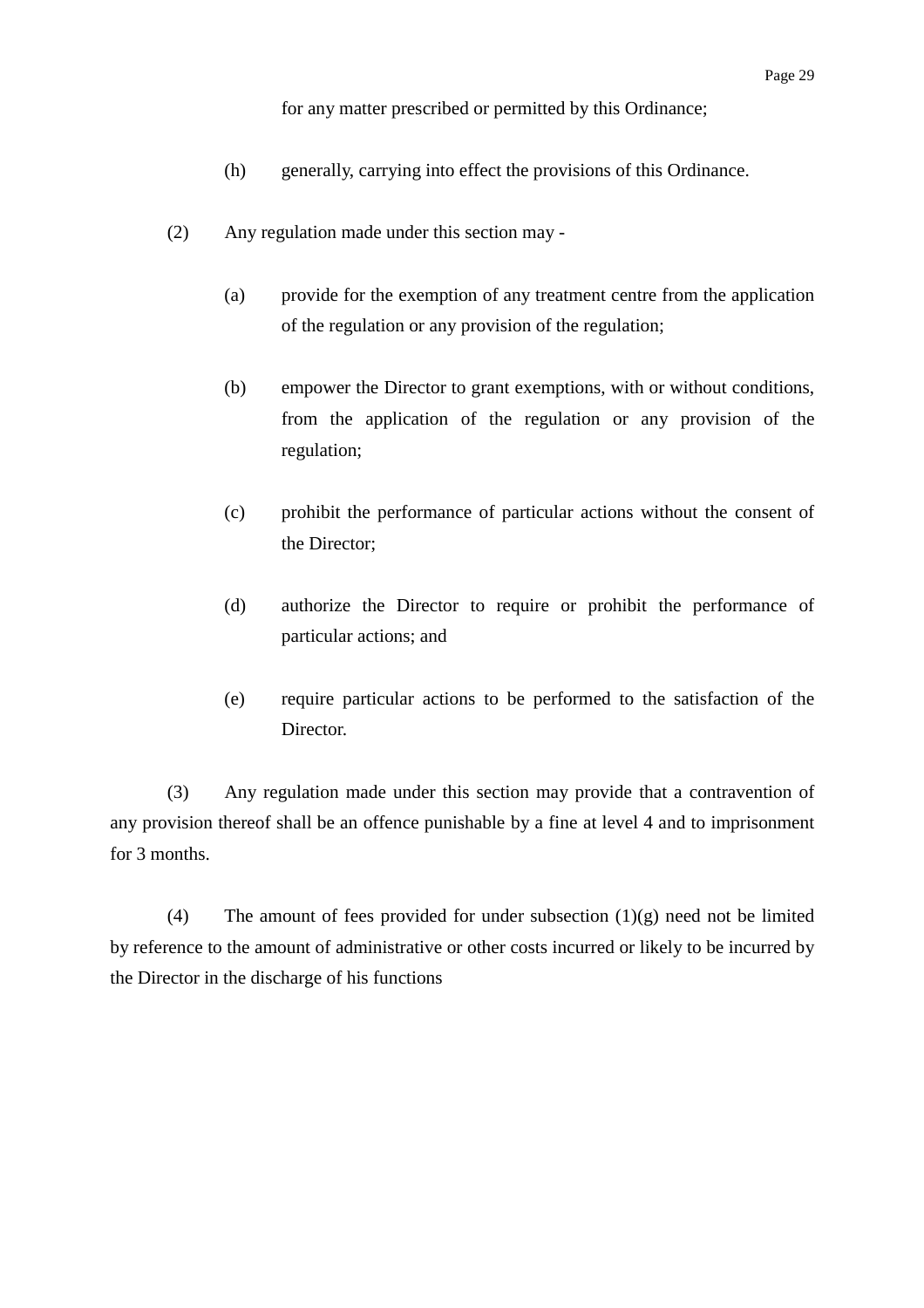for any matter prescribed or permitted by this Ordinance;

(h) generally, carrying into effect the provisions of this Ordinance.

(2) Any regulation made under this section may -

(a) provide for the exemption of any treatment centre from the application of the regulation or any provision of the regulation;

(b) empower the Director to grant exemptions, with or without conditions, from the application of the regulation or any provision of the regulation;

(c) prohibit the performance of particular actions without the consent of the Director;

(d) authorize the Director to require or prohibit the performance of particular actions; and

(e) require particular actions to be performed to the satisfaction of the Director.

(3) Any regulation made under this section may provide that a contravention of any provision thereof shall be an offence punishable by a fine at level 4 and to imprisonment for 3 months.

(4) The amount of fees provided for under subsection (1)(g) need not be limited by reference to the amount of administrative or other costs incurred or likely to be incurred by the Director in the discharge of his functions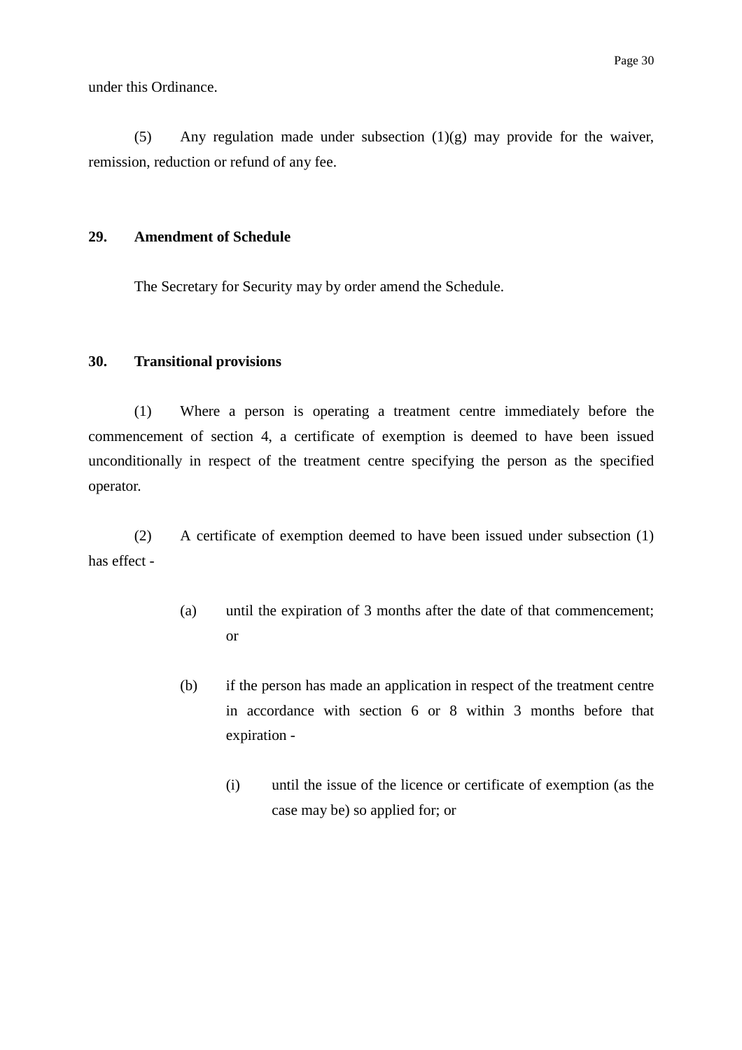under this Ordinance.

(5) Any regulation made under subsection (1)(g) may provide for the waiver, remission, reduction or refund of any fee.

**29. Amendment of Schedule**

The Secretary for Security may by order amend the Schedule.

**30. Transitional provisions**

(1) Where a person is operating a treatment centre immediately before the commencement of section 4, a certificate of exemption is deemed to have been issued unconditionally in respect of the treatment centre specifying the person as the specified operator.

(2) A certificate of exemption deemed to have been issued under subsection (1) has effect -

(a) until the expiration of 3 months after the date of that commencement; or

(b) if the person has made an application in respect of the treatment centre in accordance with section 6 or 8 within 3 months before that expiration -

(i) until the issue of the licence or certificate of exemption (as the case may be) so applied for; or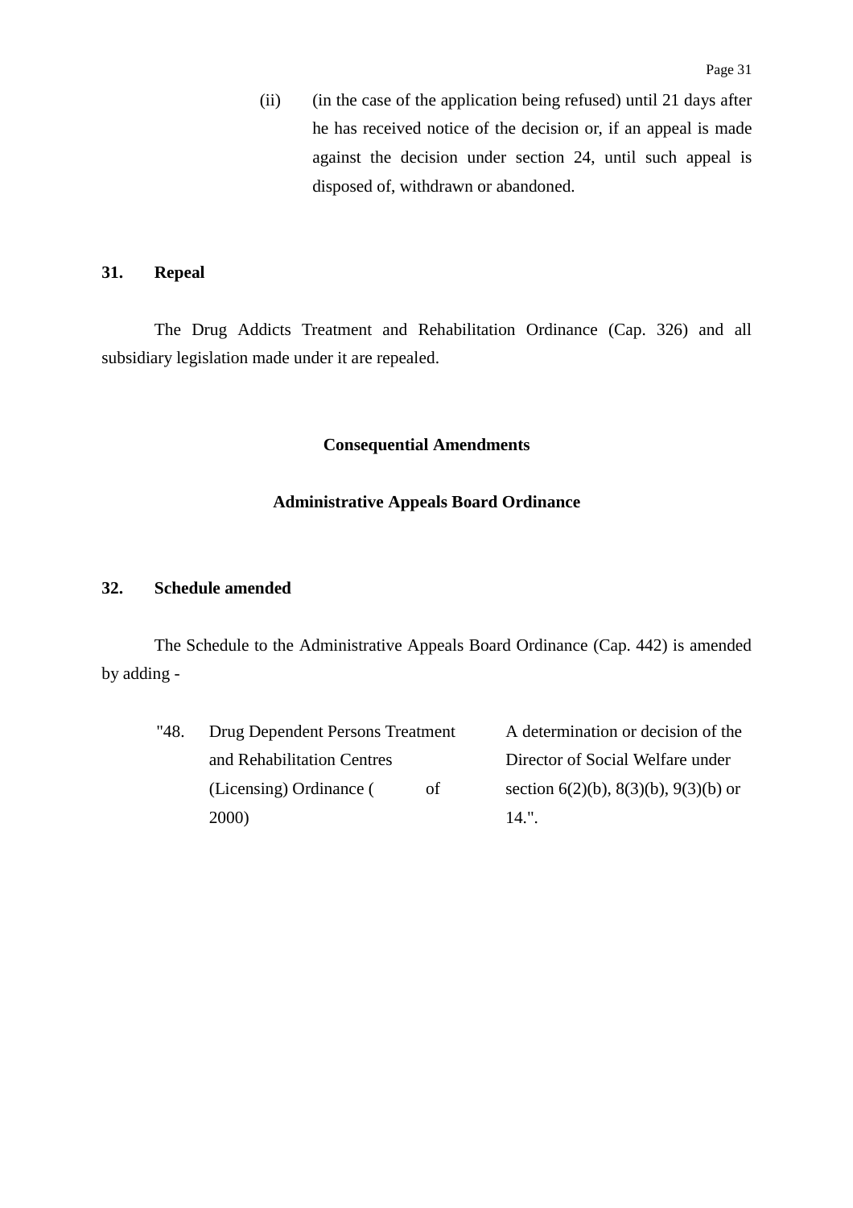(ii) (in the case of the application being refused) until 21 days after he has received notice of the decision or, if an appeal is made against the decision under section 24, until such appeal is disposed of, withdrawn or abandoned.

**31. Repeal**

The Drug Addicts Treatment and Rehabilitation Ordinance (Cap. 326) and all subsidiary legislation made under it are repealed.

**Consequential Amendments**

**Administrative Appeals Board Ordinance**

**32. Schedule amended**

The Schedule to the Administrative Appeals Board Ordinance (Cap. 442) is amended by adding -

| | | |
|---|---|---|
| "48. | Drug Dependent Persons Treatment and Rehabilitation Centres (Licensing) Ordinance (      of 2000) | A determination or decision of the Director of Social Welfare under section 6(2)(b), 8(3)(b), 9(3)(b) or 14.". |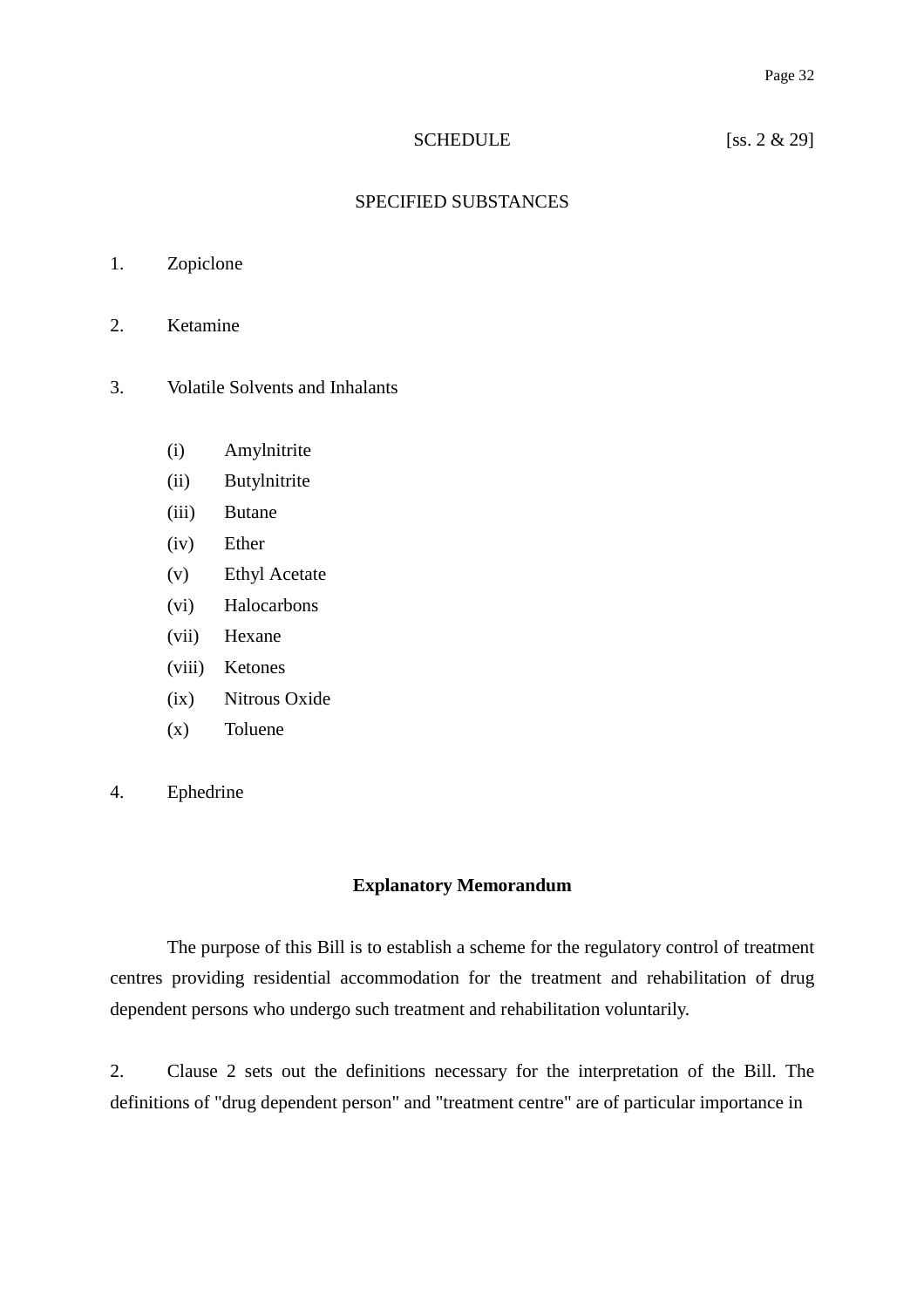# SCHEDULE [ss. 2 & 29]

## SPECIFIED SUBSTANCES

1. Zopiclone

2. Ketamine

3. Volatile Solvents and Inhalants

   (i) Amylnitrite
   (ii) Butylnitrite
   (iii) Butane
   (iv) Ether
   (v) Ethyl Acetate
   (vi) Halocarbons
   (vii) Hexane
   (viii) Ketones
   (ix) Nitrous Oxide
   (x) Toluene

4. Ephedrine

## Explanatory Memorandum

The purpose of this Bill is to establish a scheme for the regulatory control of treatment centres providing residential accommodation for the treatment and rehabilitation of drug dependent persons who undergo such treatment and rehabilitation voluntarily.

2. Clause 2 sets out the definitions necessary for the interpretation of the Bill. The definitions of "drug dependent person" and "treatment centre" are of particular importance in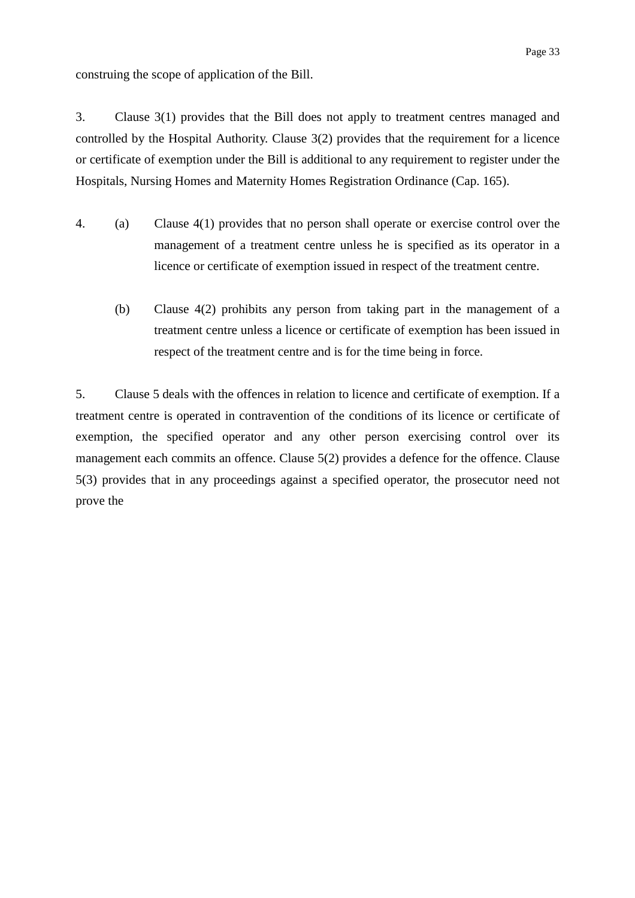construing the scope of application of the Bill.

3. Clause 3(1) provides that the Bill does not apply to treatment centres managed and controlled by the Hospital Authority. Clause 3(2) provides that the requirement for a licence or certificate of exemption under the Bill is additional to any requirement to register under the Hospitals, Nursing Homes and Maternity Homes Registration Ordinance (Cap. 165).

4. (a) Clause 4(1) provides that no person shall operate or exercise control over the management of a treatment centre unless he is specified as its operator in a licence or certificate of exemption issued in respect of the treatment centre.

   (b) Clause 4(2) prohibits any person from taking part in the management of a treatment centre unless a licence or certificate of exemption has been issued in respect of the treatment centre and is for the time being in force.

5. Clause 5 deals with the offences in relation to licence and certificate of exemption. If a treatment centre is operated in contravention of the conditions of its licence or certificate of exemption, the specified operator and any other person exercising control over its management each commits an offence. Clause 5(2) provides a defence for the offence. Clause 5(3) provides that in any proceedings against a specified operator, the prosecutor need not prove the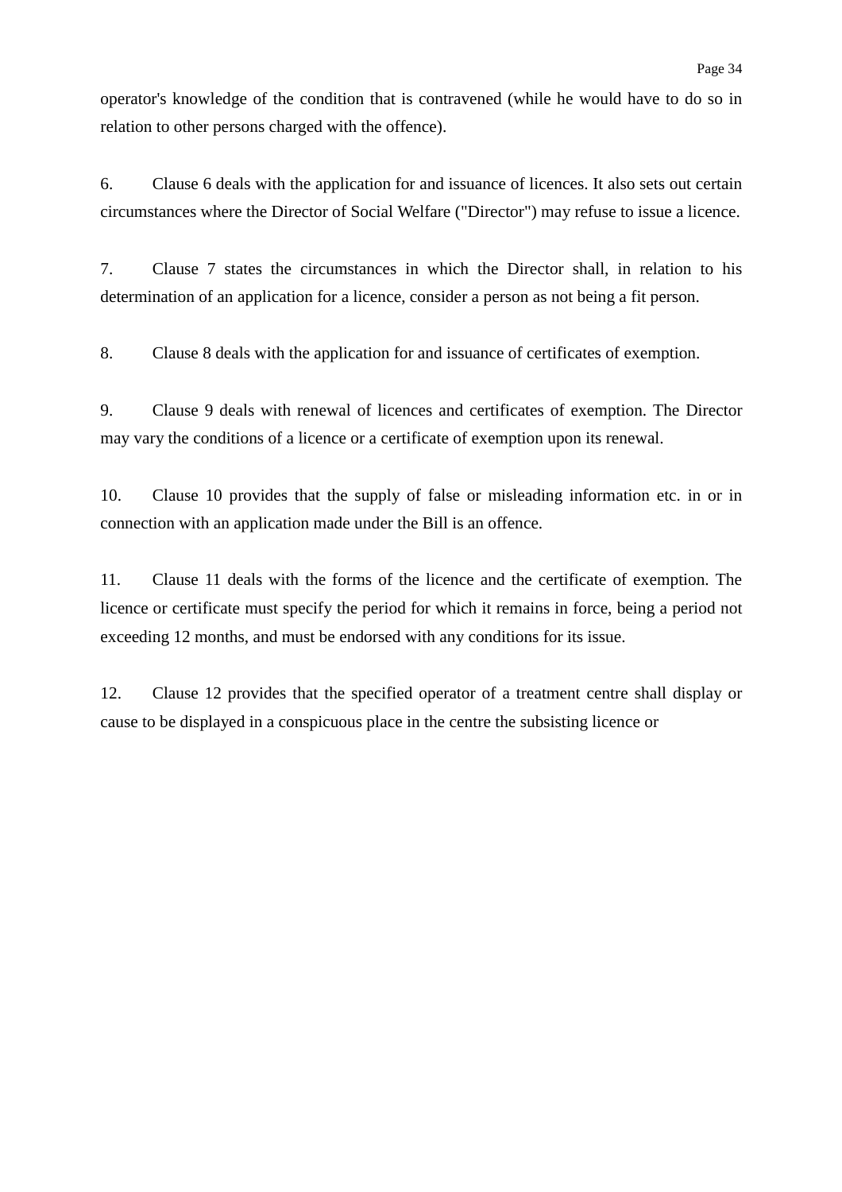operator's knowledge of the condition that is contravened (while he would have to do so in relation to other persons charged with the offence).

6. Clause 6 deals with the application for and issuance of licences. It also sets out certain circumstances where the Director of Social Welfare ("Director") may refuse to issue a licence.

7. Clause 7 states the circumstances in which the Director shall, in relation to his determination of an application for a licence, consider a person as not being a fit person.

8. Clause 8 deals with the application for and issuance of certificates of exemption.

9. Clause 9 deals with renewal of licences and certificates of exemption. The Director may vary the conditions of a licence or a certificate of exemption upon its renewal.

10. Clause 10 provides that the supply of false or misleading information etc. in or in connection with an application made under the Bill is an offence.

11. Clause 11 deals with the forms of the licence and the certificate of exemption. The licence or certificate must specify the period for which it remains in force, being a period not exceeding 12 months, and must be endorsed with any conditions for its issue.

12. Clause 12 provides that the specified operator of a treatment centre shall display or cause to be displayed in a conspicuous place in the centre the subsisting licence or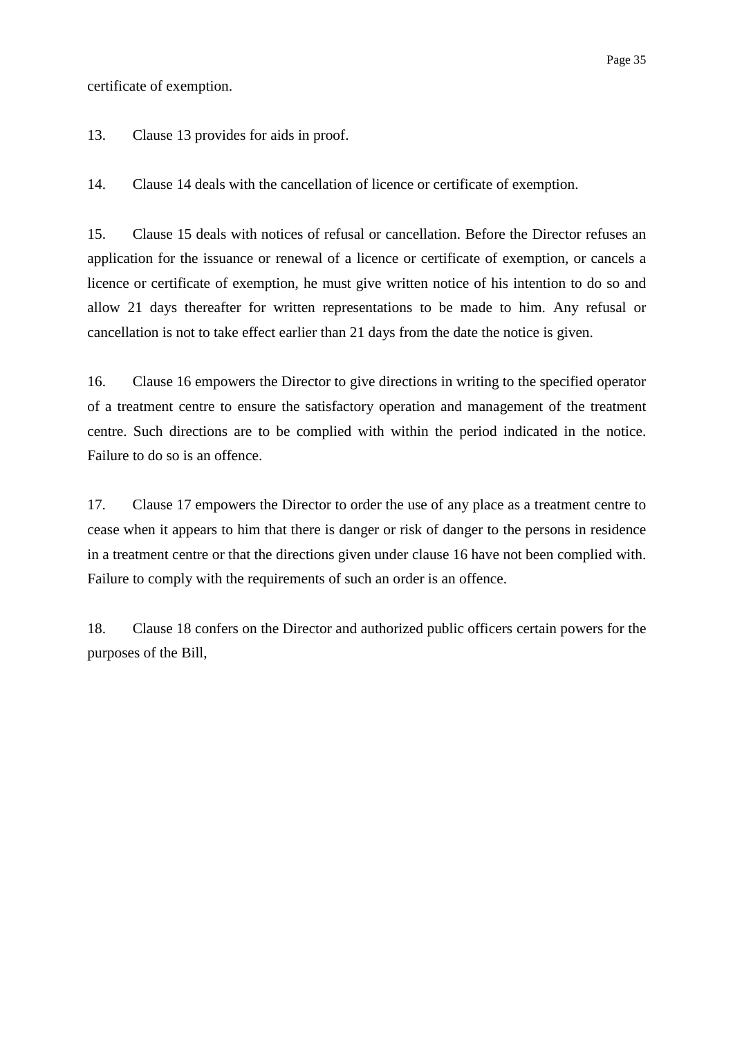certificate of exemption.

13. Clause 13 provides for aids in proof.

14. Clause 14 deals with the cancellation of licence or certificate of exemption.

15. Clause 15 deals with notices of refusal or cancellation. Before the Director refuses an application for the issuance or renewal of a licence or certificate of exemption, or cancels a licence or certificate of exemption, he must give written notice of his intention to do so and allow 21 days thereafter for written representations to be made to him. Any refusal or cancellation is not to take effect earlier than 21 days from the date the notice is given.

16. Clause 16 empowers the Director to give directions in writing to the specified operator of a treatment centre to ensure the satisfactory operation and management of the treatment centre. Such directions are to be complied with within the period indicated in the notice. Failure to do so is an offence.

17. Clause 17 empowers the Director to order the use of any place as a treatment centre to cease when it appears to him that there is danger or risk of danger to the persons in residence in a treatment centre or that the directions given under clause 16 have not been complied with. Failure to comply with the requirements of such an order is an offence.

18. Clause 18 confers on the Director and authorized public officers certain powers for the purposes of the Bill,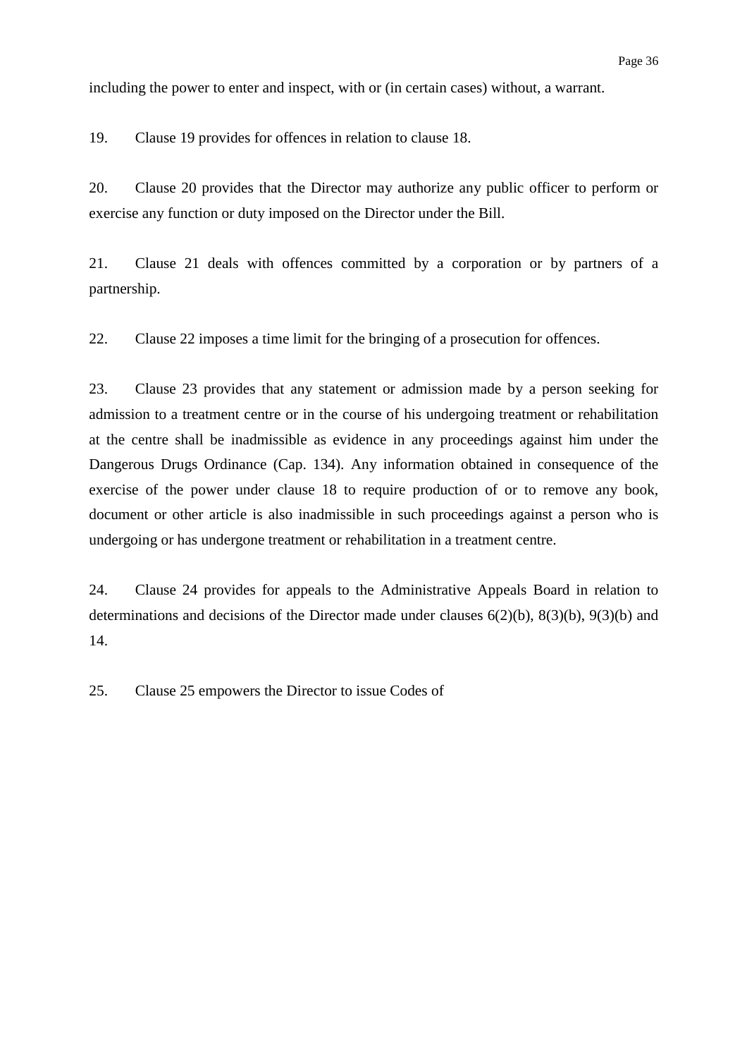including the power to enter and inspect, with or (in certain cases) without, a warrant.

19. Clause 19 provides for offences in relation to clause 18.

20. Clause 20 provides that the Director may authorize any public officer to perform or exercise any function or duty imposed on the Director under the Bill.

21. Clause 21 deals with offences committed by a corporation or by partners of a partnership.

22. Clause 22 imposes a time limit for the bringing of a prosecution for offences.

23. Clause 23 provides that any statement or admission made by a person seeking for admission to a treatment centre or in the course of his undergoing treatment or rehabilitation at the centre shall be inadmissible as evidence in any proceedings against him under the Dangerous Drugs Ordinance (Cap. 134). Any information obtained in consequence of the exercise of the power under clause 18 to require production of or to remove any book, document or other article is also inadmissible in such proceedings against a person who is undergoing or has undergone treatment or rehabilitation in a treatment centre.

24. Clause 24 provides for appeals to the Administrative Appeals Board in relation to determinations and decisions of the Director made under clauses 6(2)(b), 8(3)(b), 9(3)(b) and 14.

25. Clause 25 empowers the Director to issue Codes of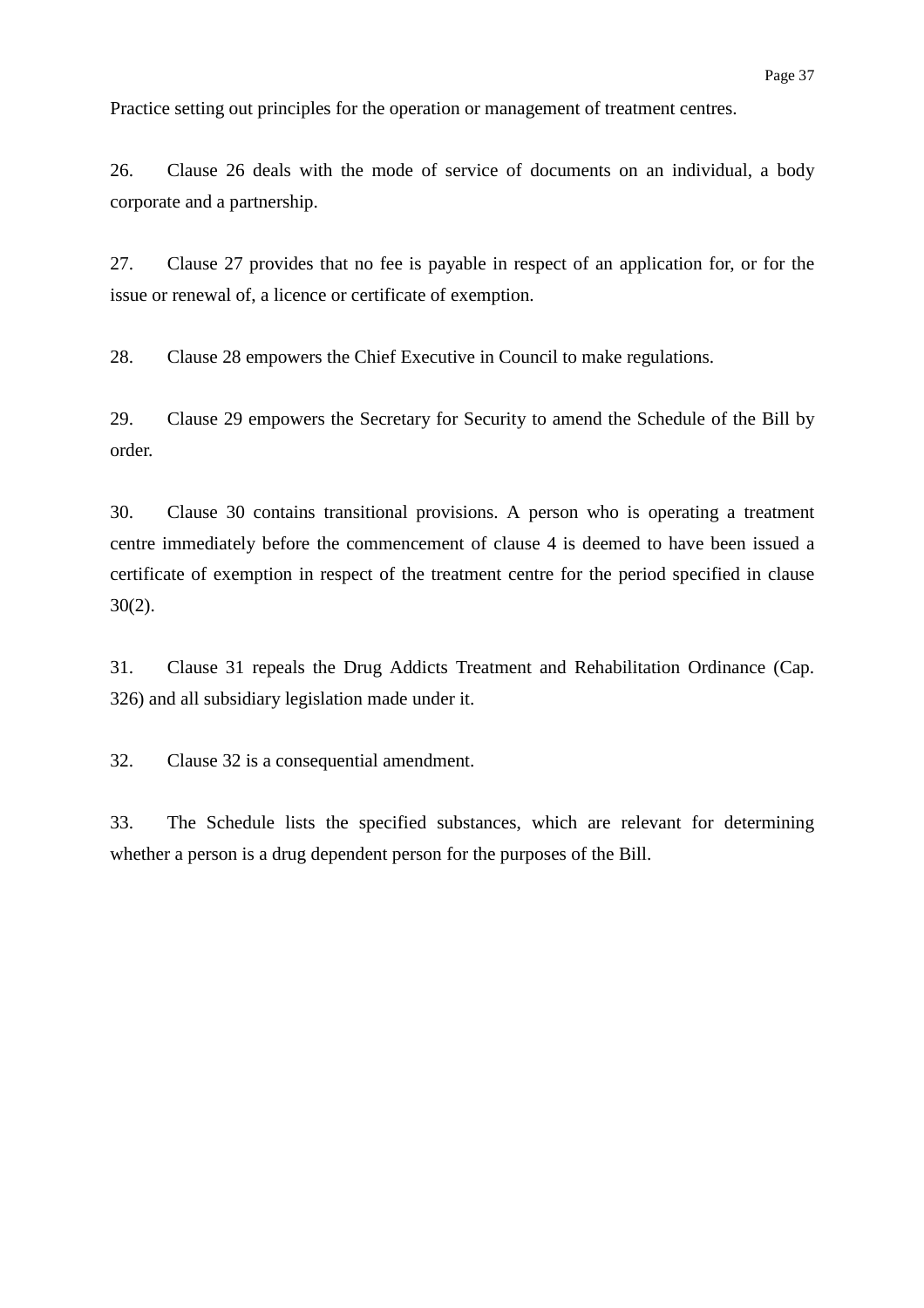Practice setting out principles for the operation or management of treatment centres.

26. Clause 26 deals with the mode of service of documents on an individual, a body corporate and a partnership.

27. Clause 27 provides that no fee is payable in respect of an application for, or for the issue or renewal of, a licence or certificate of exemption.

28. Clause 28 empowers the Chief Executive in Council to make regulations.

29. Clause 29 empowers the Secretary for Security to amend the Schedule of the Bill by order.

30. Clause 30 contains transitional provisions. A person who is operating a treatment centre immediately before the commencement of clause 4 is deemed to have been issued a certificate of exemption in respect of the treatment centre for the period specified in clause 30(2).

31. Clause 31 repeals the Drug Addicts Treatment and Rehabilitation Ordinance (Cap. 326) and all subsidiary legislation made under it.

32. Clause 32 is a consequential amendment.

33. The Schedule lists the specified substances, which are relevant for determining whether a person is a drug dependent person for the purposes of the Bill.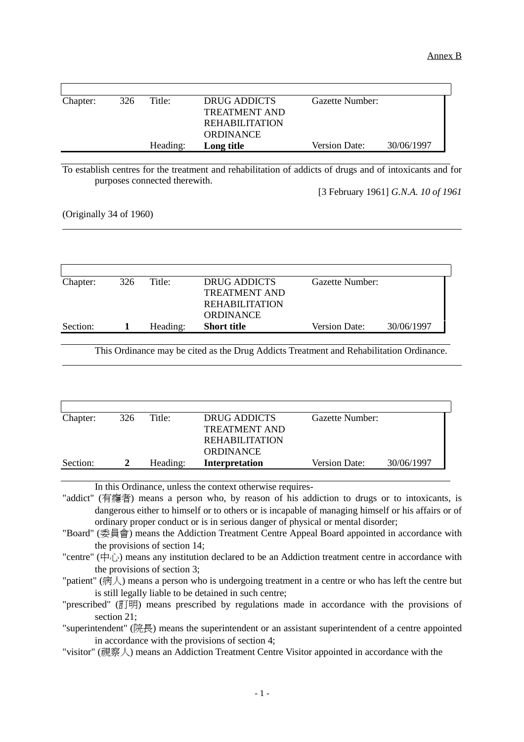Annex B

| Chapter: | 326 | Title: | DRUG ADDICTS TREATMENT AND REHABILITATION ORDINANCE | Gazette Number: | |
|---|---|---|---|---|---|
| | | Heading: | **Long title** | Version Date: | 30/06/1997 |

To establish centres for the treatment and rehabilitation of addicts of drugs and of intoxicants and for purposes connected therewith.

[3 February 1961] *G.N.A. 10 of 1961*

(Originally 34 of 1960)

| Chapter: | 326 | Title: | DRUG ADDICTS TREATMENT AND REHABILITATION ORDINANCE | Gazette Number: | |
|---|---|---|---|---|---|
| Section: | **1** | Heading: | **Short title** | Version Date: | 30/06/1997 |

This Ordinance may be cited as the Drug Addicts Treatment and Rehabilitation Ordinance.

| Chapter: | 326 | Title: | DRUG ADDICTS TREATMENT AND REHABILITATION ORDINANCE | Gazette Number: | |
|---|---|---|---|---|---|
| Section: | **2** | Heading: | **Interpretation** | Version Date: | 30/06/1997 |

In this Ordinance, unless the context otherwise requires-

"addict" (有癮者) means a person who, by reason of his addiction to drugs or to intoxicants, is dangerous either to himself or to others or is incapable of managing himself or his affairs or of ordinary proper conduct or is in serious danger of physical or mental disorder;

"Board" (委員會) means the Addiction Treatment Centre Appeal Board appointed in accordance with the provisions of section 14;

"centre" (中心) means any institution declared to be an Addiction treatment centre in accordance with the provisions of section 3;

"patient" (病人) means a person who is undergoing treatment in a centre or who has left the centre but is still legally liable to be detained in such centre;

"prescribed" (訂明) means prescribed by regulations made in accordance with the provisions of section 21;

"superintendent" (院長) means the superintendent or an assistant superintendent of a centre appointed in accordance with the provisions of section 4;

"visitor" (視察人) means an Addiction Treatment Centre Visitor appointed in accordance with the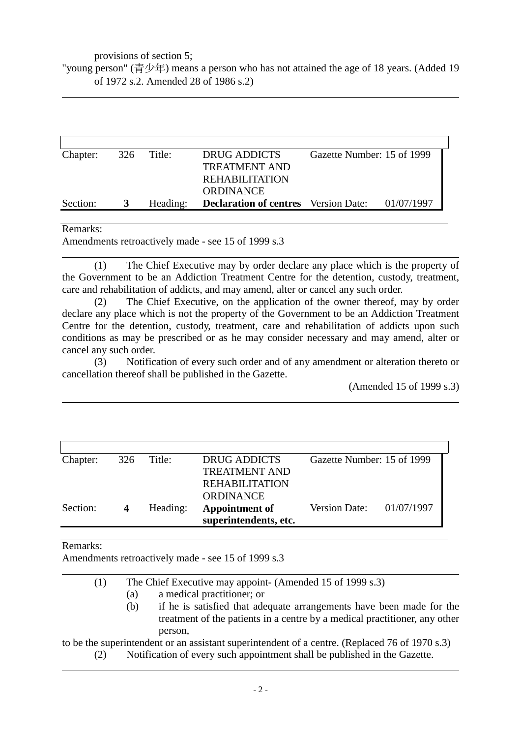provisions of section 5;

"young person" (青少年) means a person who has not attained the age of 18 years. (Added 19 of 1972 s.2. Amended 28 of 1986 s.2)

---

| Chapter: | 326 | Title: | DRUG ADDICTS TREATMENT AND REHABILITATION ORDINANCE | Gazette Number: 15 of 1999 | |
|---|---|---|---|---|---|
| Section: | **3** | Heading: | **Declaration of centres** | Version Date: | 01/07/1997 |

Remarks:

Amendments retroactively made - see 15 of 1999 s.3

---

(1) The Chief Executive may by order declare any place which is the property of the Government to be an Addiction Treatment Centre for the detention, custody, treatment, care and rehabilitation of addicts, and may amend, alter or cancel any such order.

(2) The Chief Executive, on the application of the owner thereof, may by order declare any place which is not the property of the Government to be an Addiction Treatment Centre for the detention, custody, treatment, care and rehabilitation of addicts upon such conditions as may be prescribed or as he may consider necessary and may amend, alter or cancel any such order.

(3) Notification of every such order and of any amendment or alteration thereto or cancellation thereof shall be published in the Gazette.

(Amended 15 of 1999 s.3)

---

| Chapter: | 326 | Title: | DRUG ADDICTS TREATMENT AND REHABILITATION ORDINANCE | Gazette Number: 15 of 1999 | |
|---|---|---|---|---|---|
| Section: | **4** | Heading: | **Appointment of superintendents, etc.** | Version Date: | 01/07/1997 |

Remarks:

Amendments retroactively made - see 15 of 1999 s.3

---

(1) The Chief Executive may appoint- (Amended 15 of 1999 s.3)

(a) a medical practitioner; or

(b) if he is satisfied that adequate arrangements have been made for the treatment of the patients in a centre by a medical practitioner, any other person,

to be the superintendent or an assistant superintendent of a centre. (Replaced 76 of 1970 s.3)

(2) Notification of every such appointment shall be published in the Gazette.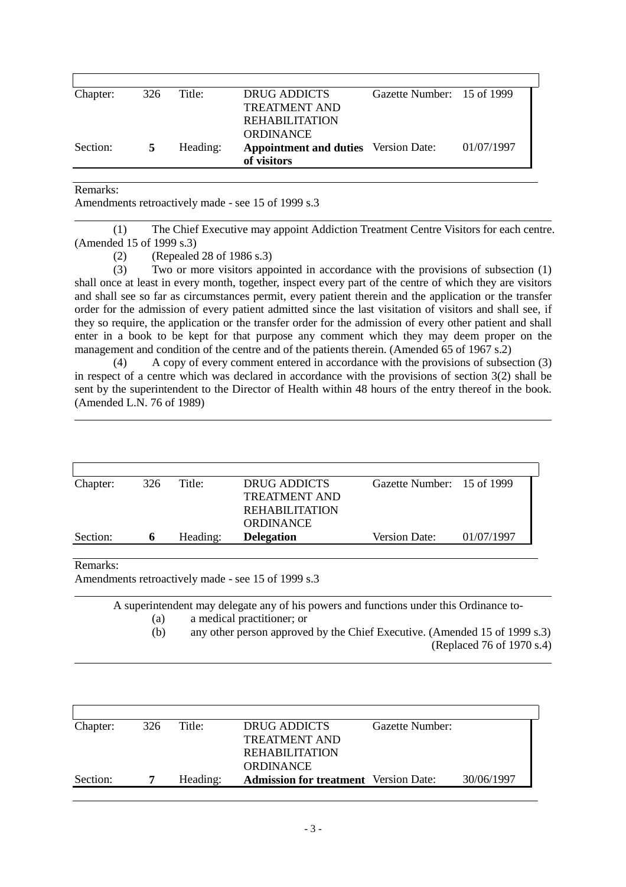| Chapter: | 326 | Title: | DRUG ADDICTS TREATMENT AND REHABILITATION ORDINANCE | Gazette Number: | 15 of 1999 |
|---|---|---|---|---|---|
| Section: | **5** | Heading: | **Appointment and duties of visitors** | Version Date: | 01/07/1997 |

Remarks:
Amendments retroactively made - see 15 of 1999 s.3

(1) The Chief Executive may appoint Addiction Treatment Centre Visitors for each centre. (Amended 15 of 1999 s.3)

(2) (Repealed 28 of 1986 s.3)

(3) Two or more visitors appointed in accordance with the provisions of subsection (1) shall once at least in every month, together, inspect every part of the centre of which they are visitors and shall see so far as circumstances permit, every patient therein and the application or the transfer order for the admission of every patient admitted since the last visitation of visitors and shall see, if they so require, the application or the transfer order for the admission of every other patient and shall enter in a book to be kept for that purpose any comment which they may deem proper on the management and condition of the centre and of the patients therein. (Amended 65 of 1967 s.2)

(4) A copy of every comment entered in accordance with the provisions of subsection (3) in respect of a centre which was declared in accordance with the provisions of section 3(2) shall be sent by the superintendent to the Director of Health within 48 hours of the entry thereof in the book. (Amended L.N. 76 of 1989)

| Chapter: | 326 | Title: | DRUG ADDICTS TREATMENT AND REHABILITATION ORDINANCE | Gazette Number: | 15 of 1999 |
|---|---|---|---|---|---|
| Section: | **6** | Heading: | **Delegation** | Version Date: | 01/07/1997 |

Remarks:
Amendments retroactively made - see 15 of 1999 s.3

A superintendent may delegate any of his powers and functions under this Ordinance to-

(a) a medical practitioner; or

(b) any other person approved by the Chief Executive. (Amended 15 of 1999 s.3)

(Replaced 76 of 1970 s.4)

| Chapter: | 326 | Title: | DRUG ADDICTS TREATMENT AND REHABILITATION ORDINANCE | Gazette Number: | |
|---|---|---|---|---|---|
| Section: | **7** | Heading: | **Admission for treatment** | Version Date: | 30/06/1997 |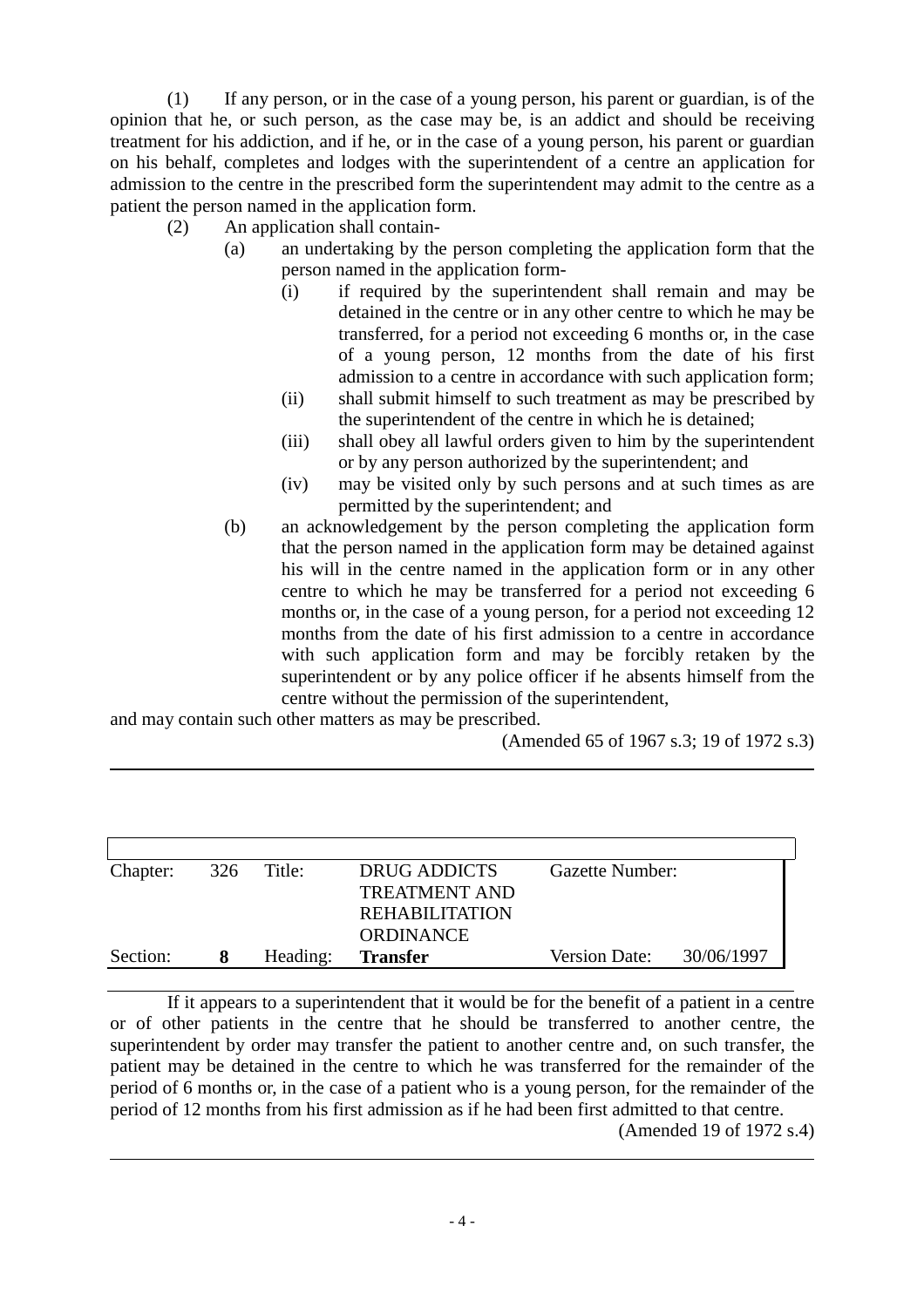(1) If any person, or in the case of a young person, his parent or guardian, is of the opinion that he, or such person, as the case may be, is an addict and should be receiving treatment for his addiction, and if he, or in the case of a young person, his parent or guardian on his behalf, completes and lodges with the superintendent of a centre an application for admission to the centre in the prescribed form the superintendent may admit to the centre as a patient the person named in the application form.

(2) An application shall contain-

- (a) an undertaking by the person completing the application form that the person named in the application form-
  - (i) if required by the superintendent shall remain and may be detained in the centre or in any other centre to which he may be transferred, for a period not exceeding 6 months or, in the case of a young person, 12 months from the date of his first admission to a centre in accordance with such application form;
  - (ii) shall submit himself to such treatment as may be prescribed by the superintendent of the centre in which he is detained;
  - (iii) shall obey all lawful orders given to him by the superintendent or by any person authorized by the superintendent; and
  - (iv) may be visited only by such persons and at such times as are permitted by the superintendent; and
- (b) an acknowledgement by the person completing the application form that the person named in the application form may be detained against his will in the centre named in the application form or in any other centre to which he may be transferred for a period not exceeding 6 months or, in the case of a young person, for a period not exceeding 12 months from the date of his first admission to a centre in accordance with such application form and may be forcibly retaken by the superintendent or by any police officer if he absents himself from the centre without the permission of the superintendent,

and may contain such other matters as may be prescribed.

(Amended 65 of 1967 s.3; 19 of 1972 s.3)

---

| Chapter: | 326 | Title: | DRUG ADDICTS TREATMENT AND REHABILITATION ORDINANCE | Gazette Number: | |
|---|---|---|---|---|---|
| Section: | **8** | Heading: | **Transfer** | Version Date: | 30/06/1997 |

If it appears to a superintendent that it would be for the benefit of a patient in a centre or of other patients in the centre that he should be transferred to another centre, the superintendent by order may transfer the patient to another centre and, on such transfer, the patient may be detained in the centre to which he was transferred for the remainder of the period of 6 months or, in the case of a patient who is a young person, for the remainder of the period of 12 months from his first admission as if he had been first admitted to that centre.

(Amended 19 of 1972 s.4)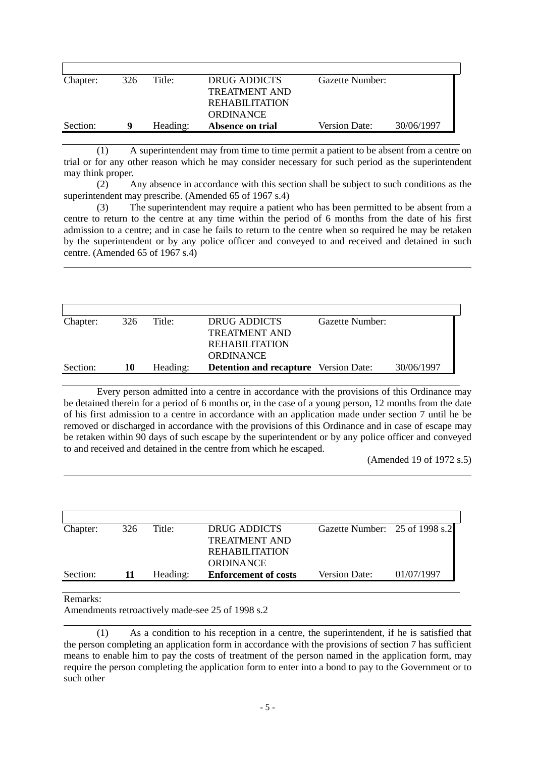| Chapter: | 326 | Title: | DRUG ADDICTS TREATMENT AND REHABILITATION ORDINANCE | Gazette Number: | |
|---|---|---|---|---|---|
| Section: | **9** | Heading: | **Absence on trial** | Version Date: | 30/06/1997 |

(1) A superintendent may from time to time permit a patient to be absent from a centre on trial or for any other reason which he may consider necessary for such period as the superintendent may think proper.

(2) Any absence in accordance with this section shall be subject to such conditions as the superintendent may prescribe. (Amended 65 of 1967 s.4)

(3) The superintendent may require a patient who has been permitted to be absent from a centre to return to the centre at any time within the period of 6 months from the date of his first admission to a centre; and in case he fails to return to the centre when so required he may be retaken by the superintendent or by any police officer and conveyed to and received and detained in such centre. (Amended 65 of 1967 s.4)

| Chapter: | 326 | Title: | DRUG ADDICTS TREATMENT AND REHABILITATION ORDINANCE | Gazette Number: | |
|---|---|---|---|---|---|
| Section: | **10** | Heading: | **Detention and recapture** | Version Date: | 30/06/1997 |

Every person admitted into a centre in accordance with the provisions of this Ordinance may be detained therein for a period of 6 months or, in the case of a young person, 12 months from the date of his first admission to a centre in accordance with an application made under section 7 until he be removed or discharged in accordance with the provisions of this Ordinance and in case of escape may be retaken within 90 days of such escape by the superintendent or by any police officer and conveyed to and received and detained in the centre from which he escaped.

(Amended 19 of 1972 s.5)

| Chapter: | 326 | Title: | DRUG ADDICTS TREATMENT AND REHABILITATION ORDINANCE | Gazette Number: | 25 of 1998 s.2 |
|---|---|---|---|---|---|
| Section: | **11** | Heading: | **Enforcement of costs** | Version Date: | 01/07/1997 |

Remarks:
Amendments retroactively made-see 25 of 1998 s.2

(1) As a condition to his reception in a centre, the superintendent, if he is satisfied that the person completing an application form in accordance with the provisions of section 7 has sufficient means to enable him to pay the costs of treatment of the person named in the application form, may require the person completing the application form to enter into a bond to pay to the Government or to such other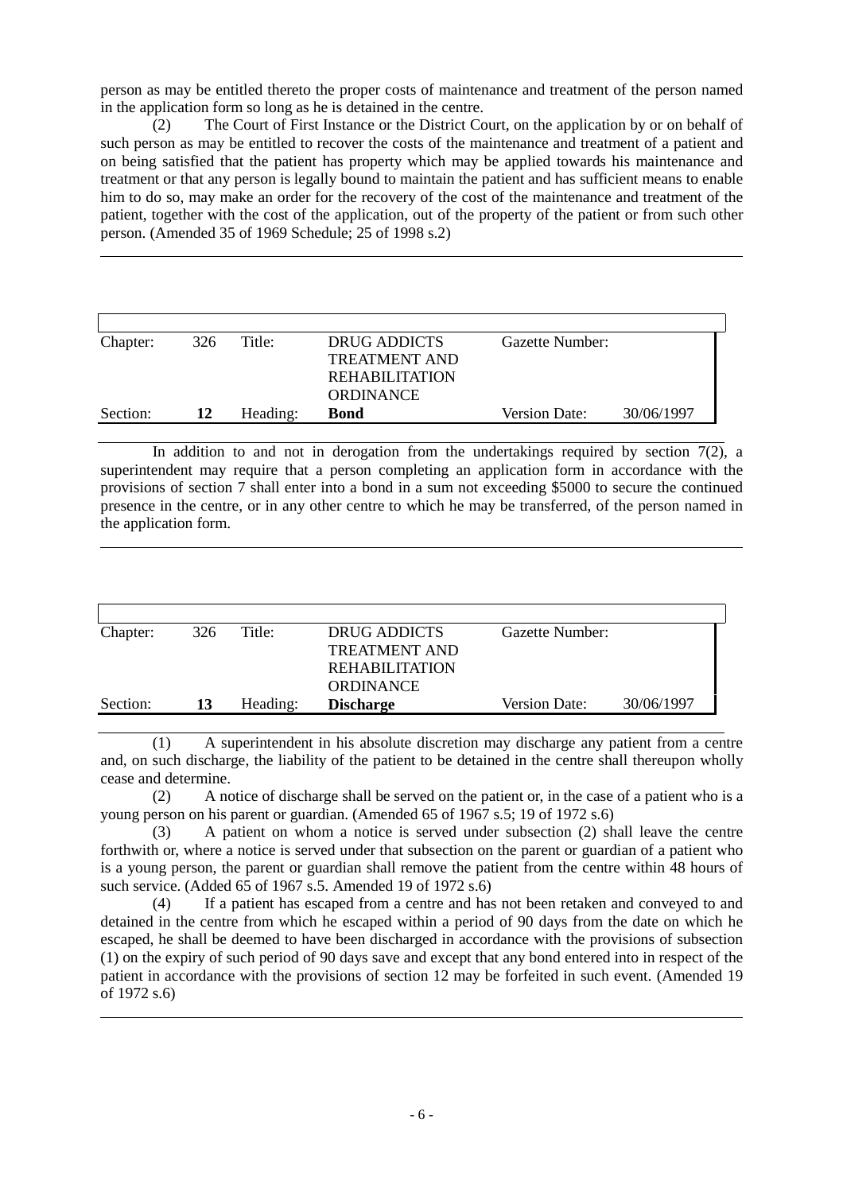person as may be entitled thereto the proper costs of maintenance and treatment of the person named in the application form so long as he is detained in the centre.

(2) The Court of First Instance or the District Court, on the application by or on behalf of such person as may be entitled to recover the costs of the maintenance and treatment of a patient and on being satisfied that the patient has property which may be applied towards his maintenance and treatment or that any person is legally bound to maintain the patient and has sufficient means to enable him to do so, may make an order for the recovery of the cost of the maintenance and treatment of the patient, together with the cost of the application, out of the property of the patient or from such other person. (Amended 35 of 1969 Schedule; 25 of 1998 s.2)

---

| Chapter: | 326 | Title: | DRUG ADDICTS TREATMENT AND REHABILITATION ORDINANCE | Gazette Number: | |
|---|---|---|---|---|---|
| Section: | **12** | Heading: | **Bond** | Version Date: | 30/06/1997 |

In addition to and not in derogation from the undertakings required by section 7(2), a superintendent may require that a person completing an application form in accordance with the provisions of section 7 shall enter into a bond in a sum not exceeding $5000 to secure the continued presence in the centre, or in any other centre to which he may be transferred, of the person named in the application form.

---

| Chapter: | 326 | Title: | DRUG ADDICTS TREATMENT AND REHABILITATION ORDINANCE | Gazette Number: | |
|---|---|---|---|---|---|
| Section: | **13** | Heading: | **Discharge** | Version Date: | 30/06/1997 |

(1) A superintendent in his absolute discretion may discharge any patient from a centre and, on such discharge, the liability of the patient to be detained in the centre shall thereupon wholly cease and determine.

(2) A notice of discharge shall be served on the patient or, in the case of a patient who is a young person on his parent or guardian. (Amended 65 of 1967 s.5; 19 of 1972 s.6)

(3) A patient on whom a notice is served under subsection (2) shall leave the centre forthwith or, where a notice is served under that subsection on the parent or guardian of a patient who is a young person, the parent or guardian shall remove the patient from the centre within 48 hours of such service. (Added 65 of 1967 s.5. Amended 19 of 1972 s.6)

(4) If a patient has escaped from a centre and has not been retaken and conveyed to and detained in the centre from which he escaped within a period of 90 days from the date on which he escaped, he shall be deemed to have been discharged in accordance with the provisions of subsection (1) on the expiry of such period of 90 days save and except that any bond entered into in respect of the patient in accordance with the provisions of section 12 may be forfeited in such event. (Amended 19 of 1972 s.6)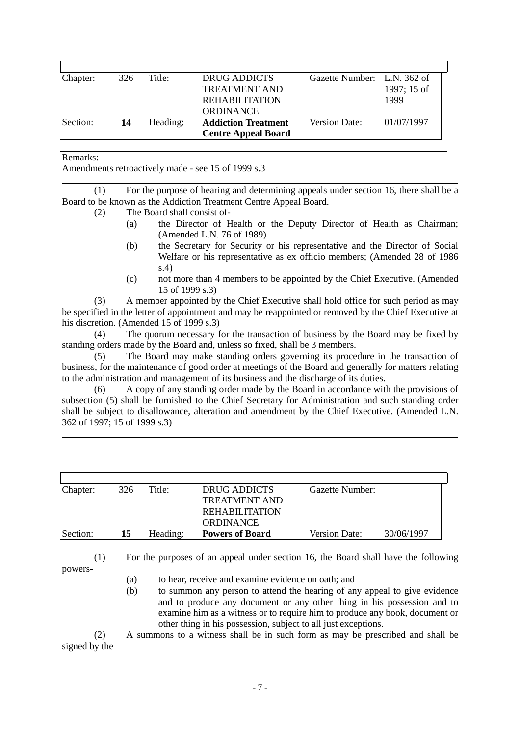| Chapter: | 326 | Title: | DRUG ADDICTS TREATMENT AND REHABILITATION ORDINANCE | Gazette Number: | L.N. 362 of 1997; 15 of 1999 |
|---|---|---|---|---|---|
| Section: | **14** | Heading: | **Addiction Treatment Centre Appeal Board** | Version Date: | 01/07/1997 |

Remarks:
Amendments retroactively made - see 15 of 1999 s.3

(1) For the purpose of hearing and determining appeals under section 16, there shall be a Board to be known as the Addiction Treatment Centre Appeal Board.

(2) The Board shall consist of-

- (a) the Director of Health or the Deputy Director of Health as Chairman; (Amended L.N. 76 of 1989)
- (b) the Secretary for Security or his representative and the Director of Social Welfare or his representative as ex officio members; (Amended 28 of 1986 s.4)
- (c) not more than 4 members to be appointed by the Chief Executive. (Amended 15 of 1999 s.3)

(3) A member appointed by the Chief Executive shall hold office for such period as may be specified in the letter of appointment and may be reappointed or removed by the Chief Executive at his discretion. (Amended 15 of 1999 s.3)

(4) The quorum necessary for the transaction of business by the Board may be fixed by standing orders made by the Board and, unless so fixed, shall be 3 members.

(5) The Board may make standing orders governing its procedure in the transaction of business, for the maintenance of good order at meetings of the Board and generally for matters relating to the administration and management of its business and the discharge of its duties.

(6) A copy of any standing order made by the Board in accordance with the provisions of subsection (5) shall be furnished to the Chief Secretary for Administration and such standing order shall be subject to disallowance, alteration and amendment by the Chief Executive. (Amended L.N. 362 of 1997; 15 of 1999 s.3)

| Chapter: | 326 | Title: | DRUG ADDICTS TREATMENT AND REHABILITATION ORDINANCE | Gazette Number: | |
|---|---|---|---|---|---|
| Section: | **15** | Heading: | **Powers of Board** | Version Date: | 30/06/1997 |

(1) For the purposes of an appeal under section 16, the Board shall have the following powers-

- (a) to hear, receive and examine evidence on oath; and
- (b) to summon any person to attend the hearing of any appeal to give evidence and to produce any document or any other thing in his possession and to examine him as a witness or to require him to produce any book, document or other thing in his possession, subject to all just exceptions.

(2) A summons to a witness shall be in such form as may be prescribed and shall be signed by the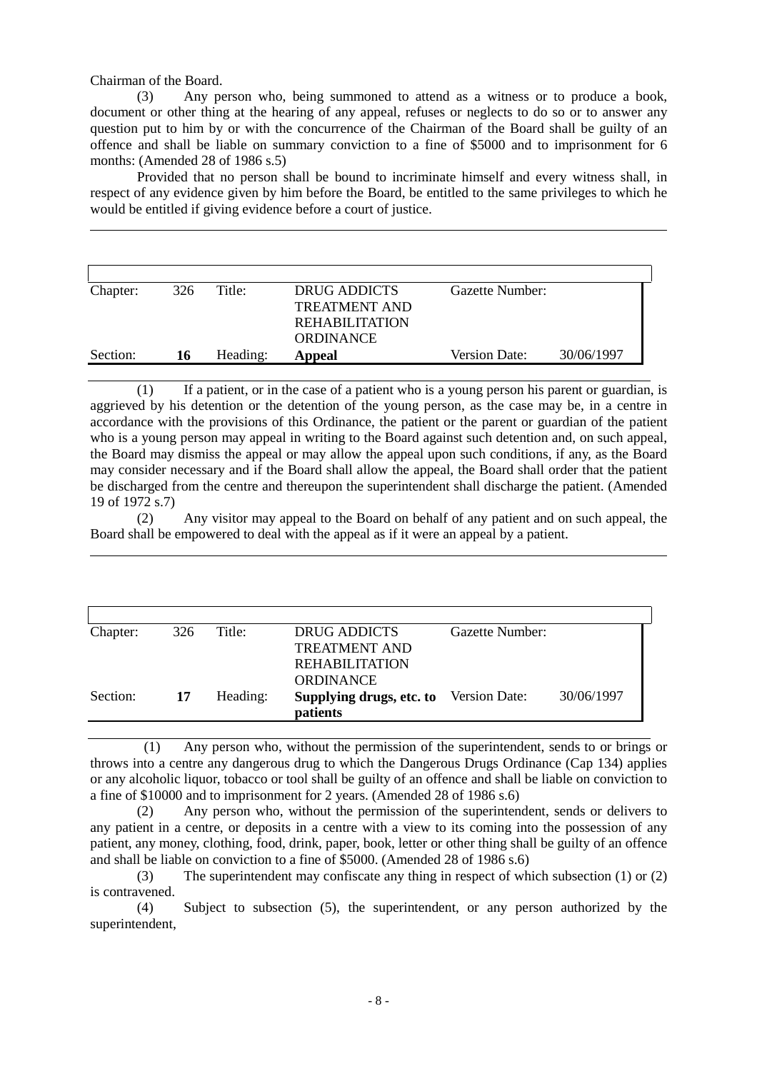Chairman of the Board.

(3) Any person who, being summoned to attend as a witness or to produce a book, document or other thing at the hearing of any appeal, refuses or neglects to do so or to answer any question put to him by or with the concurrence of the Chairman of the Board shall be guilty of an offence and shall be liable on summary conviction to a fine of $5000 and to imprisonment for 6 months: (Amended 28 of 1986 s.5)

Provided that no person shall be bound to incriminate himself and every witness shall, in respect of any evidence given by him before the Board, be entitled to the same privileges to which he would be entitled if giving evidence before a court of justice.

---

| Chapter: | 326 | Title: | DRUG ADDICTS TREATMENT AND REHABILITATION ORDINANCE | Gazette Number: | |
|---|---|---|---|---|---|
| Section: | **16** | Heading: | **Appeal** | Version Date: | 30/06/1997 |

(1) If a patient, or in the case of a patient who is a young person his parent or guardian, is aggrieved by his detention or the detention of the young person, as the case may be, in a centre in accordance with the provisions of this Ordinance, the patient or the parent or guardian of the patient who is a young person may appeal in writing to the Board against such detention and, on such appeal, the Board may dismiss the appeal or may allow the appeal upon such conditions, if any, as the Board may consider necessary and if the Board shall allow the appeal, the Board shall order that the patient be discharged from the centre and thereupon the superintendent shall discharge the patient. (Amended 19 of 1972 s.7)

(2) Any visitor may appeal to the Board on behalf of any patient and on such appeal, the Board shall be empowered to deal with the appeal as if it were an appeal by a patient.

---

| Chapter: | 326 | Title: | DRUG ADDICTS TREATMENT AND REHABILITATION ORDINANCE | Gazette Number: | |
|---|---|---|---|---|---|
| Section: | **17** | Heading: | **Supplying drugs, etc. to patients** | Version Date: | 30/06/1997 |

(1) Any person who, without the permission of the superintendent, sends to or brings or throws into a centre any dangerous drug to which the Dangerous Drugs Ordinance (Cap 134) applies or any alcoholic liquor, tobacco or tool shall be guilty of an offence and shall be liable on conviction to a fine of $10000 and to imprisonment for 2 years. (Amended 28 of 1986 s.6)

(2) Any person who, without the permission of the superintendent, sends or delivers to any patient in a centre, or deposits in a centre with a view to its coming into the possession of any patient, any money, clothing, food, drink, paper, book, letter or other thing shall be guilty of an offence and shall be liable on conviction to a fine of $5000. (Amended 28 of 1986 s.6)

(3) The superintendent may confiscate any thing in respect of which subsection (1) or (2) is contravened.

(4) Subject to subsection (5), the superintendent, or any person authorized by the superintendent,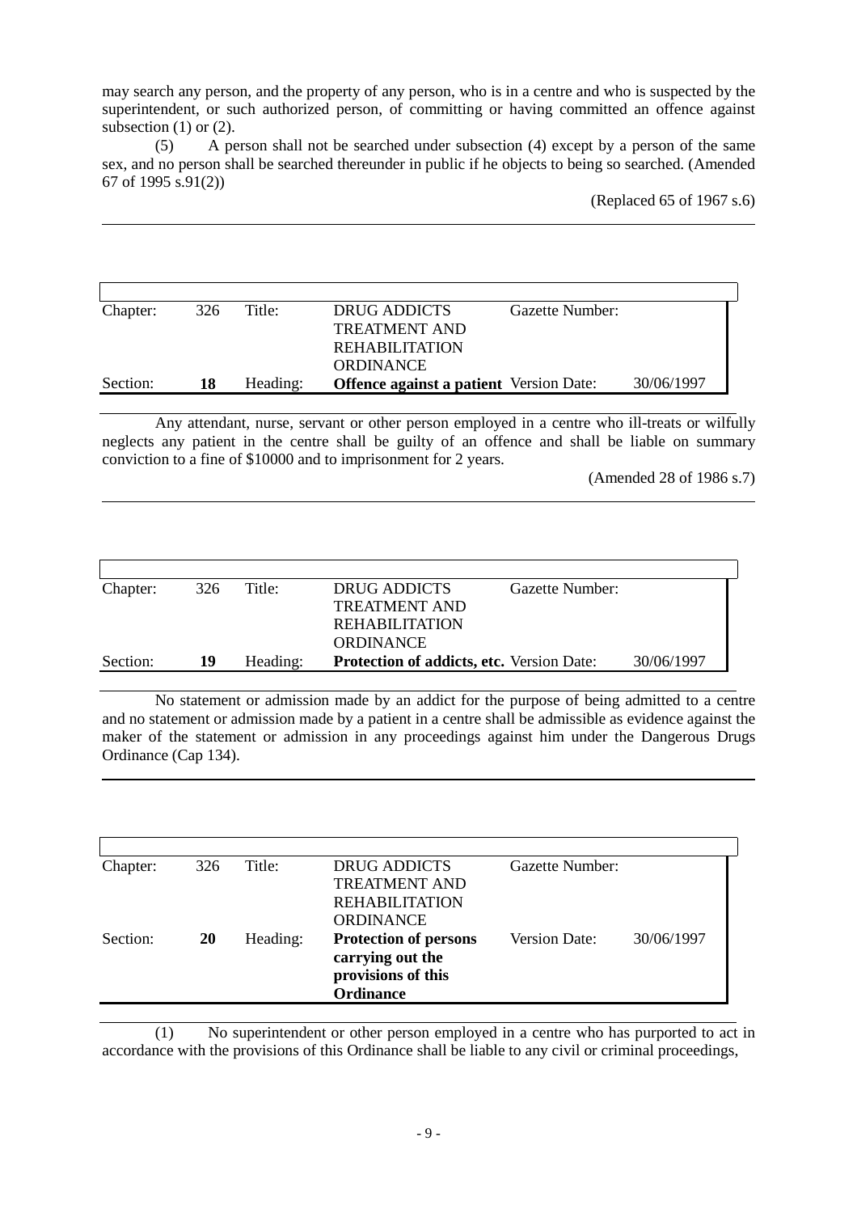may search any person, and the property of any person, who is in a centre and who is suspected by the superintendent, or such authorized person, of committing or having committed an offence against subsection (1) or (2).

(5) A person shall not be searched under subsection (4) except by a person of the same sex, and no person shall be searched thereunder in public if he objects to being so searched. (Amended 67 of 1995 s.91(2))

(Replaced 65 of 1967 s.6)

---

| Chapter: | 326 | Title: | DRUG ADDICTS TREATMENT AND REHABILITATION ORDINANCE | Gazette Number: | |
|---|---|---|---|---|---|
| Section: | **18** | Heading: | **Offence against a patient** | Version Date: | 30/06/1997 |

Any attendant, nurse, servant or other person employed in a centre who ill-treats or wilfully neglects any patient in the centre shall be guilty of an offence and shall be liable on summary conviction to a fine of $10000 and to imprisonment for 2 years.

(Amended 28 of 1986 s.7)

---

| Chapter: | 326 | Title: | DRUG ADDICTS TREATMENT AND REHABILITATION ORDINANCE | Gazette Number: | |
|---|---|---|---|---|---|
| Section: | **19** | Heading: | **Protection of addicts, etc.** | Version Date: | 30/06/1997 |

No statement or admission made by an addict for the purpose of being admitted to a centre and no statement or admission made by a patient in a centre shall be admissible as evidence against the maker of the statement or admission in any proceedings against him under the Dangerous Drugs Ordinance (Cap 134).

---

| Chapter: | 326 | Title: | DRUG ADDICTS TREATMENT AND REHABILITATION ORDINANCE | Gazette Number: | |
|---|---|---|---|---|---|
| Section: | **20** | Heading: | **Protection of persons carrying out the provisions of this Ordinance** | Version Date: | 30/06/1997 |

(1) No superintendent or other person employed in a centre who has purported to act in accordance with the provisions of this Ordinance shall be liable to any civil or criminal proceedings,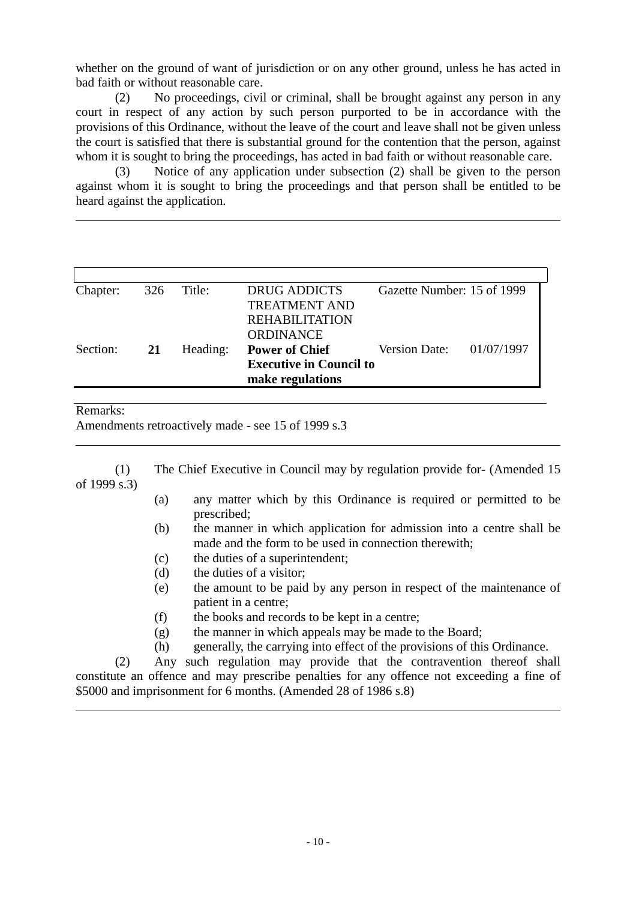whether on the ground of want of jurisdiction or on any other ground, unless he has acted in bad faith or without reasonable care.

(2) No proceedings, civil or criminal, shall be brought against any person in any court in respect of any action by such person purported to be in accordance with the provisions of this Ordinance, without the leave of the court and leave shall not be given unless the court is satisfied that there is substantial ground for the contention that the person, against whom it is sought to bring the proceedings, has acted in bad faith or without reasonable care.

(3) Notice of any application under subsection (2) shall be given to the person against whom it is sought to bring the proceedings and that person shall be entitled to be heard against the application.

---

| Chapter: | 326 | Title: | DRUG ADDICTS TREATMENT AND REHABILITATION ORDINANCE | Gazette Number: 15 of 1999 | |
|---|---|---|---|---|---|
| Section: | **21** | Heading: | **Power of Chief Executive in Council to make regulations** | Version Date: | 01/07/1997 |

Remarks:
Amendments retroactively made - see 15 of 1999 s.3

---

(1) The Chief Executive in Council may by regulation provide for- (Amended 15 of 1999 s.3)

- (a) any matter which by this Ordinance is required or permitted to be prescribed;
- (b) the manner in which application for admission into a centre shall be made and the form to be used in connection therewith;
- (c) the duties of a superintendent;
- (d) the duties of a visitor;
- (e) the amount to be paid by any person in respect of the maintenance of patient in a centre;
- (f) the books and records to be kept in a centre;
- (g) the manner in which appeals may be made to the Board;
- (h) generally, the carrying into effect of the provisions of this Ordinance.

(2) Any such regulation may provide that the contravention thereof shall constitute an offence and may prescribe penalties for any offence not exceeding a fine of $5000 and imprisonment for 6 months. (Amended 28 of 1986 s.8)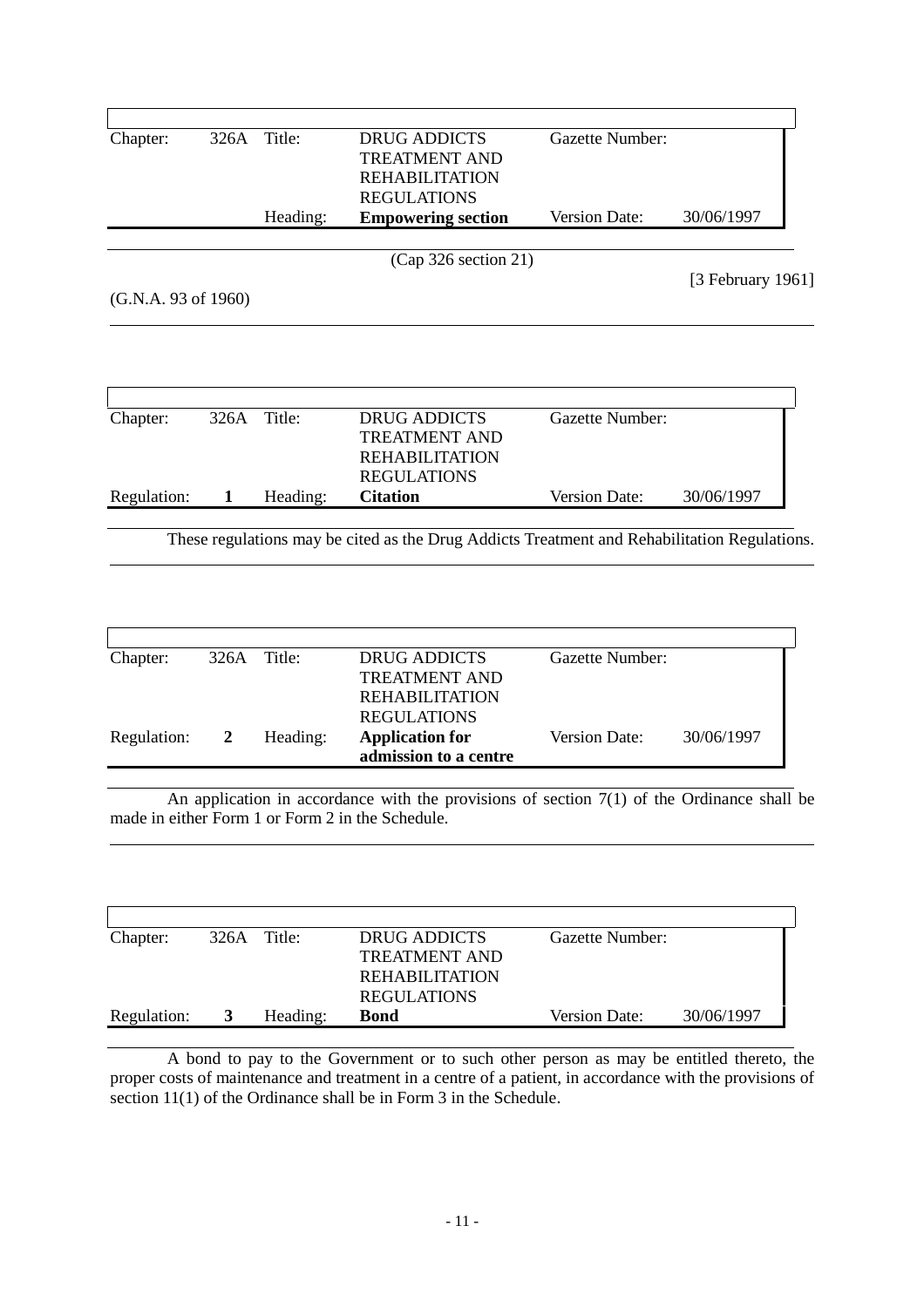| Chapter: | 326A | Title: | DRUG ADDICTS TREATMENT AND REHABILITATION REGULATIONS | Gazette Number: | |
|---|---|---|---|---|---|
| | | Heading: | **Empowering section** | Version Date: | 30/06/1997 |

(Cap 326 section 21)

[3 February 1961]

(G.N.A. 93 of 1960)

| Chapter: | 326A | Title: | DRUG ADDICTS TREATMENT AND REHABILITATION REGULATIONS | Gazette Number: | |
|---|---|---|---|---|---|
| Regulation: | **1** | Heading: | **Citation** | Version Date: | 30/06/1997 |

These regulations may be cited as the Drug Addicts Treatment and Rehabilitation Regulations.

| Chapter: | 326A | Title: | DRUG ADDICTS TREATMENT AND REHABILITATION REGULATIONS | Gazette Number: | |
|---|---|---|---|---|---|
| Regulation: | **2** | Heading: | **Application for admission to a centre** | Version Date: | 30/06/1997 |

An application in accordance with the provisions of section 7(1) of the Ordinance shall be made in either Form 1 or Form 2 in the Schedule.

| Chapter: | 326A | Title: | DRUG ADDICTS TREATMENT AND REHABILITATION REGULATIONS | Gazette Number: | |
|---|---|---|---|---|---|
| Regulation: | **3** | Heading: | **Bond** | Version Date: | 30/06/1997 |

A bond to pay to the Government or to such other person as may be entitled thereto, the proper costs of maintenance and treatment in a centre of a patient, in accordance with the provisions of section 11(1) of the Ordinance shall be in Form 3 in the Schedule.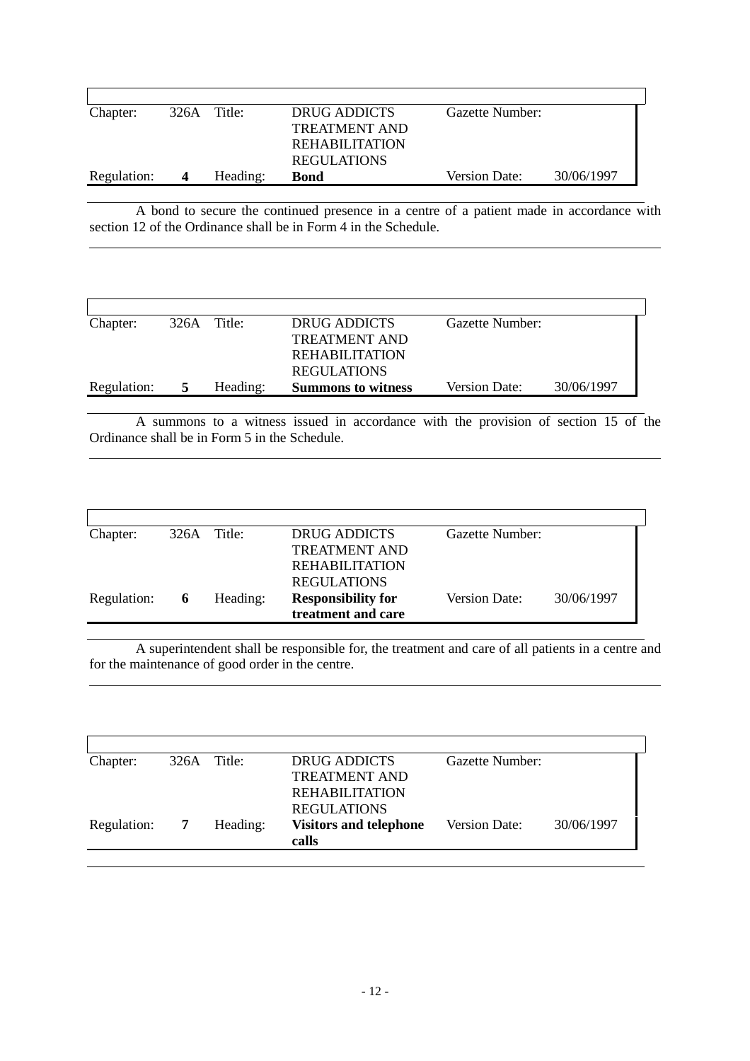| Chapter: | 326A | Title: | DRUG ADDICTS TREATMENT AND REHABILITATION REGULATIONS | Gazette Number: | |
|---|---|---|---|---|---|
| Regulation: | **4** | Heading: | **Bond** | Version Date: | 30/06/1997 |

A bond to secure the continued presence in a centre of a patient made in accordance with section 12 of the Ordinance shall be in Form 4 in the Schedule.

| Chapter: | 326A | Title: | DRUG ADDICTS TREATMENT AND REHABILITATION REGULATIONS | Gazette Number: | |
|---|---|---|---|---|---|
| Regulation: | **5** | Heading: | **Summons to witness** | Version Date: | 30/06/1997 |

A summons to a witness issued in accordance with the provision of section 15 of the Ordinance shall be in Form 5 in the Schedule.

| Chapter: | 326A | Title: | DRUG ADDICTS TREATMENT AND REHABILITATION REGULATIONS | Gazette Number: | |
|---|---|---|---|---|---|
| Regulation: | **6** | Heading: | **Responsibility for treatment and care** | Version Date: | 30/06/1997 |

A superintendent shall be responsible for, the treatment and care of all patients in a centre and for the maintenance of good order in the centre.

| Chapter: | 326A | Title: | DRUG ADDICTS TREATMENT AND REHABILITATION REGULATIONS | Gazette Number: | |
|---|---|---|---|---|---|
| Regulation: | **7** | Heading: | **Visitors and telephone calls** | Version Date: | 30/06/1997 |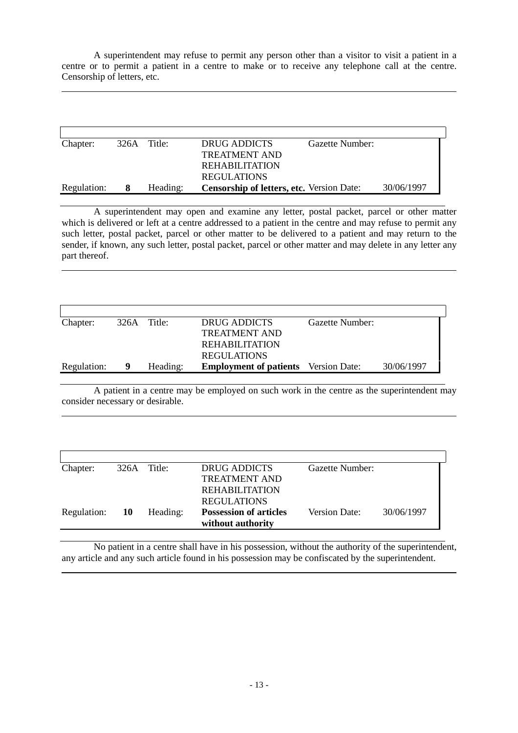A superintendent may refuse to permit any person other than a visitor to visit a patient in a centre or to permit a patient in a centre to make or to receive any telephone call at the centre. Censorship of letters, etc.

---

| Chapter: | 326A | Title: | DRUG ADDICTS TREATMENT AND REHABILITATION REGULATIONS | Gazette Number: | |
|---|---|---|---|---|---|
| Regulation: | **8** | Heading: | **Censorship of letters, etc.** | Version Date: | 30/06/1997 |

A superintendent may open and examine any letter, postal packet, parcel or other matter which is delivered or left at a centre addressed to a patient in the centre and may refuse to permit any such letter, postal packet, parcel or other matter to be delivered to a patient and may return to the sender, if known, any such letter, postal packet, parcel or other matter and may delete in any letter any part thereof.

---

| Chapter: | 326A | Title: | DRUG ADDICTS TREATMENT AND REHABILITATION REGULATIONS | Gazette Number: | |
|---|---|---|---|---|---|
| Regulation: | **9** | Heading: | **Employment of patients** | Version Date: | 30/06/1997 |

A patient in a centre may be employed on such work in the centre as the superintendent may consider necessary or desirable.

---

| Chapter: | 326A | Title: | DRUG ADDICTS TREATMENT AND REHABILITATION REGULATIONS | Gazette Number: | |
|---|---|---|---|---|---|
| Regulation: | **10** | Heading: | **Possession of articles without authority** | Version Date: | 30/06/1997 |

No patient in a centre shall have in his possession, without the authority of the superintendent, any article and any such article found in his possession may be confiscated by the superintendent.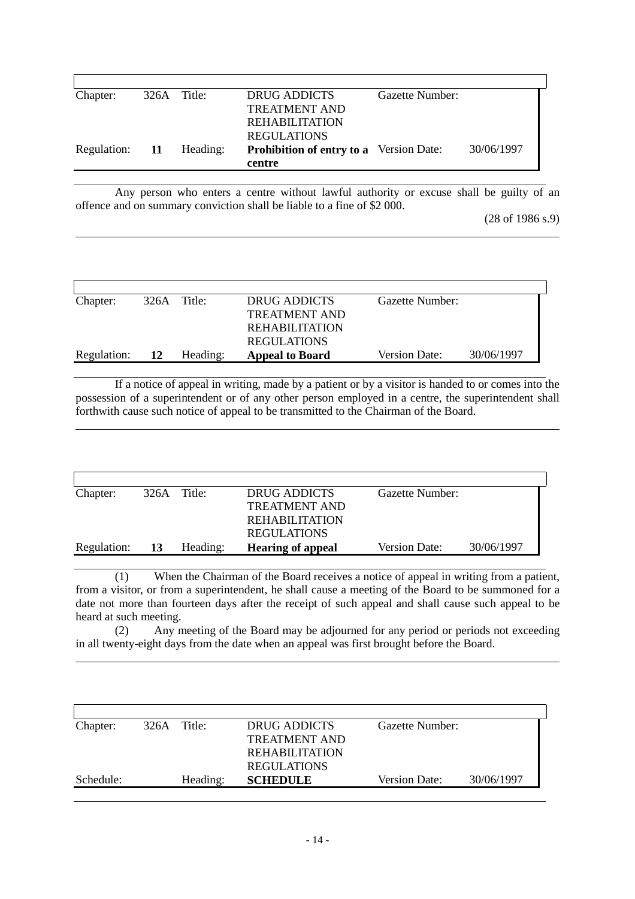| Chapter: | 326A | Title: | DRUG ADDICTS TREATMENT AND REHABILITATION REGULATIONS | Gazette Number: | |
|---|---|---|---|---|---|
| Regulation: | **11** | Heading: | **Prohibition of entry to a centre** | Version Date: | 30/06/1997 |

Any person who enters a centre without lawful authority or excuse shall be guilty of an offence and on summary conviction shall be liable to a fine of $2 000.

(28 of 1986 s.9)

| Chapter: | 326A | Title: | DRUG ADDICTS TREATMENT AND REHABILITATION REGULATIONS | Gazette Number: | |
|---|---|---|---|---|---|
| Regulation: | **12** | Heading: | **Appeal to Board** | Version Date: | 30/06/1997 |

If a notice of appeal in writing, made by a patient or by a visitor is handed to or comes into the possession of a superintendent or of any other person employed in a centre, the superintendent shall forthwith cause such notice of appeal to be transmitted to the Chairman of the Board.

| Chapter: | 326A | Title: | DRUG ADDICTS TREATMENT AND REHABILITATION REGULATIONS | Gazette Number: | |
|---|---|---|---|---|---|
| Regulation: | **13** | Heading: | **Hearing of appeal** | Version Date: | 30/06/1997 |

(1) When the Chairman of the Board receives a notice of appeal in writing from a patient, from a visitor, or from a superintendent, he shall cause a meeting of the Board to be summoned for a date not more than fourteen days after the receipt of such appeal and shall cause such appeal to be heard at such meeting.

(2) Any meeting of the Board may be adjourned for any period or periods not exceeding in all twenty-eight days from the date when an appeal was first brought before the Board.

| Chapter: | 326A | Title: | DRUG ADDICTS TREATMENT AND REHABILITATION REGULATIONS | Gazette Number: | |
|---|---|---|---|---|---|
| Schedule: | | Heading: | **SCHEDULE** | Version Date: | 30/06/1997 |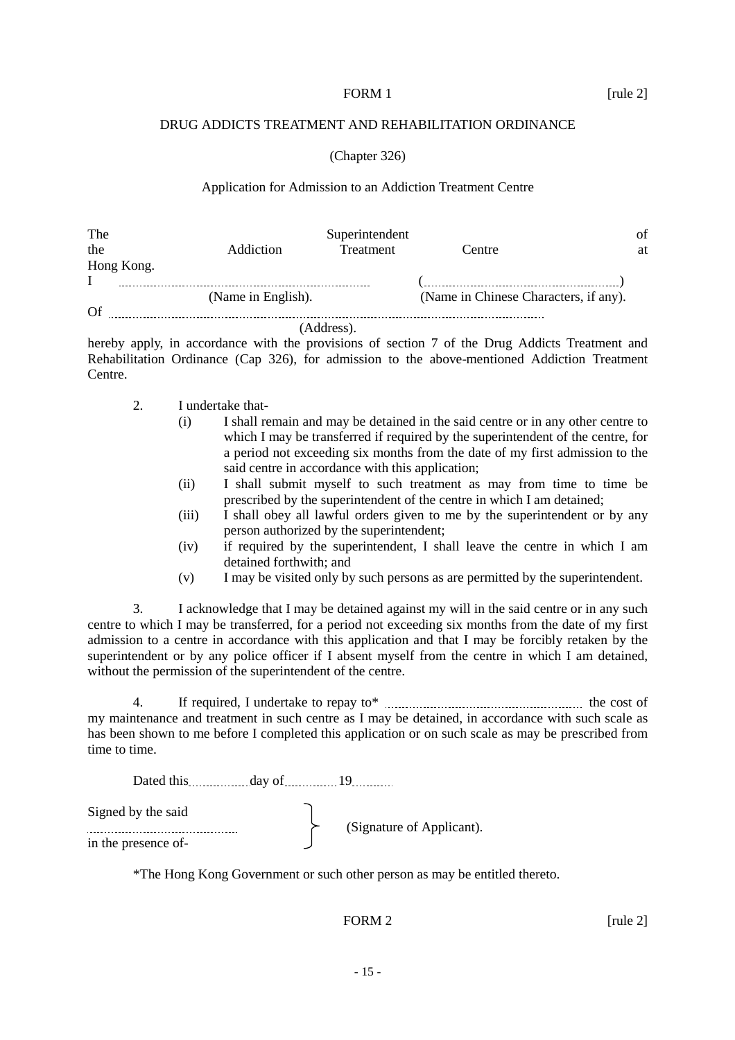FORM 1 [rule 2]

DRUG ADDICTS TREATMENT AND REHABILITATION ORDINANCE

(Chapter 326)

Application for Admission to an Addiction Treatment Centre

The Superintendent of the Addiction Treatment Centre at Hong Kong.

I ............................................................ (............................................)
(Name in English). (Name in Chinese Characters, if any).

Of ......................................................................................................................
(Address).

hereby apply, in accordance with the provisions of section 7 of the Drug Addicts Treatment and Rehabilitation Ordinance (Cap 326), for admission to the above-mentioned Addiction Treatment Centre.

2. I undertake that-

(i) I shall remain and may be detained in the said centre or in any other centre to which I may be transferred if required by the superintendent of the centre, for a period not exceeding six months from the date of my first admission to the said centre in accordance with this application;

(ii) I shall submit myself to such treatment as may from time to time be prescribed by the superintendent of the centre in which I am detained;

(iii) I shall obey all lawful orders given to me by the superintendent or by any person authorized by the superintendent;

(iv) if required by the superintendent, I shall leave the centre in which I am detained forthwith; and

(v) I may be visited only by such persons as are permitted by the superintendent.

3. I acknowledge that I may be detained against my will in the said centre or in any such centre to which I may be transferred, for a period not exceeding six months from the date of my first admission to a centre in accordance with this application and that I may be forcibly retaken by the superintendent or by any police officer if I absent myself from the centre in which I am detained, without the permission of the superintendent of the centre.

4. If required, I undertake to repay to* ............................................ the cost of my maintenance and treatment in such centre as I may be detained, in accordance with such scale as has been shown to me before I completed this application or on such scale as may be prescribed from time to time.

Dated this ............ day of ............ 19 ........

Signed by the said
..........................................
in the presence of-

} (Signature of Applicant).

*The Hong Kong Government or such other person as may be entitled thereto.

FORM 2 [rule 2]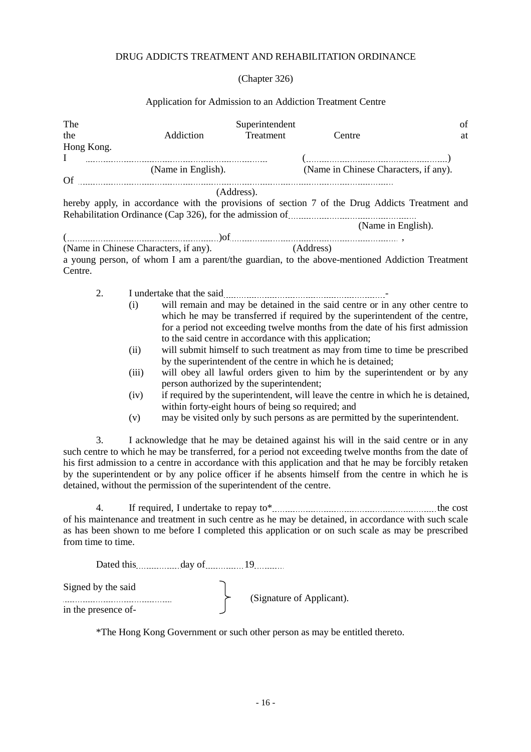DRUG ADDICTS TREATMENT AND REHABILITATION ORDINANCE

(Chapter 326)

Application for Admission to an Addiction Treatment Centre

The Superintendent of the Addiction Treatment Centre at Hong Kong.

I ........................................................ (........................................................)
(Name in English). (Name in Chinese Characters, if any).

Of ....................................................................................................................
(Address).

hereby apply, in accordance with the provisions of section 7 of the Drug Addicts Treatment and Rehabilitation Ordinance (Cap 326), for the admission of ..................................................
(Name in English).

(........................................................)of ........................................................ ,
(Name in Chinese Characters, if any). (Address)

a young person, of whom I am a parent/the guardian, to the above-mentioned Addiction Treatment Centre.

2. I undertake that the said ........................................................-

(i) will remain and may be detained in the said centre or in any other centre to which he may be transferred if required by the superintendent of the centre, for a period not exceeding twelve months from the date of his first admission to the said centre in accordance with this application;

(ii) will submit himself to such treatment as may from time to time be prescribed by the superintendent of the centre in which he is detained;

(iii) will obey all lawful orders given to him by the superintendent or by any person authorized by the superintendent;

(iv) if required by the superintendent, will leave the centre in which he is detained, within forty-eight hours of being so required; and

(v) may be visited only by such persons as are permitted by the superintendent.

3. I acknowledge that he may be detained against his will in the said centre or in any such centre to which he may be transferred, for a period not exceeding twelve months from the date of his first admission to a centre in accordance with this application and that he may be forcibly retaken by the superintendent or by any police officer if he absents himself from the centre in which he is detained, without the permission of the superintendent of the centre.

4. If required, I undertake to repay to* ........................................................ the cost of his maintenance and treatment in such centre as he may be detained, in accordance with such scale as has been shown to me before I completed this application or on such scale as may be prescribed from time to time.

Dated this ............... day of ............... 19...........

Signed by the said
........................................ } (Signature of Applicant).
in the presence of-

*The Hong Kong Government or such other person as may be entitled thereto.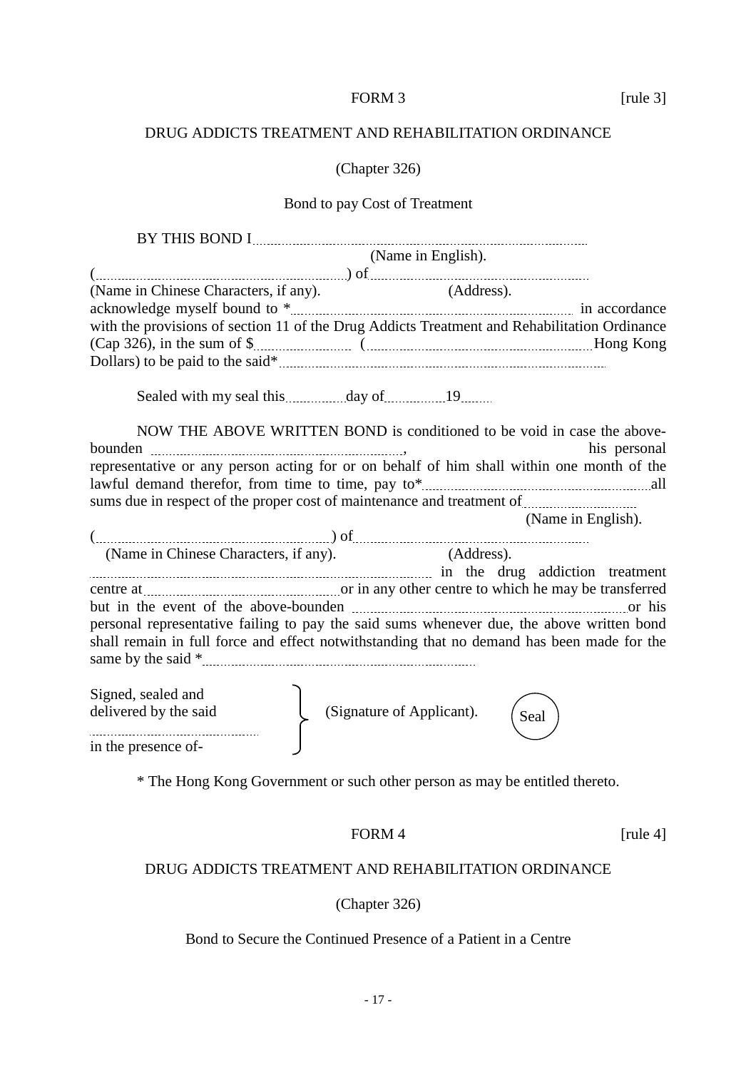FORM 3 [rule 3]

DRUG ADDICTS TREATMENT AND REHABILITATION ORDINANCE

(Chapter 326)

Bond to pay Cost of Treatment

BY THIS BOND I ..........................................................................................
(Name in English).
(..........................................................) of ....................................................
(Name in Chinese Characters, if any). (Address).
acknowledge myself bound to * ................................................................ in accordance with the provisions of section 11 of the Drug Addicts Treatment and Rehabilitation Ordinance (Cap 326), in the sum of $.................... (.........................................................Hong Kong Dollars) to be paid to the said* ..................................................................................

Sealed with my seal this..............day of..............19.......

NOW THE ABOVE WRITTEN BOND is conditioned to be void in case the above-bounden ..........................................................., his personal representative or any person acting for or on behalf of him shall within one month of the lawful demand therefor, from time to time, pay to*.........................................................all sums due in respect of the proper cost of maintenance and treatment of ...........................
(Name in English).
(..........................................................) of ....................................................
(Name in Chinese Characters, if any). (Address).
.................................................................................... in the drug addiction treatment centre at ................................................or in any other centre to which he may be transferred but in the event of the above-bounden ...................................................................or his personal representative failing to pay the said sums whenever due, the above written bond shall remain in full force and effect notwithstanding that no demand has been made for the same by the said *.....................................................................

Signed, sealed and delivered by the said
...............................................
in the presence of- } (Signature of Applicant). (Seal)

\* The Hong Kong Government or such other person as may be entitled thereto.

FORM 4 [rule 4]

DRUG ADDICTS TREATMENT AND REHABILITATION ORDINANCE

(Chapter 326)

Bond to Secure the Continued Presence of a Patient in a Centre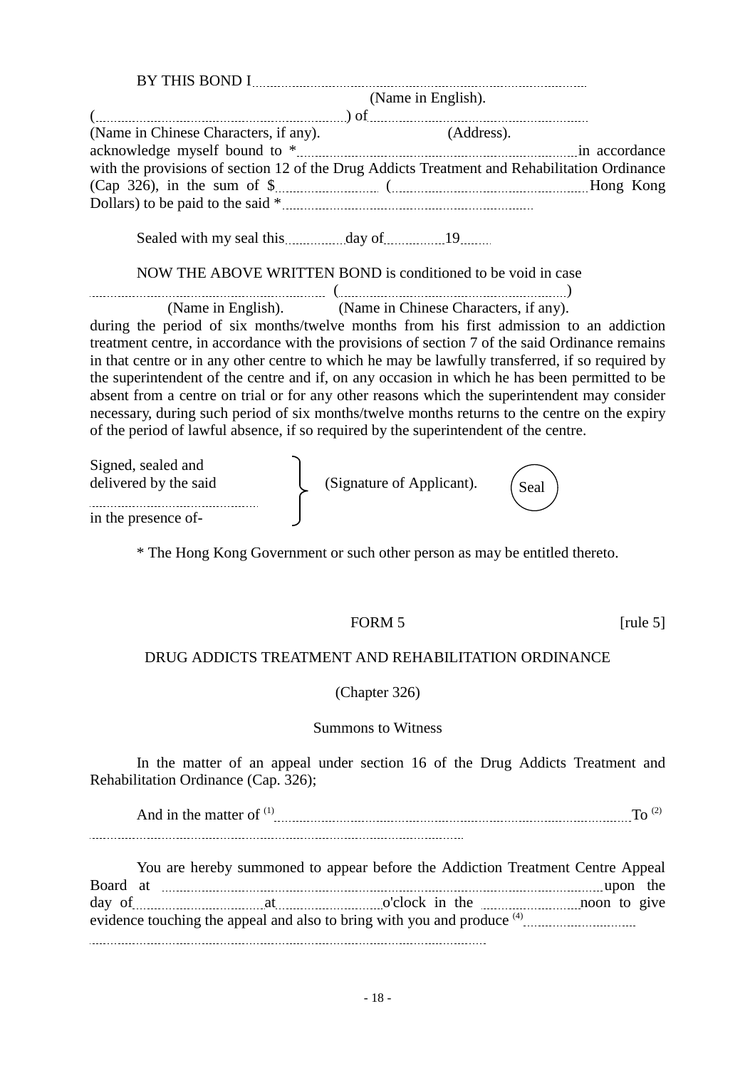BY THIS BOND I ..........................................................................................

(Name in English).

(........................................................) of ........................................................

(Name in Chinese Characters, if any). (Address).

acknowledge myself bound to * ........................................................................ in accordance with the provisions of section 12 of the Drug Addicts Treatment and Rehabilitation Ordinance (Cap 326), in the sum of $ ........................ (................................................ Hong Kong Dollars) to be paid to the said * ................................................................

Sealed with my seal this ............ day of ............ 19 .......

NOW THE ABOVE WRITTEN BOND is conditioned to be void in case

.............................................................. (........................................................)

(Name in English). (Name in Chinese Characters, if any).

during the period of six months/twelve months from his first admission to an addiction treatment centre, in accordance with the provisions of section 7 of the said Ordinance remains in that centre or in any other centre to which he may be lawfully transferred, if so required by the superintendent of the centre and if, on any occasion in which he has been permitted to be absent from a centre on trial or for any other reasons which the superintendent may consider necessary, during such period of six months/twelve months returns to the centre on the expiry of the period of lawful absence, if so required by the superintendent of the centre.

Signed, sealed and
delivered by the said
..................................................
in the presence of-

(Signature of Applicant). Seal

\* The Hong Kong Government or such other person as may be entitled thereto.

FORM 5 [rule 5]

DRUG ADDICTS TREATMENT AND REHABILITATION ORDINANCE

(Chapter 326)

Summons to Witness

In the matter of an appeal under section 16 of the Drug Addicts Treatment and Rehabilitation Ordinance (Cap. 326);

And in the matter of (1) ........................................................................................ To (2)

........................................................................................................

You are hereby summoned to appear before the Addiction Treatment Centre Appeal Board at .................................................................................................... upon the day of .......................... at ........................ o'clock in the ...................... noon to give evidence touching the appeal and also to bring with you and produce (4) ............................

..........................................................................................................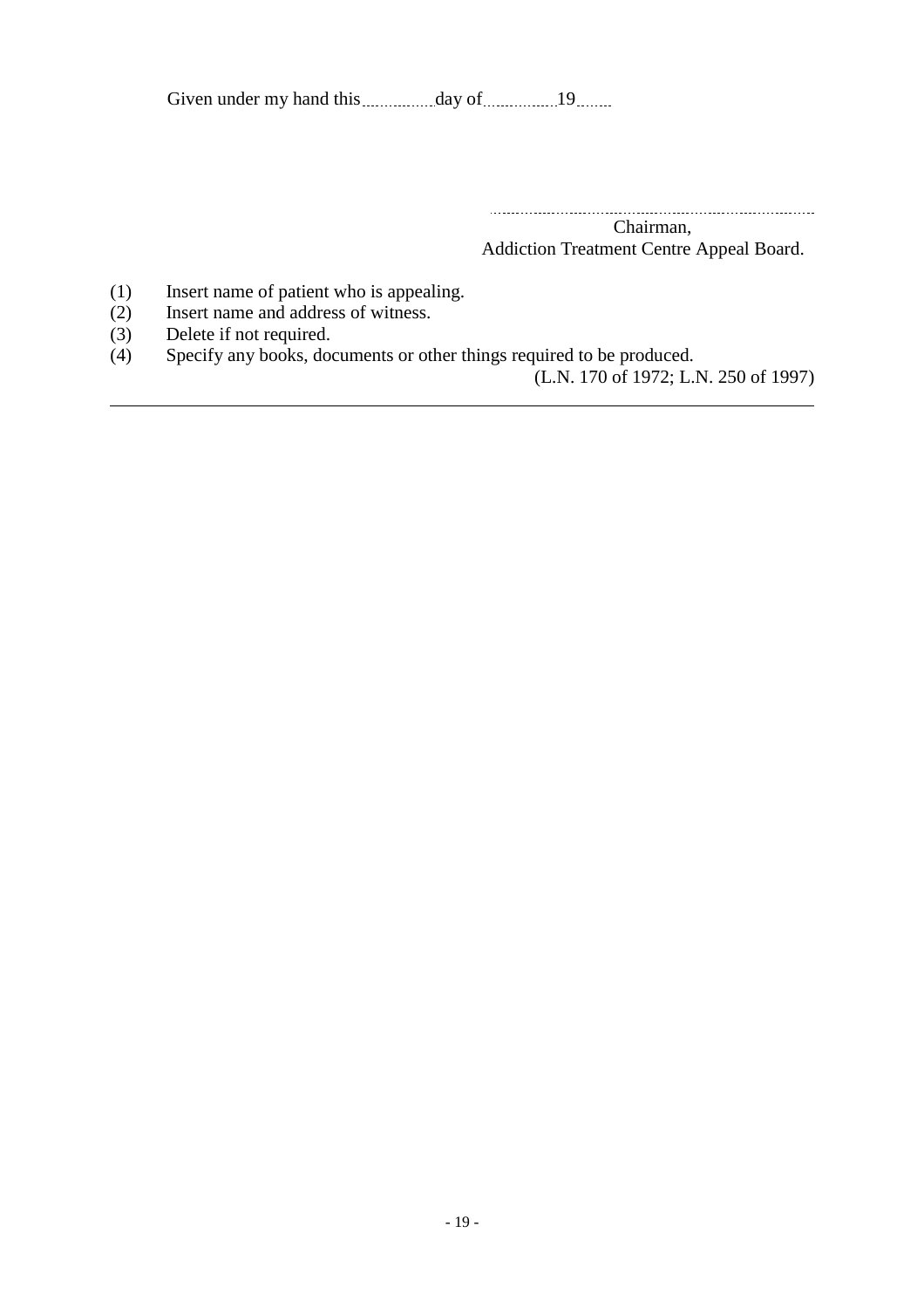Given under my hand this ............... day of ............... 19........

.....................................................................

Chairman,
Addiction Treatment Centre Appeal Board.

(1) Insert name of patient who is appealing.
(2) Insert name and address of witness.
(3) Delete if not required.
(4) Specify any books, documents or other things required to be produced.

(L.N. 170 of 1972; L.N. 250 of 1997)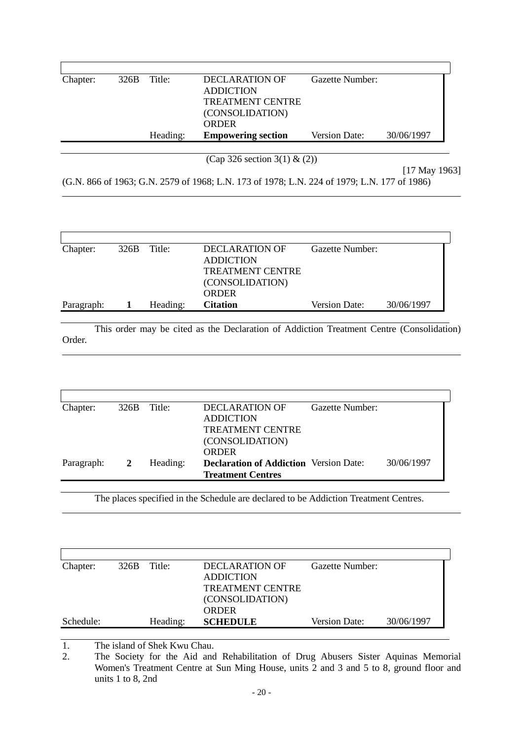| Chapter: | 326B | Title: | DECLARATION OF ADDICTION TREATMENT CENTRE (CONSOLIDATION) ORDER | Gazette Number: | |
|---|---|---|---|---|---|
| | | Heading: | **Empowering section** | Version Date: | 30/06/1997 |

(Cap 326 section 3(1) & (2))

[17 May 1963]

(G.N. 866 of 1963; G.N. 2579 of 1968; L.N. 173 of 1978; L.N. 224 of 1979; L.N. 177 of 1986)

| Chapter: | 326B | Title: | DECLARATION OF ADDICTION TREATMENT CENTRE (CONSOLIDATION) ORDER | Gazette Number: | |
|---|---|---|---|---|---|
| Paragraph: | **1** | Heading: | **Citation** | Version Date: | 30/06/1997 |

This order may be cited as the Declaration of Addiction Treatment Centre (Consolidation) Order.

| Chapter: | 326B | Title: | DECLARATION OF ADDICTION TREATMENT CENTRE (CONSOLIDATION) ORDER | Gazette Number: | |
|---|---|---|---|---|---|
| Paragraph: | **2** | Heading: | **Declaration of Addiction Treatment Centres** | Version Date: | 30/06/1997 |

The places specified in the Schedule are declared to be Addiction Treatment Centres.

| Chapter: | 326B | Title: | DECLARATION OF ADDICTION TREATMENT CENTRE (CONSOLIDATION) ORDER | Gazette Number: | |
|---|---|---|---|---|---|
| Schedule: | | Heading: | **SCHEDULE** | Version Date: | 30/06/1997 |

1. The island of Shek Kwu Chau.
2. The Society for the Aid and Rehabilitation of Drug Abusers Sister Aquinas Memorial Women's Treatment Centre at Sun Ming House, units 2 and 3 and 5 to 8, ground floor and units 1 to 8, 2nd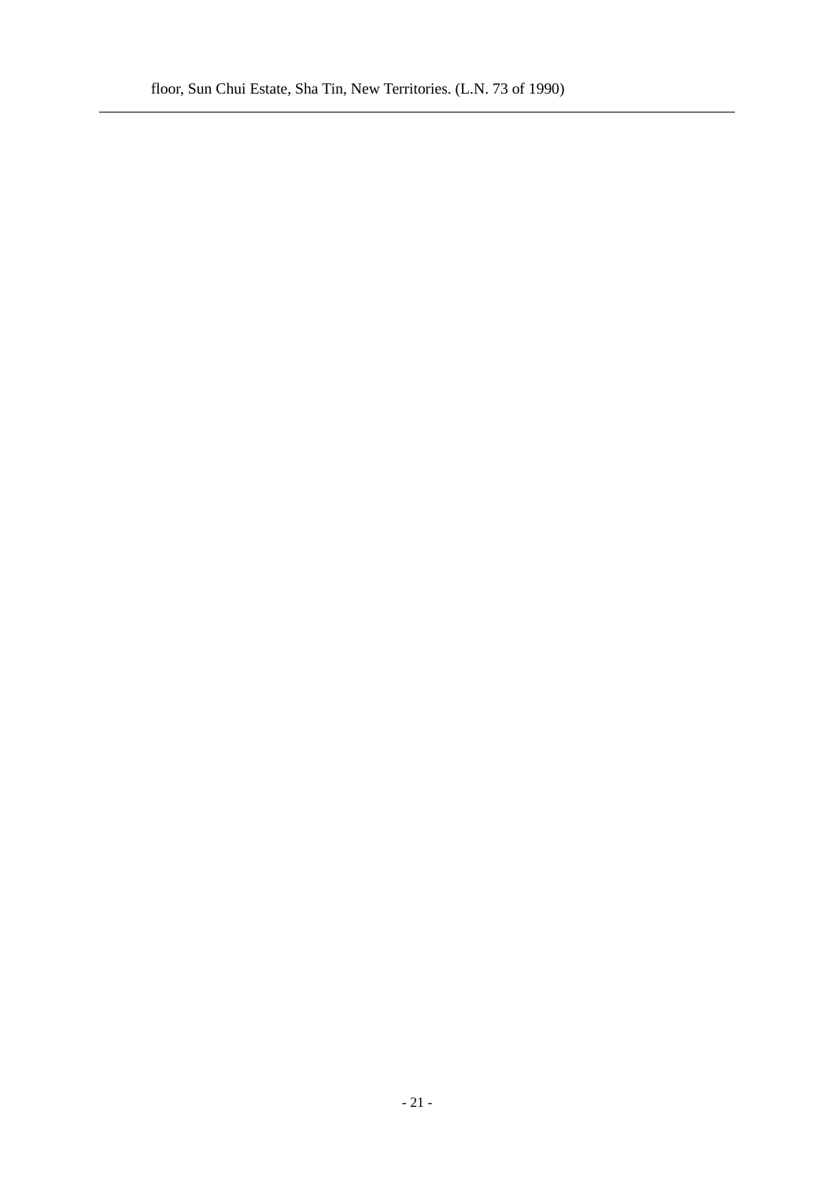floor, Sun Chui Estate, Sha Tin, New Territories. (L.N. 73 of 1990)